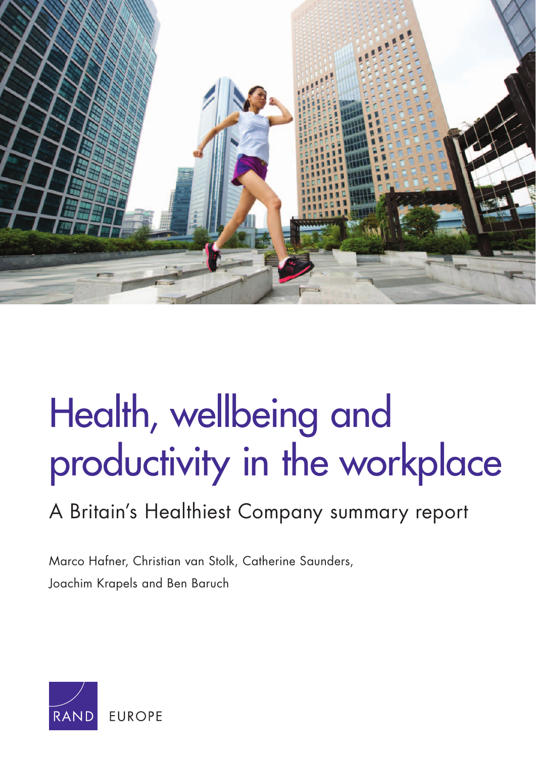# Health, wellbeing and productivity in the workplace

## A Britain's Healthiest Company summary report

Marco Hafner, Christian van Stolk, Catherine Saunders, Joachim Krapels and Ben Baruch

RAND EUROPE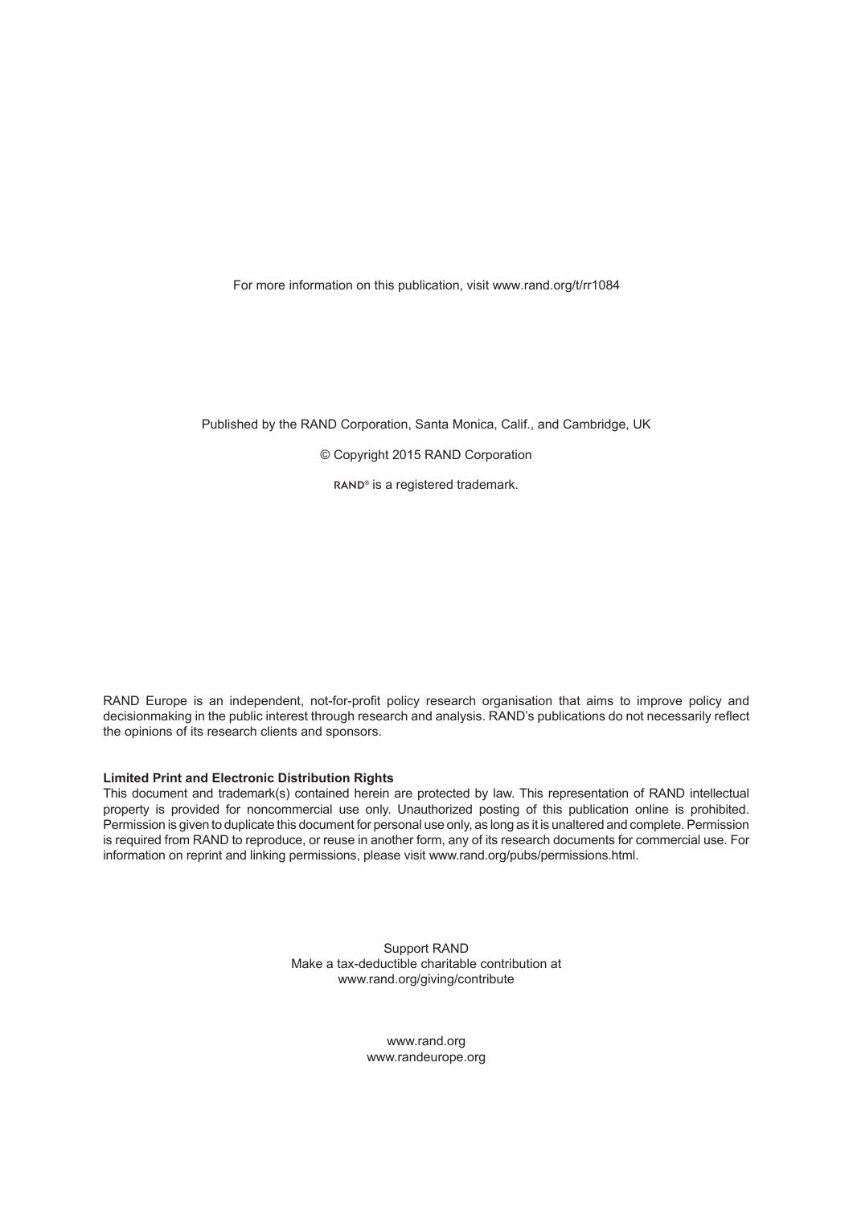For more information on this publication, visit www.rand.org/t/rr1084

Published by the RAND Corporation, Santa Monica, Calif., and Cambridge, UK

© Copyright 2015 RAND Corporation

RAND® is a registered trademark.

RAND Europe is an independent, not-for-profit policy research organisation that aims to improve policy and decisionmaking in the public interest through research and analysis. RAND's publications do not necessarily reflect the opinions of its research clients and sponsors.

**Limited Print and Electronic Distribution Rights**

This document and trademark(s) contained herein are protected by law. This representation of RAND intellectual property is provided for noncommercial use only. Unauthorized posting of this publication online is prohibited. Permission is given to duplicate this document for personal use only, as long as it is unaltered and complete. Permission is required from RAND to reproduce, or reuse in another form, any of its research documents for commercial use. For information on reprint and linking permissions, please visit www.rand.org/pubs/permissions.html.

Support RAND
Make a tax-deductible charitable contribution at
www.rand.org/giving/contribute

www.rand.org
www.randeurope.org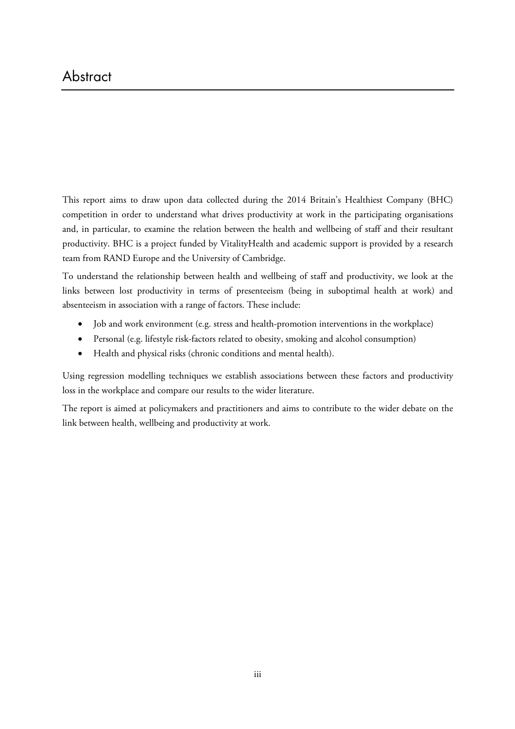# Abstract

This report aims to draw upon data collected during the 2014 Britain's Healthiest Company (BHC) competition in order to understand what drives productivity at work in the participating organisations and, in particular, to examine the relation between the health and wellbeing of staff and their resultant productivity. BHC is a project funded by VitalityHealth and academic support is provided by a research team from RAND Europe and the University of Cambridge.

To understand the relationship between health and wellbeing of staff and productivity, we look at the links between lost productivity in terms of presenteeism (being in suboptimal health at work) and absenteeism in association with a range of factors. These include:

- Job and work environment (e.g. stress and health-promotion interventions in the workplace)
- Personal (e.g. lifestyle risk-factors related to obesity, smoking and alcohol consumption)
- Health and physical risks (chronic conditions and mental health).

Using regression modelling techniques we establish associations between these factors and productivity loss in the workplace and compare our results to the wider literature.

The report is aimed at policymakers and practitioners and aims to contribute to the wider debate on the link between health, wellbeing and productivity at work.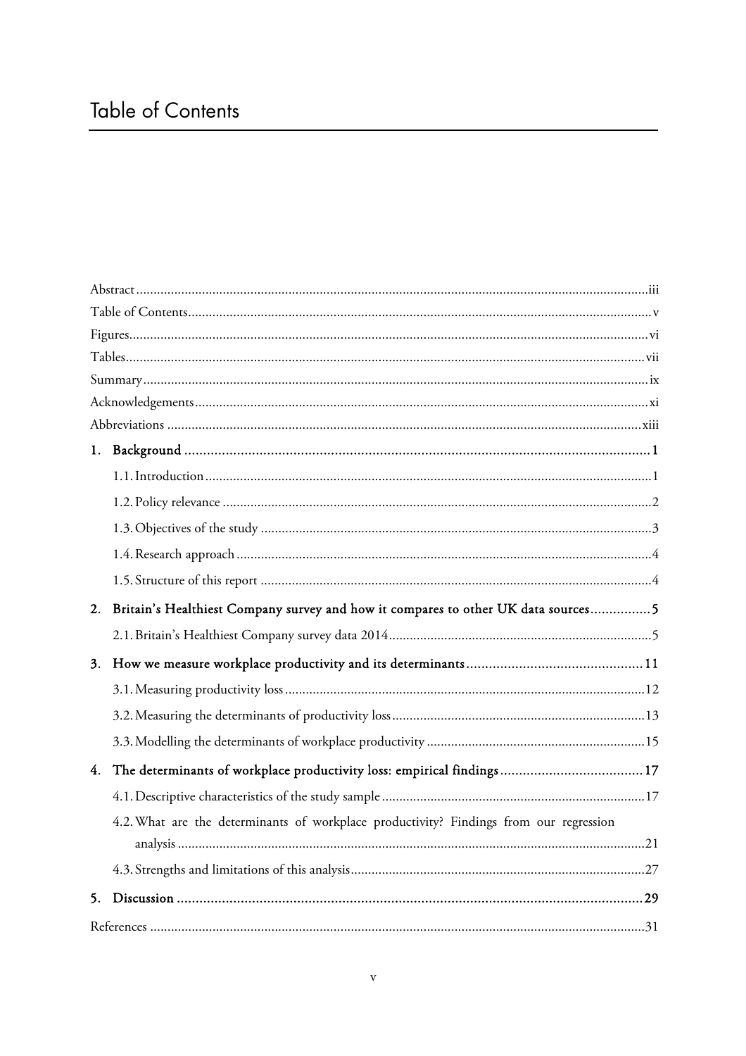# Table of Contents

Abstract ....... iii
Table of Contents ....... v
Figures ....... vi
Tables ....... vii
Summary ....... ix
Acknowledgements ....... xi
Abbreviations ....... xiii

**1. Background ....... 1**

- 1.1. Introduction ....... 1
- 1.2. Policy relevance ....... 2
- 1.3. Objectives of the study ....... 3
- 1.4. Research approach ....... 4
- 1.5. Structure of this report ....... 4

**2. Britain's Healthiest Company survey and how it compares to other UK data sources ....... 5**

- 2.1. Britain's Healthiest Company survey data 2014 ....... 5

**3. How we measure workplace productivity and its determinants ....... 11**

- 3.1. Measuring productivity loss ....... 12
- 3.2. Measuring the determinants of productivity loss ....... 13
- 3.3. Modelling the determinants of workplace productivity ....... 15

**4. The determinants of workplace productivity loss: empirical findings ....... 17**

- 4.1. Descriptive characteristics of the study sample ....... 17
- 4.2. What are the determinants of workplace productivity? Findings from our regression analysis ....... 21
- 4.3. Strengths and limitations of this analysis ....... 27

**5. Discussion ....... 29**

References ....... 31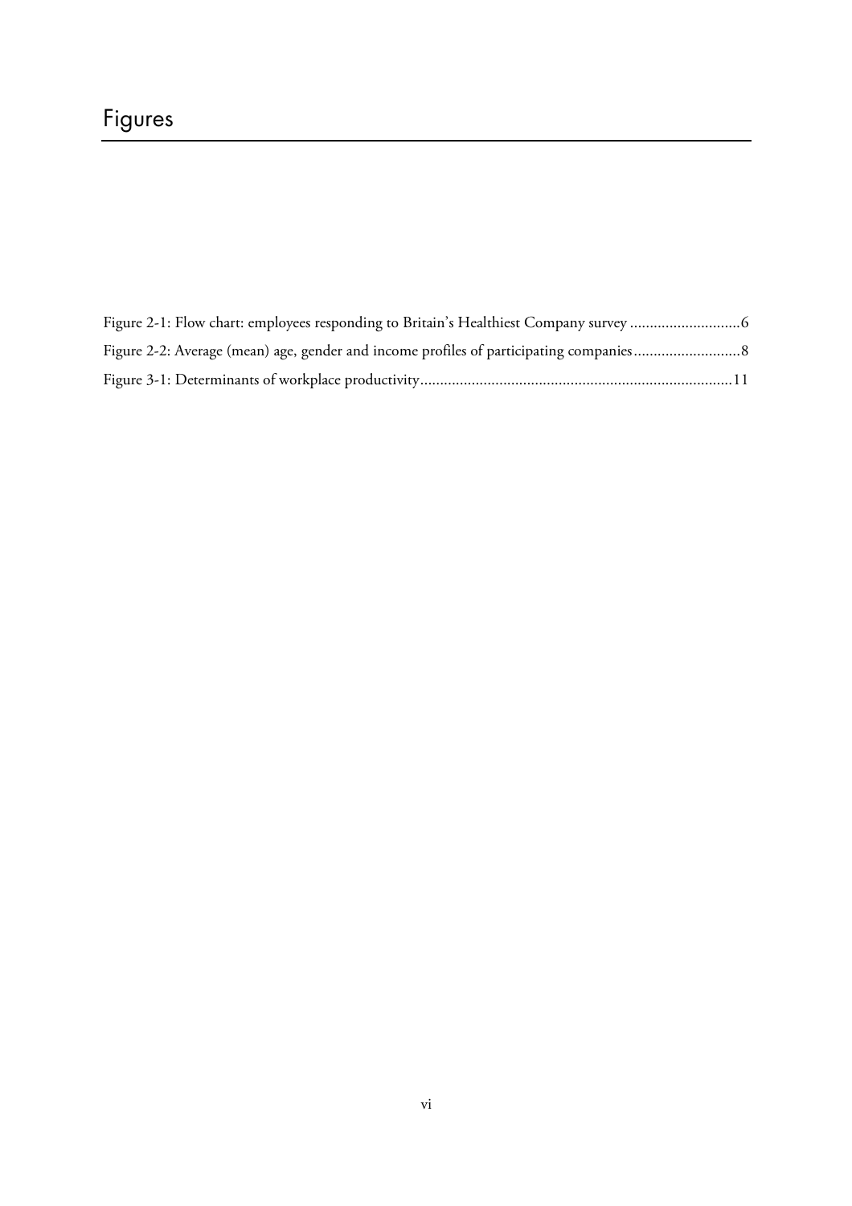# Figures

Figure 2-1: Flow chart: employees responding to Britain's Healthiest Company survey ............................6

Figure 2-2: Average (mean) age, gender and income profiles of participating companies...........................8

Figure 3-1: Determinants of workplace productivity..............................................................................11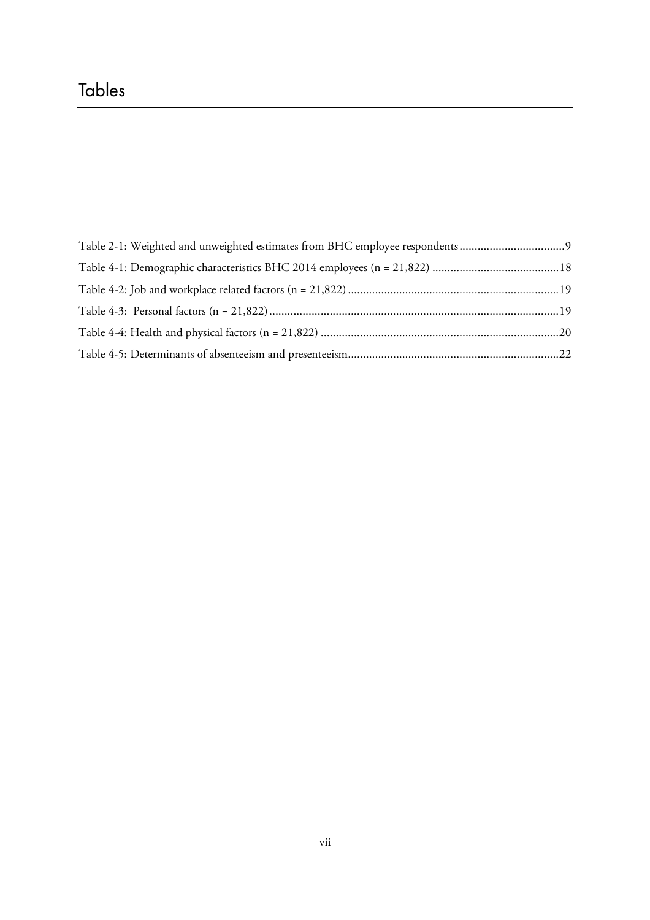# Tables

Table 2-1: Weighted and unweighted estimates from BHC employee respondents ....................................9

Table 4-1: Demographic characteristics BHC 2014 employees (n = 21,822) ..........................................18

Table 4-2: Job and workplace related factors (n = 21,822) .....................................................................19

Table 4-3: Personal factors (n = 21,822) ...............................................................................................19

Table 4-4: Health and physical factors (n = 21,822) ..............................................................................20

Table 4-5: Determinants of absenteeism and presenteeism.....................................................................22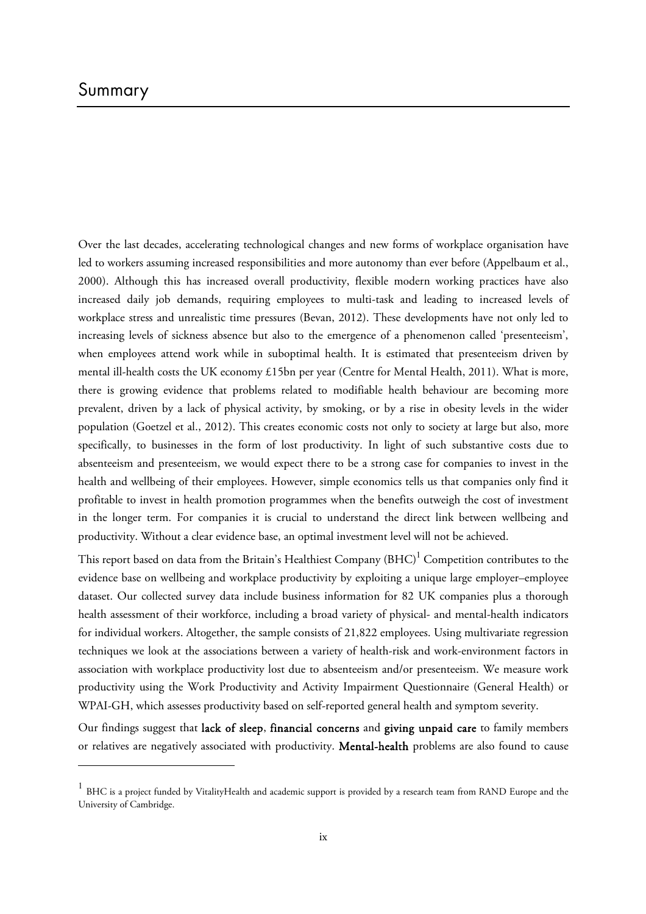# Summary

Over the last decades, accelerating technological changes and new forms of workplace organisation have led to workers assuming increased responsibilities and more autonomy than ever before (Appelbaum et al., 2000). Although this has increased overall productivity, flexible modern working practices have also increased daily job demands, requiring employees to multi-task and leading to increased levels of workplace stress and unrealistic time pressures (Bevan, 2012). These developments have not only led to increasing levels of sickness absence but also to the emergence of a phenomenon called 'presenteeism', when employees attend work while in suboptimal health. It is estimated that presenteeism driven by mental ill-health costs the UK economy £15bn per year (Centre for Mental Health, 2011). What is more, there is growing evidence that problems related to modifiable health behaviour are becoming more prevalent, driven by a lack of physical activity, by smoking, or by a rise in obesity levels in the wider population (Goetzel et al., 2012). This creates economic costs not only to society at large but also, more specifically, to businesses in the form of lost productivity. In light of such substantive costs due to absenteeism and presenteeism, we would expect there to be a strong case for companies to invest in the health and wellbeing of their employees. However, simple economics tells us that companies only find it profitable to invest in health promotion programmes when the benefits outweigh the cost of investment in the longer term. For companies it is crucial to understand the direct link between wellbeing and productivity. Without a clear evidence base, an optimal investment level will not be achieved.

This report based on data from the Britain's Healthiest Company (BHC)[1] Competition contributes to the evidence base on wellbeing and workplace productivity by exploiting a unique large employer–employee dataset. Our collected survey data include business information for 82 UK companies plus a thorough health assessment of their workforce, including a broad variety of physical- and mental-health indicators for individual workers. Altogether, the sample consists of 21,822 employees. Using multivariate regression techniques we look at the associations between a variety of health-risk and work-environment factors in association with workplace productivity lost due to absenteeism and/or presenteeism. We measure work productivity using the Work Productivity and Activity Impairment Questionnaire (General Health) or WPAI-GH, which assesses productivity based on self-reported general health and symptom severity.

Our findings suggest that **lack of sleep**, **financial concerns** and **giving unpaid care** to family members or relatives are negatively associated with productivity. **Mental-health** problems are also found to cause

[1] BHC is a project funded by VitalityHealth and academic support is provided by a research team from RAND Europe and the University of Cambridge.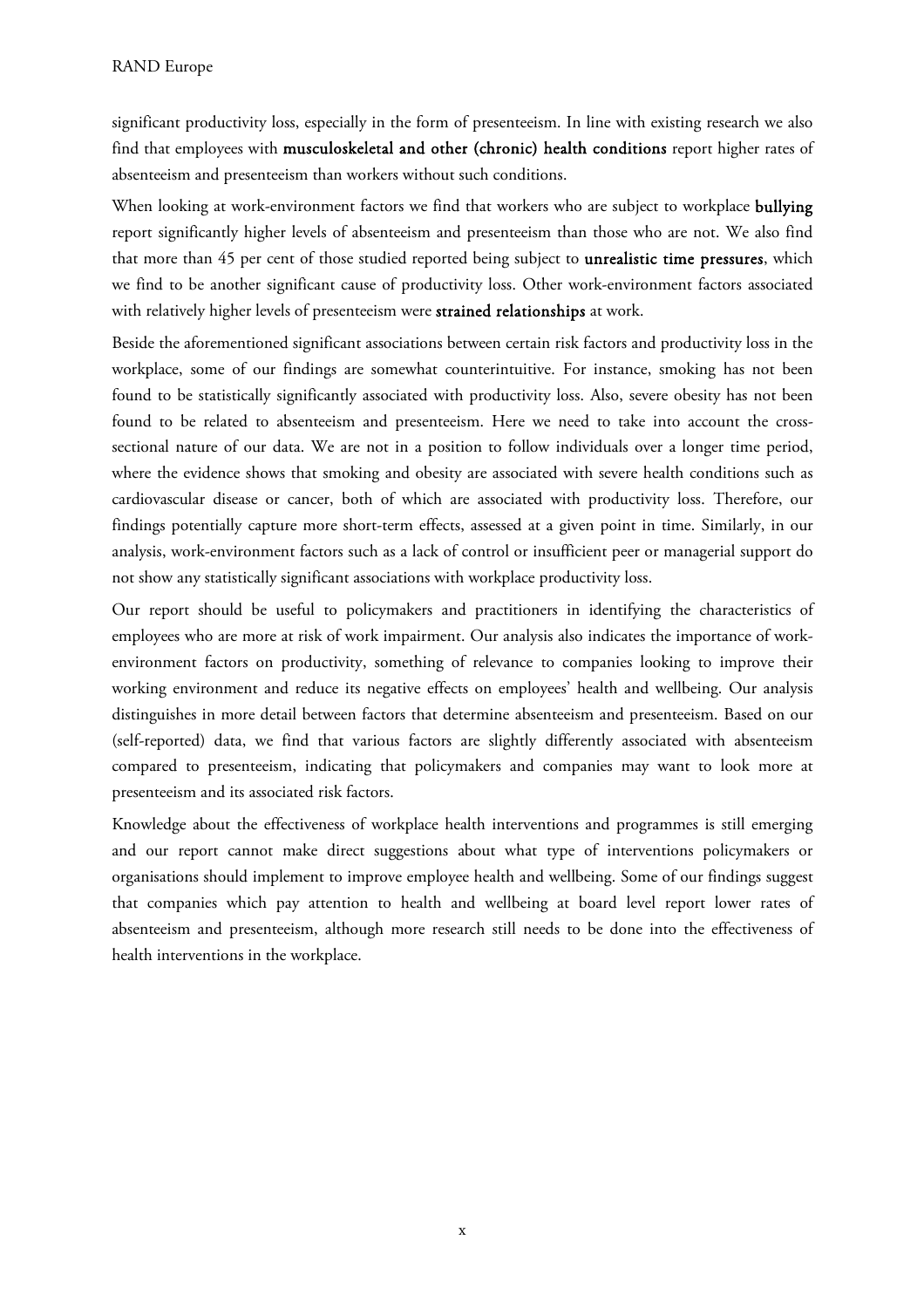significant productivity loss, especially in the form of presenteeism. In line with existing research we also find that employees with **musculoskeletal and other (chronic) health conditions** report higher rates of absenteeism and presenteeism than workers without such conditions.

When looking at work-environment factors we find that workers who are subject to workplace **bullying** report significantly higher levels of absenteeism and presenteeism than those who are not. We also find that more than 45 per cent of those studied reported being subject to **unrealistic time pressures**, which we find to be another significant cause of productivity loss. Other work-environment factors associated with relatively higher levels of presenteeism were **strained relationships** at work.

Beside the aforementioned significant associations between certain risk factors and productivity loss in the workplace, some of our findings are somewhat counterintuitive. For instance, smoking has not been found to be statistically significantly associated with productivity loss. Also, severe obesity has not been found to be related to absenteeism and presenteeism. Here we need to take into account the cross-sectional nature of our data. We are not in a position to follow individuals over a longer time period, where the evidence shows that smoking and obesity are associated with severe health conditions such as cardiovascular disease or cancer, both of which are associated with productivity loss. Therefore, our findings potentially capture more short-term effects, assessed at a given point in time. Similarly, in our analysis, work-environment factors such as a lack of control or insufficient peer or managerial support do not show any statistically significant associations with workplace productivity loss.

Our report should be useful to policymakers and practitioners in identifying the characteristics of employees who are more at risk of work impairment. Our analysis also indicates the importance of work-environment factors on productivity, something of relevance to companies looking to improve their working environment and reduce its negative effects on employees' health and wellbeing. Our analysis distinguishes in more detail between factors that determine absenteeism and presenteeism. Based on our (self-reported) data, we find that various factors are slightly differently associated with absenteeism compared to presenteeism, indicating that policymakers and companies may want to look more at presenteeism and its associated risk factors.

Knowledge about the effectiveness of workplace health interventions and programmes is still emerging and our report cannot make direct suggestions about what type of interventions policymakers or organisations should implement to improve employee health and wellbeing. Some of our findings suggest that companies which pay attention to health and wellbeing at board level report lower rates of absenteeism and presenteeism, although more research still needs to be done into the effectiveness of health interventions in the workplace.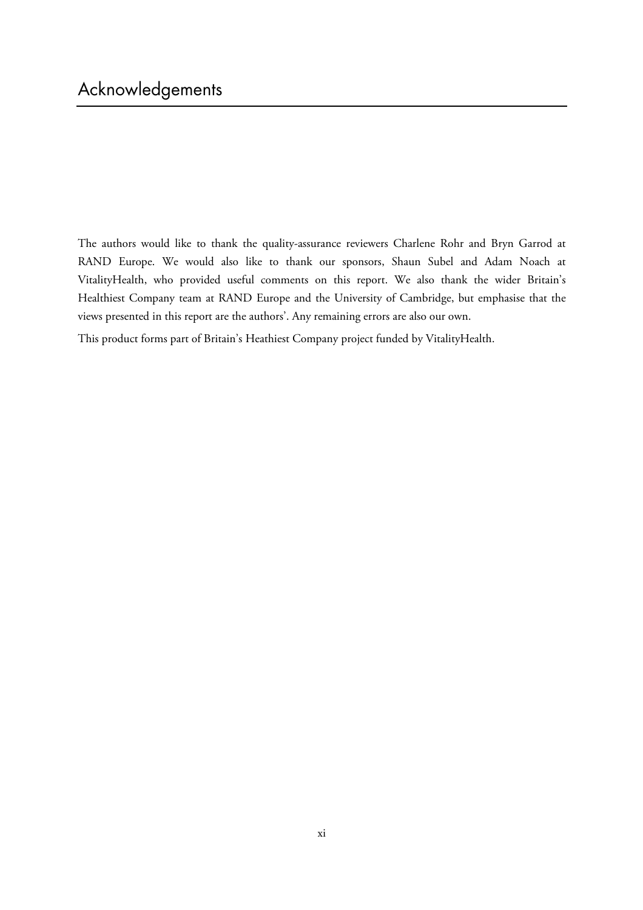# Acknowledgements

The authors would like to thank the quality-assurance reviewers Charlene Rohr and Bryn Garrod at RAND Europe. We would also like to thank our sponsors, Shaun Subel and Adam Noach at VitalityHealth, who provided useful comments on this report. We also thank the wider Britain's Healthiest Company team at RAND Europe and the University of Cambridge, but emphasise that the views presented in this report are the authors'. Any remaining errors are also our own.

This product forms part of Britain's Heathiest Company project funded by VitalityHealth.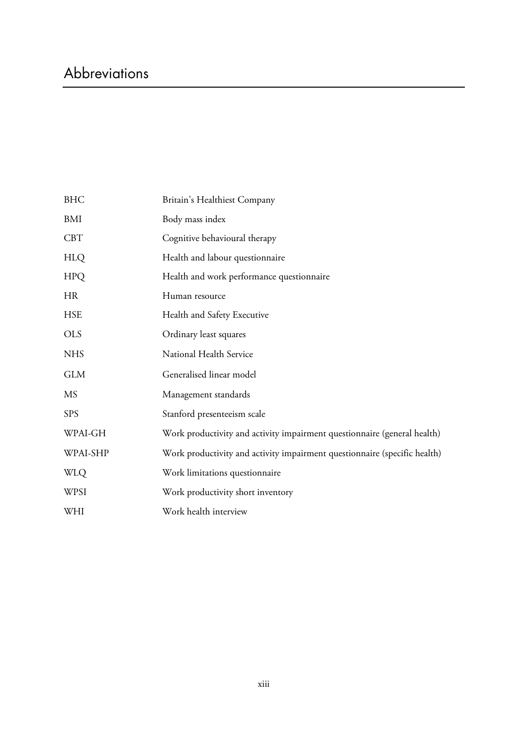# Abbreviations

| | |
|---|---|
| BHC | Britain's Healthiest Company |
| BMI | Body mass index |
| CBT | Cognitive behavioural therapy |
| HLQ | Health and labour questionnaire |
| HPQ | Health and work performance questionnaire |
| HR | Human resource |
| HSE | Health and Safety Executive |
| OLS | Ordinary least squares |
| NHS | National Health Service |
| GLM | Generalised linear model |
| MS | Management standards |
| SPS | Stanford presenteeism scale |
| WPAI-GH | Work productivity and activity impairment questionnaire (general health) |
| WPAI-SHP | Work productivity and activity impairment questionnaire (specific health) |
| WLQ | Work limitations questionnaire |
| WPSI | Work productivity short inventory |
| WHI | Work health interview |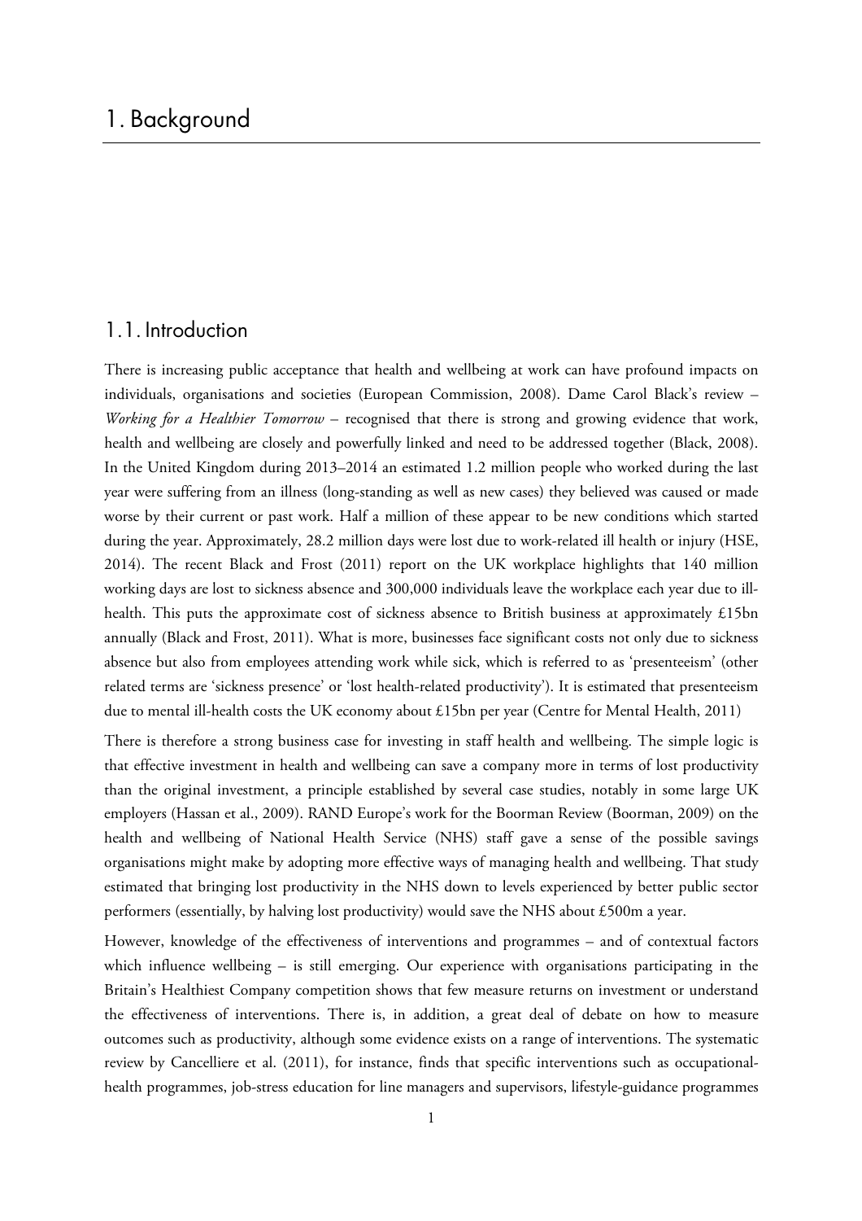# 1. Background

## 1.1. Introduction

There is increasing public acceptance that health and wellbeing at work can have profound impacts on individuals, organisations and societies (European Commission, 2008). Dame Carol Black's review – *Working for a Healthier Tomorrow* – recognised that there is strong and growing evidence that work, health and wellbeing are closely and powerfully linked and need to be addressed together (Black, 2008). In the United Kingdom during 2013–2014 an estimated 1.2 million people who worked during the last year were suffering from an illness (long-standing as well as new cases) they believed was caused or made worse by their current or past work. Half a million of these appear to be new conditions which started during the year. Approximately, 28.2 million days were lost due to work-related ill health or injury (HSE, 2014). The recent Black and Frost (2011) report on the UK workplace highlights that 140 million working days are lost to sickness absence and 300,000 individuals leave the workplace each year due to ill-health. This puts the approximate cost of sickness absence to British business at approximately £15bn annually (Black and Frost, 2011). What is more, businesses face significant costs not only due to sickness absence but also from employees attending work while sick, which is referred to as 'presenteeism' (other related terms are 'sickness presence' or 'lost health-related productivity'). It is estimated that presenteeism due to mental ill-health costs the UK economy about £15bn per year (Centre for Mental Health, 2011)

There is therefore a strong business case for investing in staff health and wellbeing. The simple logic is that effective investment in health and wellbeing can save a company more in terms of lost productivity than the original investment, a principle established by several case studies, notably in some large UK employers (Hassan et al., 2009). RAND Europe's work for the Boorman Review (Boorman, 2009) on the health and wellbeing of National Health Service (NHS) staff gave a sense of the possible savings organisations might make by adopting more effective ways of managing health and wellbeing. That study estimated that bringing lost productivity in the NHS down to levels experienced by better public sector performers (essentially, by halving lost productivity) would save the NHS about £500m a year.

However, knowledge of the effectiveness of interventions and programmes – and of contextual factors which influence wellbeing – is still emerging. Our experience with organisations participating in the Britain's Healthiest Company competition shows that few measure returns on investment or understand the effectiveness of interventions. There is, in addition, a great deal of debate on how to measure outcomes such as productivity, although some evidence exists on a range of interventions. The systematic review by Cancelliere et al. (2011), for instance, finds that specific interventions such as occupational-health programmes, job-stress education for line managers and supervisors, lifestyle-guidance programmes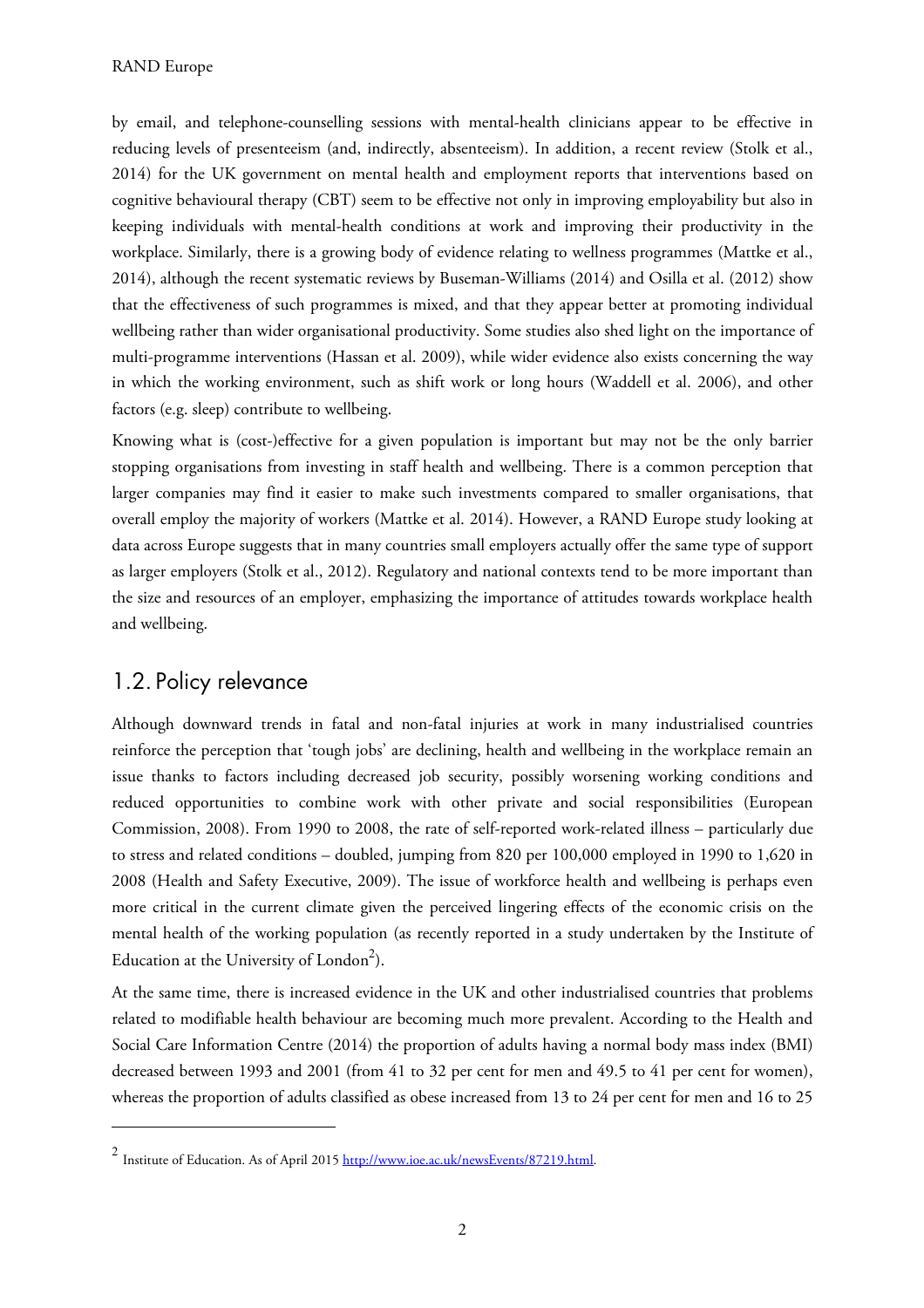by email, and telephone-counselling sessions with mental-health clinicians appear to be effective in reducing levels of presenteeism (and, indirectly, absenteeism). In addition, a recent review (Stolk et al., 2014) for the UK government on mental health and employment reports that interventions based on cognitive behavioural therapy (CBT) seem to be effective not only in improving employability but also in keeping individuals with mental-health conditions at work and improving their productivity in the workplace. Similarly, there is a growing body of evidence relating to wellness programmes (Mattke et al., 2014), although the recent systematic reviews by Buseman-Williams (2014) and Osilla et al. (2012) show that the effectiveness of such programmes is mixed, and that they appear better at promoting individual wellbeing rather than wider organisational productivity. Some studies also shed light on the importance of multi-programme interventions (Hassan et al. 2009), while wider evidence also exists concerning the way in which the working environment, such as shift work or long hours (Waddell et al. 2006), and other factors (e.g. sleep) contribute to wellbeing.

Knowing what is (cost-)effective for a given population is important but may not be the only barrier stopping organisations from investing in staff health and wellbeing. There is a common perception that larger companies may find it easier to make such investments compared to smaller organisations, that overall employ the majority of workers (Mattke et al. 2014). However, a RAND Europe study looking at data across Europe suggests that in many countries small employers actually offer the same type of support as larger employers (Stolk et al., 2012). Regulatory and national contexts tend to be more important than the size and resources of an employer, emphasizing the importance of attitudes towards workplace health and wellbeing.

## 1.2. Policy relevance

Although downward trends in fatal and non-fatal injuries at work in many industrialised countries reinforce the perception that 'tough jobs' are declining, health and wellbeing in the workplace remain an issue thanks to factors including decreased job security, possibly worsening working conditions and reduced opportunities to combine work with other private and social responsibilities (European Commission, 2008). From 1990 to 2008, the rate of self-reported work-related illness – particularly due to stress and related conditions – doubled, jumping from 820 per 100,000 employed in 1990 to 1,620 in 2008 (Health and Safety Executive, 2009). The issue of workforce health and wellbeing is perhaps even more critical in the current climate given the perceived lingering effects of the economic crisis on the mental health of the working population (as recently reported in a study undertaken by the Institute of Education at the University of London[2]).

At the same time, there is increased evidence in the UK and other industrialised countries that problems related to modifiable health behaviour are becoming much more prevalent. According to the Health and Social Care Information Centre (2014) the proportion of adults having a normal body mass index (BMI) decreased between 1993 and 2001 (from 41 to 32 per cent for men and 49.5 to 41 per cent for women), whereas the proportion of adults classified as obese increased from 13 to 24 per cent for men and 16 to 25

---

[2] Institute of Education. As of April 2015 http://www.ioe.ac.uk/newsEvents/87219.html.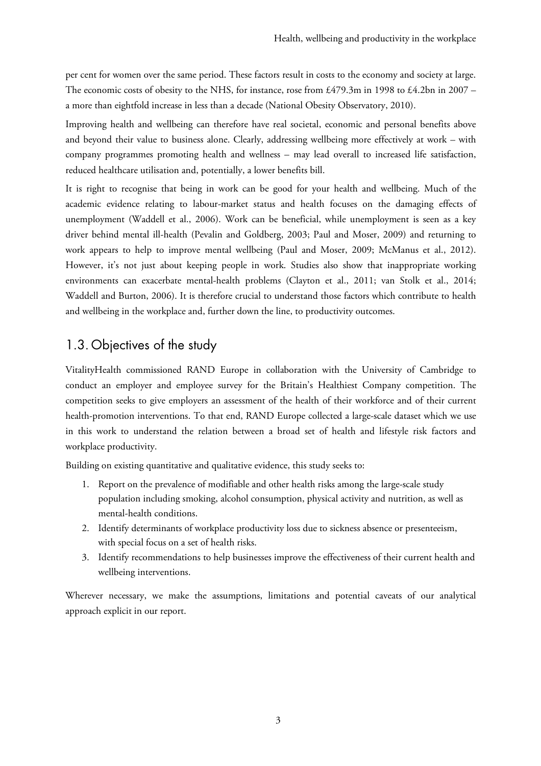per cent for women over the same period. These factors result in costs to the economy and society at large. The economic costs of obesity to the NHS, for instance, rose from £479.3m in 1998 to £4.2bn in 2007 – a more than eightfold increase in less than a decade (National Obesity Observatory, 2010).

Improving health and wellbeing can therefore have real societal, economic and personal benefits above and beyond their value to business alone. Clearly, addressing wellbeing more effectively at work – with company programmes promoting health and wellness – may lead overall to increased life satisfaction, reduced healthcare utilisation and, potentially, a lower benefits bill.

It is right to recognise that being in work can be good for your health and wellbeing. Much of the academic evidence relating to labour-market status and health focuses on the damaging effects of unemployment (Waddell et al., 2006). Work can be beneficial, while unemployment is seen as a key driver behind mental ill-health (Pevalin and Goldberg, 2003; Paul and Moser, 2009) and returning to work appears to help to improve mental wellbeing (Paul and Moser, 2009; McManus et al., 2012). However, it's not just about keeping people in work. Studies also show that inappropriate working environments can exacerbate mental-health problems (Clayton et al., 2011; van Stolk et al., 2014; Waddell and Burton, 2006). It is therefore crucial to understand those factors which contribute to health and wellbeing in the workplace and, further down the line, to productivity outcomes.

## 1.3. Objectives of the study

VitalityHealth commissioned RAND Europe in collaboration with the University of Cambridge to conduct an employer and employee survey for the Britain's Healthiest Company competition. The competition seeks to give employers an assessment of the health of their workforce and of their current health-promotion interventions. To that end, RAND Europe collected a large-scale dataset which we use in this work to understand the relation between a broad set of health and lifestyle risk factors and workplace productivity.

Building on existing quantitative and qualitative evidence, this study seeks to:

1. Report on the prevalence of modifiable and other health risks among the large-scale study population including smoking, alcohol consumption, physical activity and nutrition, as well as mental-health conditions.
2. Identify determinants of workplace productivity loss due to sickness absence or presenteeism, with special focus on a set of health risks.
3. Identify recommendations to help businesses improve the effectiveness of their current health and wellbeing interventions.

Wherever necessary, we make the assumptions, limitations and potential caveats of our analytical approach explicit in our report.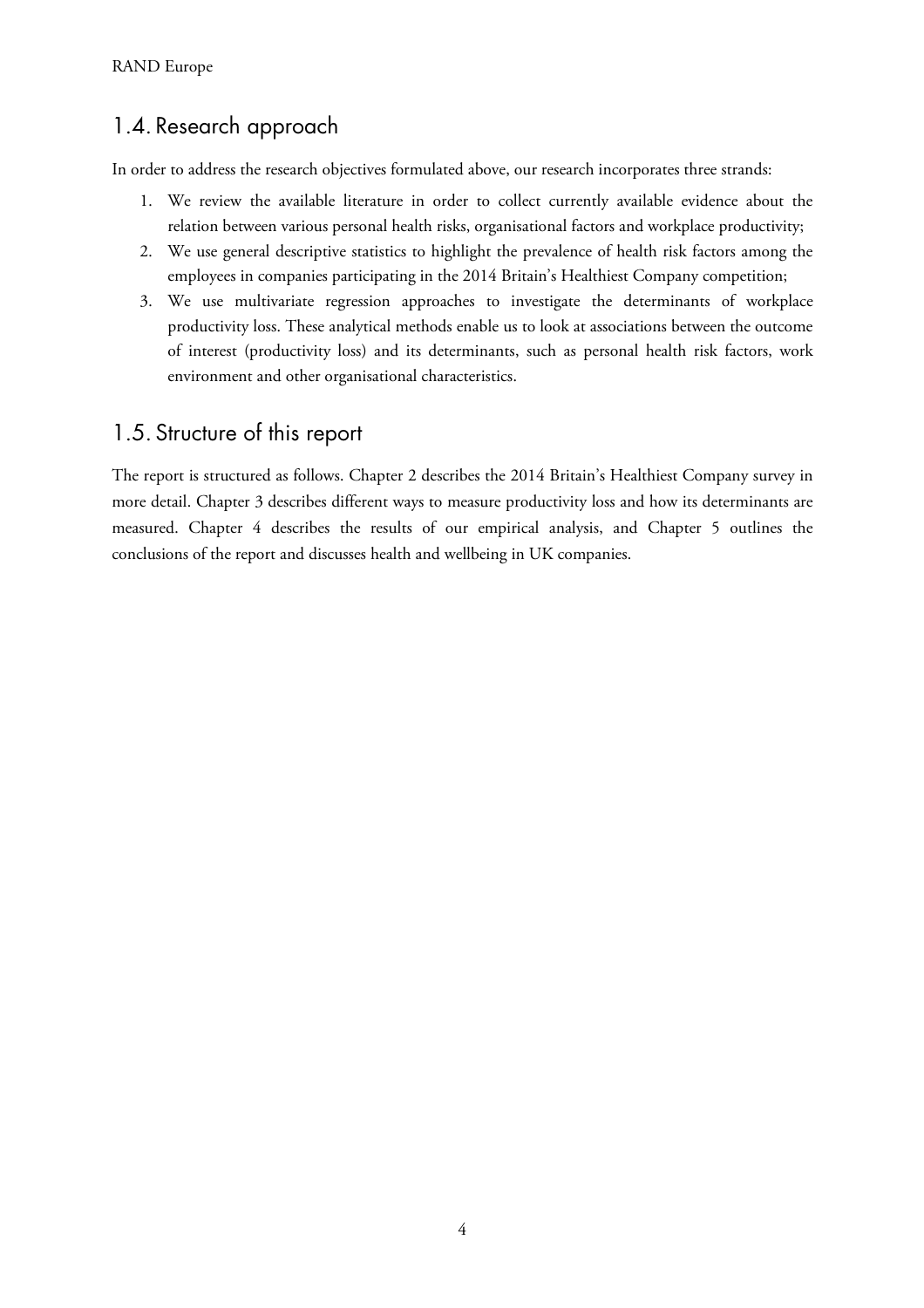## 1.4. Research approach

In order to address the research objectives formulated above, our research incorporates three strands:

1. We review the available literature in order to collect currently available evidence about the relation between various personal health risks, organisational factors and workplace productivity;
2. We use general descriptive statistics to highlight the prevalence of health risk factors among the employees in companies participating in the 2014 Britain's Healthiest Company competition;
3. We use multivariate regression approaches to investigate the determinants of workplace productivity loss. These analytical methods enable us to look at associations between the outcome of interest (productivity loss) and its determinants, such as personal health risk factors, work environment and other organisational characteristics.

## 1.5. Structure of this report

The report is structured as follows. Chapter 2 describes the 2014 Britain's Healthiest Company survey in more detail. Chapter 3 describes different ways to measure productivity loss and how its determinants are measured. Chapter 4 describes the results of our empirical analysis, and Chapter 5 outlines the conclusions of the report and discusses health and wellbeing in UK companies.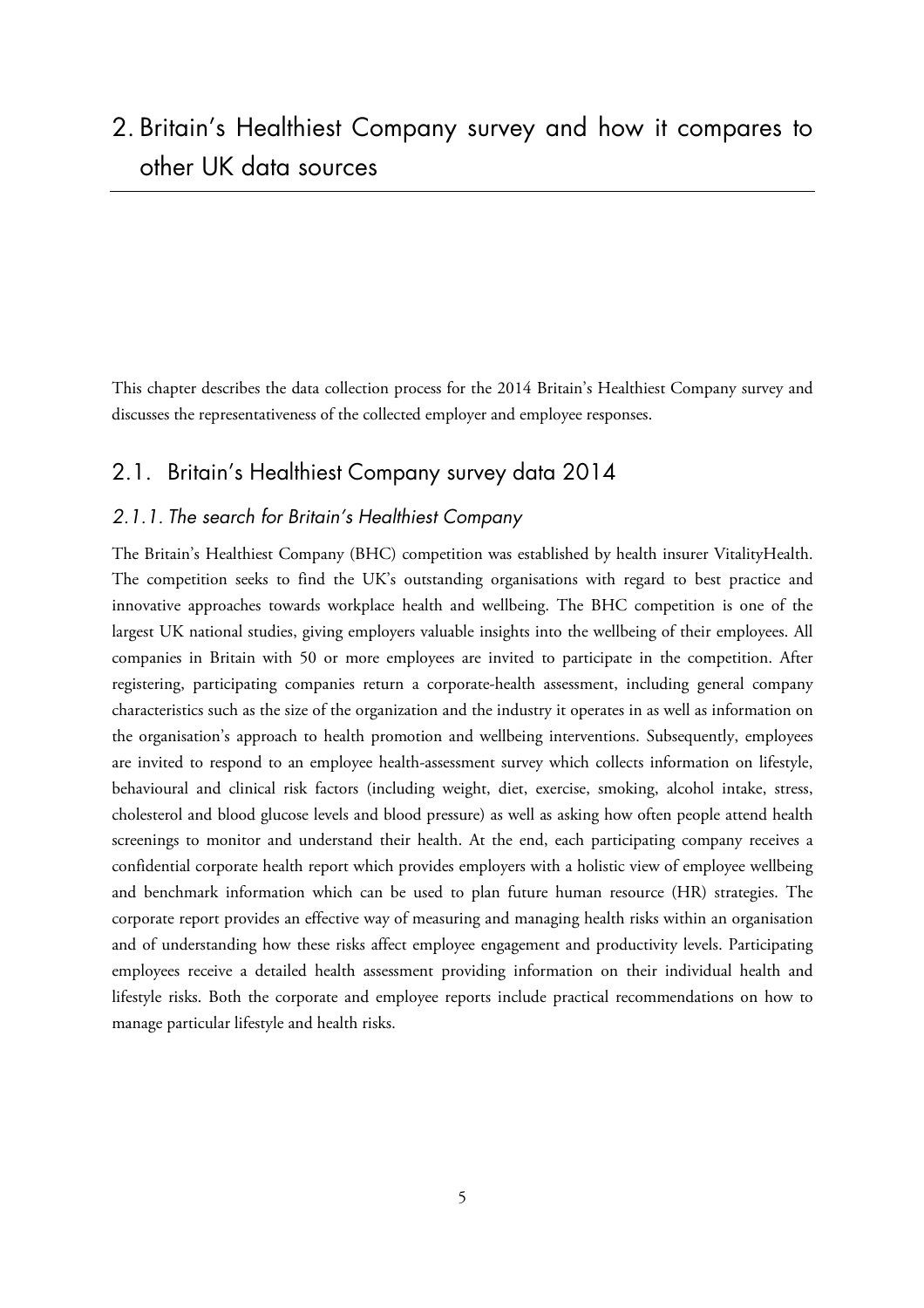# 2. Britain's Healthiest Company survey and how it compares to other UK data sources

This chapter describes the data collection process for the 2014 Britain's Healthiest Company survey and discusses the representativeness of the collected employer and employee responses.

## 2.1. Britain's Healthiest Company survey data 2014

### *2.1.1. The search for Britain's Healthiest Company*

The Britain's Healthiest Company (BHC) competition was established by health insurer VitalityHealth. The competition seeks to find the UK's outstanding organisations with regard to best practice and innovative approaches towards workplace health and wellbeing. The BHC competition is one of the largest UK national studies, giving employers valuable insights into the wellbeing of their employees. All companies in Britain with 50 or more employees are invited to participate in the competition. After registering, participating companies return a corporate-health assessment, including general company characteristics such as the size of the organization and the industry it operates in as well as information on the organisation's approach to health promotion and wellbeing interventions. Subsequently, employees are invited to respond to an employee health-assessment survey which collects information on lifestyle, behavioural and clinical risk factors (including weight, diet, exercise, smoking, alcohol intake, stress, cholesterol and blood glucose levels and blood pressure) as well as asking how often people attend health screenings to monitor and understand their health. At the end, each participating company receives a confidential corporate health report which provides employers with a holistic view of employee wellbeing and benchmark information which can be used to plan future human resource (HR) strategies. The corporate report provides an effective way of measuring and managing health risks within an organisation and of understanding how these risks affect employee engagement and productivity levels. Participating employees receive a detailed health assessment providing information on their individual health and lifestyle risks. Both the corporate and employee reports include practical recommendations on how to manage particular lifestyle and health risks.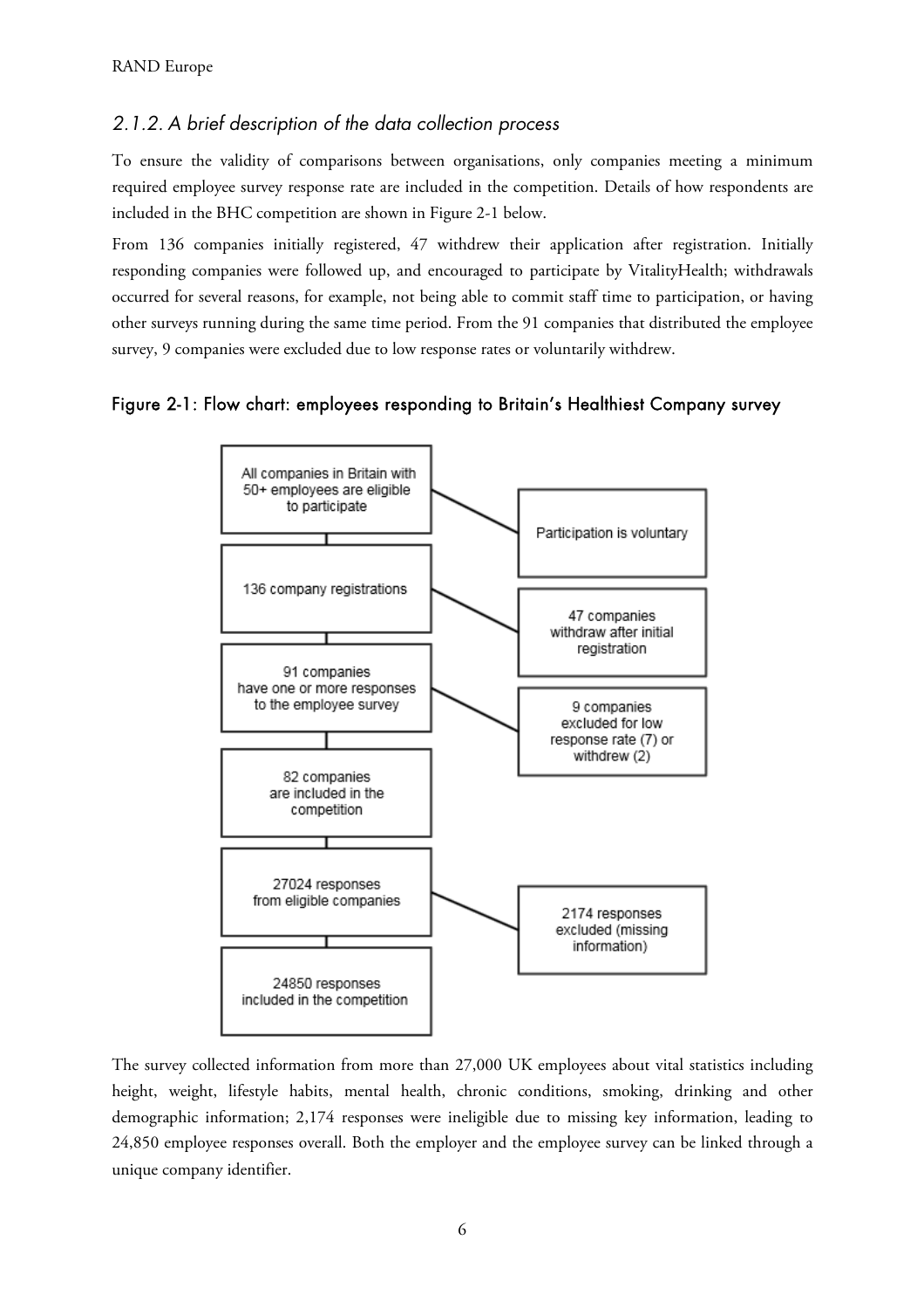### 2.1.2. A brief description of the data collection process

To ensure the validity of comparisons between organisations, only companies meeting a minimum required employee survey response rate are included in the competition. Details of how respondents are included in the BHC competition are shown in Figure 2-1 below.

From 136 companies initially registered, 47 withdrew their application after registration. Initially responding companies were followed up, and encouraged to participate by VitalityHealth; withdrawals occurred for several reasons, for example, not being able to commit staff time to participation, or having other surveys running during the same time period. From the 91 companies that distributed the employee survey, 9 companies were excluded due to low response rates or voluntarily withdrew.

**Figure 2-1: Flow chart: employees responding to Britain's Healthiest Company survey**

All companies in Britain with 50+ employees are eligible to participate → Participation is voluntary

136 company registrations → 47 companies withdraw after initial registration

91 companies have one or more responses to the employee survey → 9 companies excluded for low response rate (7) or withdrew (2)

82 companies are included in the competition

27024 responses from eligible companies → 2174 responses excluded (missing information)

24850 responses included in the competition

The survey collected information from more than 27,000 UK employees about vital statistics including height, weight, lifestyle habits, mental health, chronic conditions, smoking, drinking and other demographic information; 2,174 responses were ineligible due to missing key information, leading to 24,850 employee responses overall. Both the employer and the employee survey can be linked through a unique company identifier.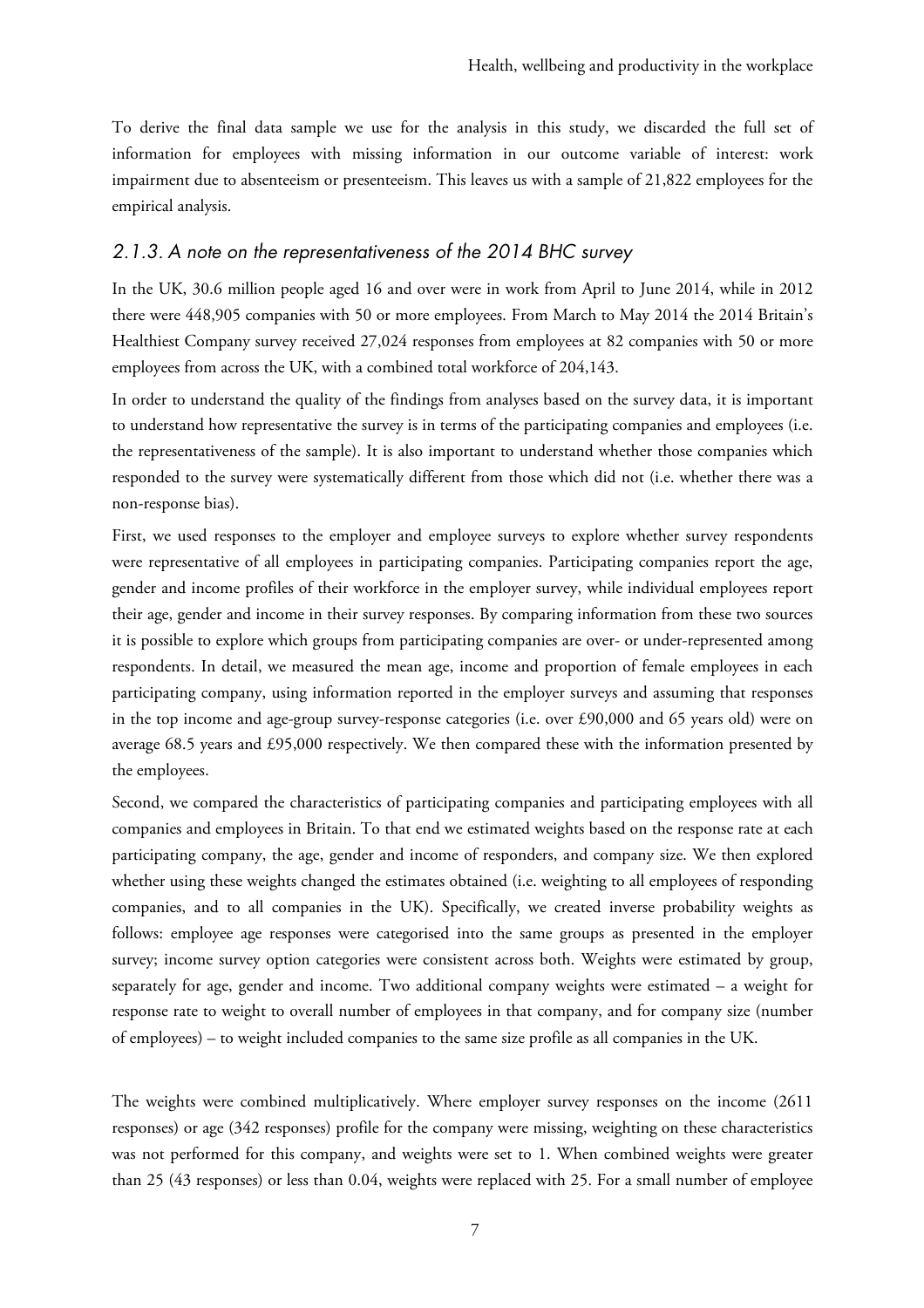To derive the final data sample we use for the analysis in this study, we discarded the full set of information for employees with missing information in our outcome variable of interest: work impairment due to absenteeism or presenteeism. This leaves us with a sample of 21,822 employees for the empirical analysis.

### *2.1.3. A note on the representativeness of the 2014 BHC survey*

In the UK, 30.6 million people aged 16 and over were in work from April to June 2014, while in 2012 there were 448,905 companies with 50 or more employees. From March to May 2014 the 2014 Britain's Healthiest Company survey received 27,024 responses from employees at 82 companies with 50 or more employees from across the UK, with a combined total workforce of 204,143.

In order to understand the quality of the findings from analyses based on the survey data, it is important to understand how representative the survey is in terms of the participating companies and employees (i.e. the representativeness of the sample). It is also important to understand whether those companies which responded to the survey were systematically different from those which did not (i.e. whether there was a non-response bias).

First, we used responses to the employer and employee surveys to explore whether survey respondents were representative of all employees in participating companies. Participating companies report the age, gender and income profiles of their workforce in the employer survey, while individual employees report their age, gender and income in their survey responses. By comparing information from these two sources it is possible to explore which groups from participating companies are over- or under-represented among respondents. In detail, we measured the mean age, income and proportion of female employees in each participating company, using information reported in the employer surveys and assuming that responses in the top income and age-group survey-response categories (i.e. over £90,000 and 65 years old) were on average 68.5 years and £95,000 respectively. We then compared these with the information presented by the employees.

Second, we compared the characteristics of participating companies and participating employees with all companies and employees in Britain. To that end we estimated weights based on the response rate at each participating company, the age, gender and income of responders, and company size. We then explored whether using these weights changed the estimates obtained (i.e. weighting to all employees of responding companies, and to all companies in the UK). Specifically, we created inverse probability weights as follows: employee age responses were categorised into the same groups as presented in the employer survey; income survey option categories were consistent across both. Weights were estimated by group, separately for age, gender and income. Two additional company weights were estimated – a weight for response rate to weight to overall number of employees in that company, and for company size (number of employees) – to weight included companies to the same size profile as all companies in the UK.

The weights were combined multiplicatively. Where employer survey responses on the income (2611 responses) or age (342 responses) profile for the company were missing, weighting on these characteristics was not performed for this company, and weights were set to 1. When combined weights were greater than 25 (43 responses) or less than 0.04, weights were replaced with 25. For a small number of employee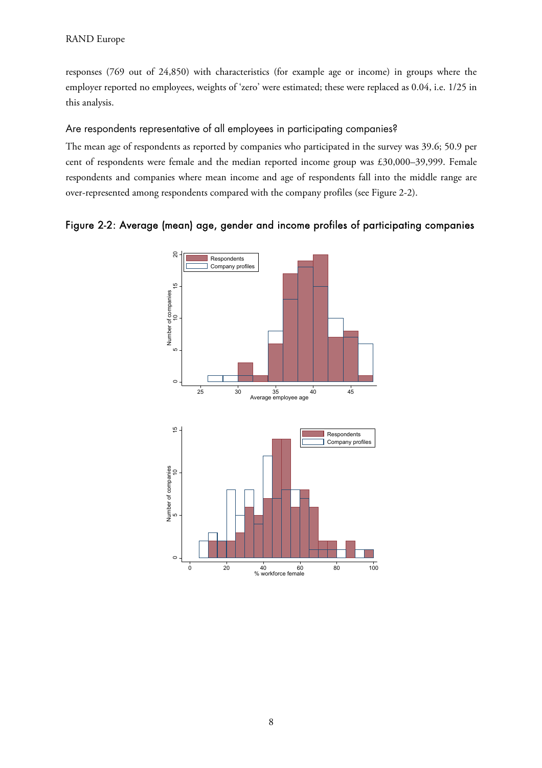responses (769 out of 24,850) with characteristics (for example age or income) in groups where the employer reported no employees, weights of 'zero' were estimated; these were replaced as 0.04, i.e. 1/25 in this analysis.

### Are respondents representative of all employees in participating companies?

The mean age of respondents as reported by companies who participated in the survey was 39.6; 50.9 per cent of respondents were female and the median reported income group was £30,000–39,999. Female respondents and companies where mean income and age of respondents fall into the middle range are over-represented among respondents compared with the company profiles (see Figure 2-2).

**Figure 2-2: Average (mean) age, gender and income profiles of participating companies**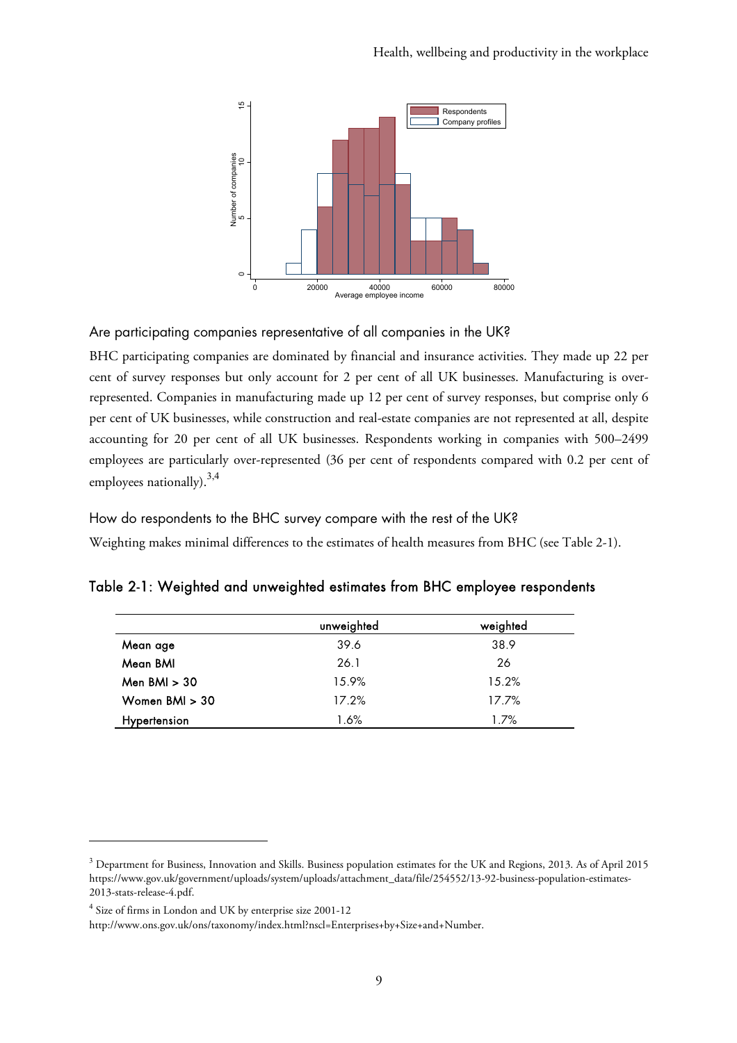### Are participating companies representative of all companies in the UK?

BHC participating companies are dominated by financial and insurance activities. They made up 22 per cent of survey responses but only account for 2 per cent of all UK businesses. Manufacturing is over-represented. Companies in manufacturing made up 12 per cent of survey responses, but comprise only 6 per cent of UK businesses, while construction and real-estate companies are not represented at all, despite accounting for 20 per cent of all UK businesses. Respondents working in companies with 500–2499 employees are particularly over-represented (36 per cent of respondents compared with 0.2 per cent of employees nationally).[3,4]

### How do respondents to the BHC survey compare with the rest of the UK?

Weighting makes minimal differences to the estimates of health measures from BHC (see Table 2-1).

### Table 2-1: Weighted and unweighted estimates from BHC employee respondents

| | unweighted | weighted |
|---|---|---|
| Mean age | 39.6 | 38.9 |
| Mean BMI | 26.1 | 26 |
| Men BMI > 30 | 15.9% | 15.2% |
| Women BMI > 30 | 17.2% | 17.7% |
| Hypertension | 1.6% | 1.7% |

---

[3] Department for Business, Innovation and Skills. Business population estimates for the UK and Regions, 2013. As of April 2015 https://www.gov.uk/government/uploads/system/uploads/attachment_data/file/254552/13-92-business-population-estimates-2013-stats-release-4.pdf.

[4] Size of firms in London and UK by enterprise size 2001-12 http://www.ons.gov.uk/ons/taxonomy/index.html?nscl=Enterprises+by+Size+and+Number.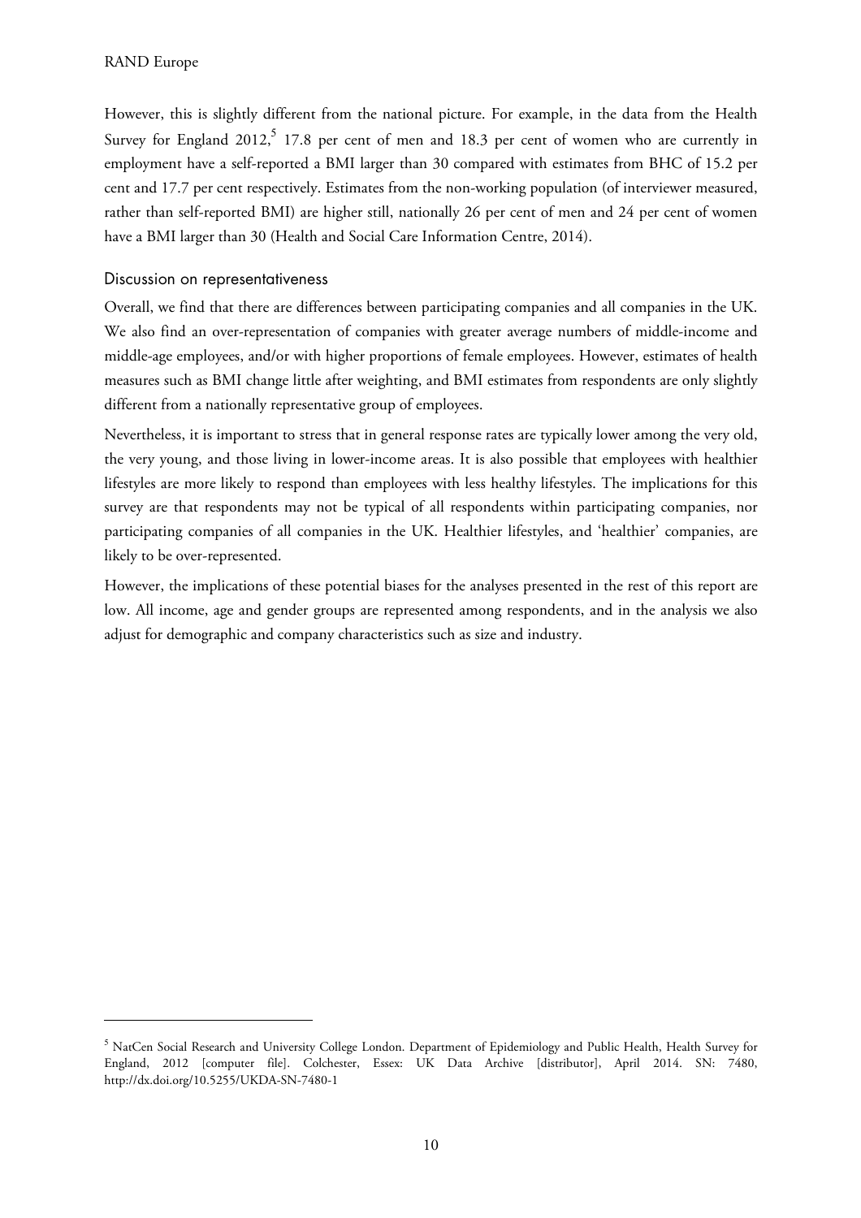However, this is slightly different from the national picture. For example, in the data from the Health Survey for England 2012,[5] 17.8 per cent of men and 18.3 per cent of women who are currently in employment have a self-reported a BMI larger than 30 compared with estimates from BHC of 15.2 per cent and 17.7 per cent respectively. Estimates from the non-working population (of interviewer measured, rather than self-reported BMI) are higher still, nationally 26 per cent of men and 24 per cent of women have a BMI larger than 30 (Health and Social Care Information Centre, 2014).

### Discussion on representativeness

Overall, we find that there are differences between participating companies and all companies in the UK. We also find an over-representation of companies with greater average numbers of middle-income and middle-age employees, and/or with higher proportions of female employees. However, estimates of health measures such as BMI change little after weighting, and BMI estimates from respondents are only slightly different from a nationally representative group of employees.

Nevertheless, it is important to stress that in general response rates are typically lower among the very old, the very young, and those living in lower-income areas. It is also possible that employees with healthier lifestyles are more likely to respond than employees with less healthy lifestyles. The implications for this survey are that respondents may not be typical of all respondents within participating companies, nor participating companies of all companies in the UK. Healthier lifestyles, and 'healthier' companies, are likely to be over-represented.

However, the implications of these potential biases for the analyses presented in the rest of this report are low. All income, age and gender groups are represented among respondents, and in the analysis we also adjust for demographic and company characteristics such as size and industry.

---

[5] NatCen Social Research and University College London. Department of Epidemiology and Public Health, Health Survey for England, 2012 [computer file]. Colchester, Essex: UK Data Archive [distributor], April 2014. SN: 7480, http://dx.doi.org/10.5255/UKDA-SN-7480-1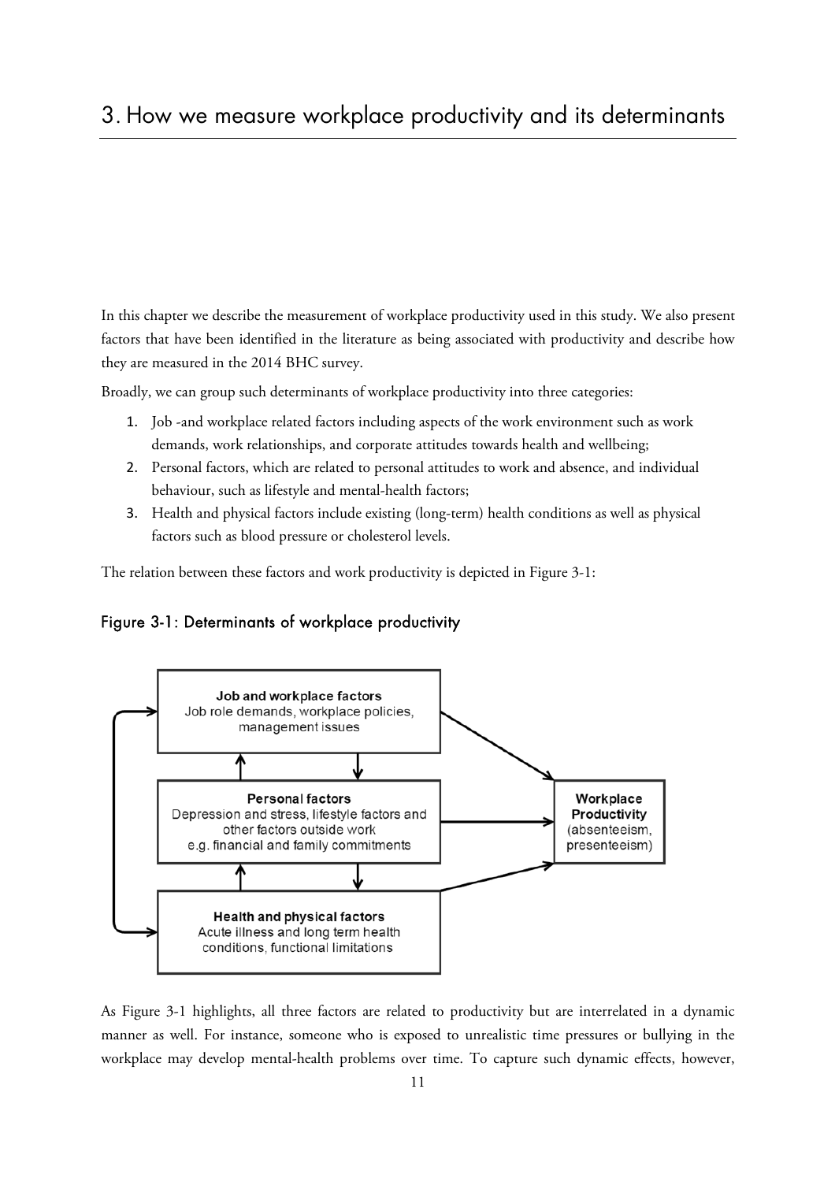# 3. How we measure workplace productivity and its determinants

In this chapter we describe the measurement of workplace productivity used in this study. We also present factors that have been identified in the literature as being associated with productivity and describe how they are measured in the 2014 BHC survey.

Broadly, we can group such determinants of workplace productivity into three categories:

1. Job -and workplace related factors including aspects of the work environment such as work demands, work relationships, and corporate attitudes towards health and wellbeing;
2. Personal factors, which are related to personal attitudes to work and absence, and individual behaviour, such as lifestyle and mental-health factors;
3. Health and physical factors include existing (long-term) health conditions as well as physical factors such as blood pressure or cholesterol levels.

The relation between these factors and work productivity is depicted in Figure 3-1:

### Figure 3-1: Determinants of workplace productivity

**Job and workplace factors**
Job role demands, workplace policies, management issues

**Personal factors**
Depression and stress, lifestyle factors and other factors outside work e.g. financial and family commitments

**Health and physical factors**
Acute illness and long term health conditions, functional limitations

**Workplace Productivity**
(absenteeism, presenteeism)

As Figure 3-1 highlights, all three factors are related to productivity but are interrelated in a dynamic manner as well. For instance, someone who is exposed to unrealistic time pressures or bullying in the workplace may develop mental-health problems over time. To capture such dynamic effects, however,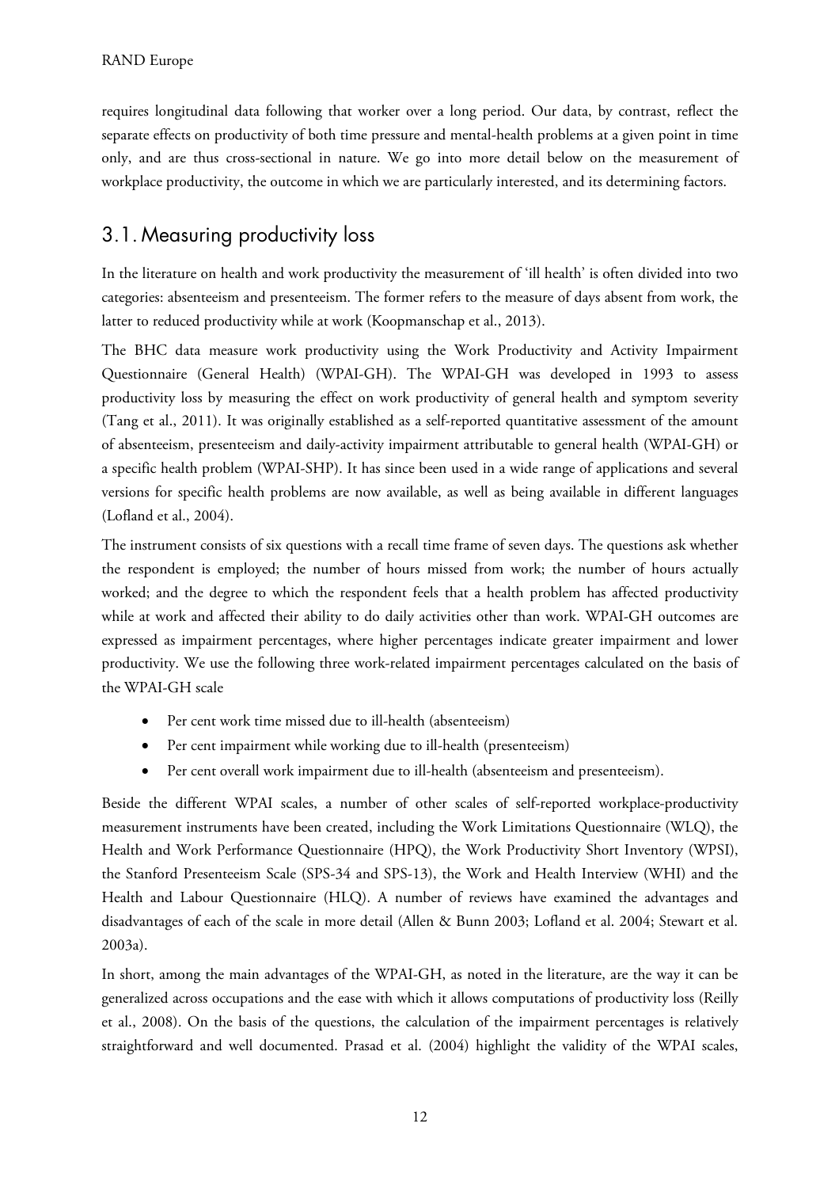requires longitudinal data following that worker over a long period. Our data, by contrast, reflect the separate effects on productivity of both time pressure and mental-health problems at a given point in time only, and are thus cross-sectional in nature. We go into more detail below on the measurement of workplace productivity, the outcome in which we are particularly interested, and its determining factors.

## 3.1. Measuring productivity loss

In the literature on health and work productivity the measurement of 'ill health' is often divided into two categories: absenteeism and presenteeism. The former refers to the measure of days absent from work, the latter to reduced productivity while at work (Koopmanschap et al., 2013).

The BHC data measure work productivity using the Work Productivity and Activity Impairment Questionnaire (General Health) (WPAI-GH). The WPAI-GH was developed in 1993 to assess productivity loss by measuring the effect on work productivity of general health and symptom severity (Tang et al., 2011). It was originally established as a self-reported quantitative assessment of the amount of absenteeism, presenteeism and daily-activity impairment attributable to general health (WPAI-GH) or a specific health problem (WPAI-SHP). It has since been used in a wide range of applications and several versions for specific health problems are now available, as well as being available in different languages (Lofland et al., 2004).

The instrument consists of six questions with a recall time frame of seven days. The questions ask whether the respondent is employed; the number of hours missed from work; the number of hours actually worked; and the degree to which the respondent feels that a health problem has affected productivity while at work and affected their ability to do daily activities other than work. WPAI-GH outcomes are expressed as impairment percentages, where higher percentages indicate greater impairment and lower productivity. We use the following three work-related impairment percentages calculated on the basis of the WPAI-GH scale

- Per cent work time missed due to ill-health (absenteeism)
- Per cent impairment while working due to ill-health (presenteeism)
- Per cent overall work impairment due to ill-health (absenteeism and presenteeism).

Beside the different WPAI scales, a number of other scales of self-reported workplace-productivity measurement instruments have been created, including the Work Limitations Questionnaire (WLQ), the Health and Work Performance Questionnaire (HPQ), the Work Productivity Short Inventory (WPSI), the Stanford Presenteeism Scale (SPS-34 and SPS-13), the Work and Health Interview (WHI) and the Health and Labour Questionnaire (HLQ). A number of reviews have examined the advantages and disadvantages of each of the scale in more detail (Allen & Bunn 2003; Lofland et al. 2004; Stewart et al. 2003a).

In short, among the main advantages of the WPAI-GH, as noted in the literature, are the way it can be generalized across occupations and the ease with which it allows computations of productivity loss (Reilly et al., 2008). On the basis of the questions, the calculation of the impairment percentages is relatively straightforward and well documented. Prasad et al. (2004) highlight the validity of the WPAI scales,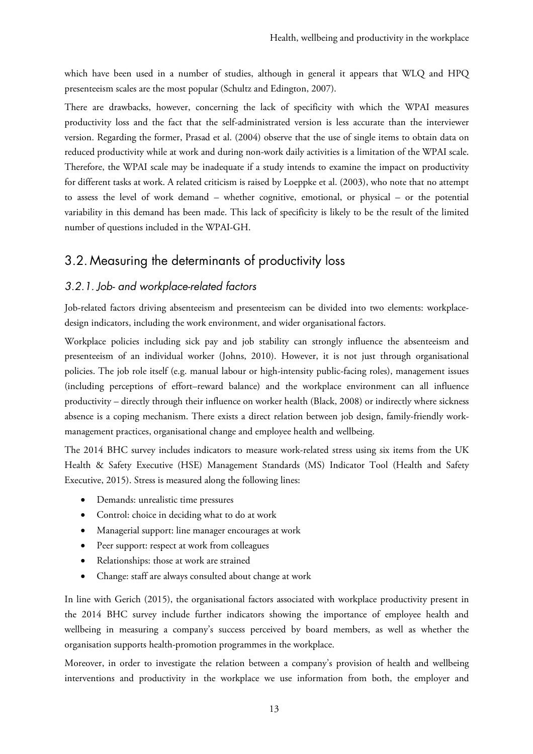which have been used in a number of studies, although in general it appears that WLQ and HPQ presenteeism scales are the most popular (Schultz and Edington, 2007).

There are drawbacks, however, concerning the lack of specificity with which the WPAI measures productivity loss and the fact that the self-administrated version is less accurate than the interviewer version. Regarding the former, Prasad et al. (2004) observe that the use of single items to obtain data on reduced productivity while at work and during non-work daily activities is a limitation of the WPAI scale. Therefore, the WPAI scale may be inadequate if a study intends to examine the impact on productivity for different tasks at work. A related criticism is raised by Loeppke et al. (2003), who note that no attempt to assess the level of work demand – whether cognitive, emotional, or physical – or the potential variability in this demand has been made. This lack of specificity is likely to be the result of the limited number of questions included in the WPAI-GH.

## 3.2. Measuring the determinants of productivity loss

### *3.2.1. Job- and workplace-related factors*

Job-related factors driving absenteeism and presenteeism can be divided into two elements: workplace-design indicators, including the work environment, and wider organisational factors.

Workplace policies including sick pay and job stability can strongly influence the absenteeism and presenteeism of an individual worker (Johns, 2010). However, it is not just through organisational policies. The job role itself (e.g. manual labour or high-intensity public-facing roles), management issues (including perceptions of effort–reward balance) and the workplace environment can all influence productivity – directly through their influence on worker health (Black, 2008) or indirectly where sickness absence is a coping mechanism. There exists a direct relation between job design, family-friendly work-management practices, organisational change and employee health and wellbeing.

The 2014 BHC survey includes indicators to measure work-related stress using six items from the UK Health & Safety Executive (HSE) Management Standards (MS) Indicator Tool (Health and Safety Executive, 2015). Stress is measured along the following lines:

- Demands: unrealistic time pressures
- Control: choice in deciding what to do at work
- Managerial support: line manager encourages at work
- Peer support: respect at work from colleagues
- Relationships: those at work are strained
- Change: staff are always consulted about change at work

In line with Gerich (2015), the organisational factors associated with workplace productivity present in the 2014 BHC survey include further indicators showing the importance of employee health and wellbeing in measuring a company's success perceived by board members, as well as whether the organisation supports health-promotion programmes in the workplace.

Moreover, in order to investigate the relation between a company's provision of health and wellbeing interventions and productivity in the workplace we use information from both, the employer and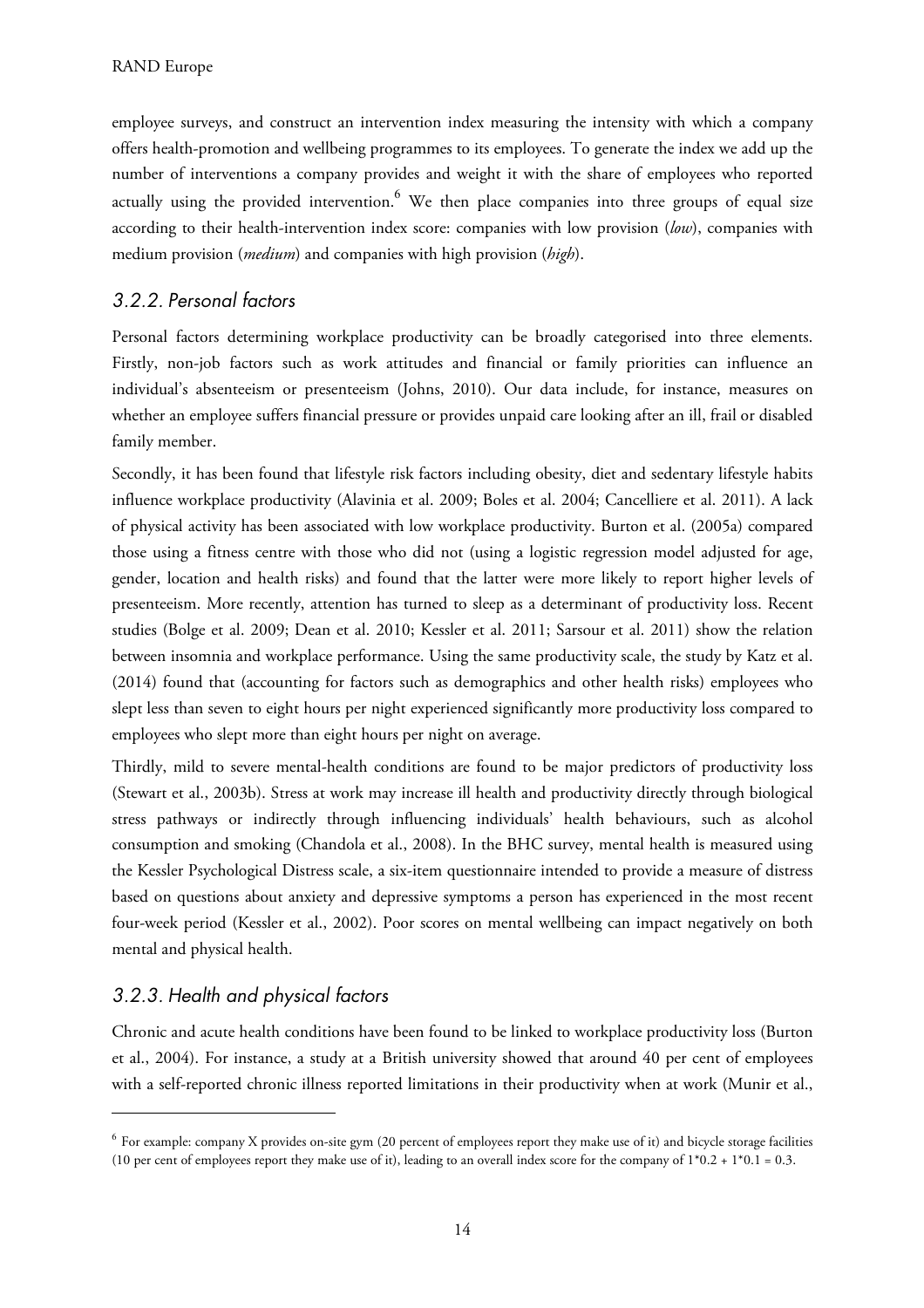employee surveys, and construct an intervention index measuring the intensity with which a company offers health-promotion and wellbeing programmes to its employees. To generate the index we add up the number of interventions a company provides and weight it with the share of employees who reported actually using the provided intervention.[6] We then place companies into three groups of equal size according to their health-intervention index score: companies with low provision (*low*), companies with medium provision (*medium*) and companies with high provision (*high*).

### 3.2.2. Personal factors

Personal factors determining workplace productivity can be broadly categorised into three elements. Firstly, non-job factors such as work attitudes and financial or family priorities can influence an individual's absenteeism or presenteeism (Johns, 2010). Our data include, for instance, measures on whether an employee suffers financial pressure or provides unpaid care looking after an ill, frail or disabled family member.

Secondly, it has been found that lifestyle risk factors including obesity, diet and sedentary lifestyle habits influence workplace productivity (Alavinia et al. 2009; Boles et al. 2004; Cancelliere et al. 2011). A lack of physical activity has been associated with low workplace productivity. Burton et al. (2005a) compared those using a fitness centre with those who did not (using a logistic regression model adjusted for age, gender, location and health risks) and found that the latter were more likely to report higher levels of presenteeism. More recently, attention has turned to sleep as a determinant of productivity loss. Recent studies (Bolge et al. 2009; Dean et al. 2010; Kessler et al. 2011; Sarsour et al. 2011) show the relation between insomnia and workplace performance. Using the same productivity scale, the study by Katz et al. (2014) found that (accounting for factors such as demographics and other health risks) employees who slept less than seven to eight hours per night experienced significantly more productivity loss compared to employees who slept more than eight hours per night on average.

Thirdly, mild to severe mental-health conditions are found to be major predictors of productivity loss (Stewart et al., 2003b). Stress at work may increase ill health and productivity directly through biological stress pathways or indirectly through influencing individuals' health behaviours, such as alcohol consumption and smoking (Chandola et al., 2008). In the BHC survey, mental health is measured using the Kessler Psychological Distress scale, a six-item questionnaire intended to provide a measure of distress based on questions about anxiety and depressive symptoms a person has experienced in the most recent four-week period (Kessler et al., 2002). Poor scores on mental wellbeing can impact negatively on both mental and physical health.

### 3.2.3. Health and physical factors

Chronic and acute health conditions have been found to be linked to workplace productivity loss (Burton et al., 2004). For instance, a study at a British university showed that around 40 per cent of employees with a self-reported chronic illness reported limitations in their productivity when at work (Munir et al.,

---

[6] For example: company X provides on-site gym (20 percent of employees report they make use of it) and bicycle storage facilities (10 per cent of employees report they make use of it), leading to an overall index score for the company of $1*0.2 + 1*0.1 = 0.3$.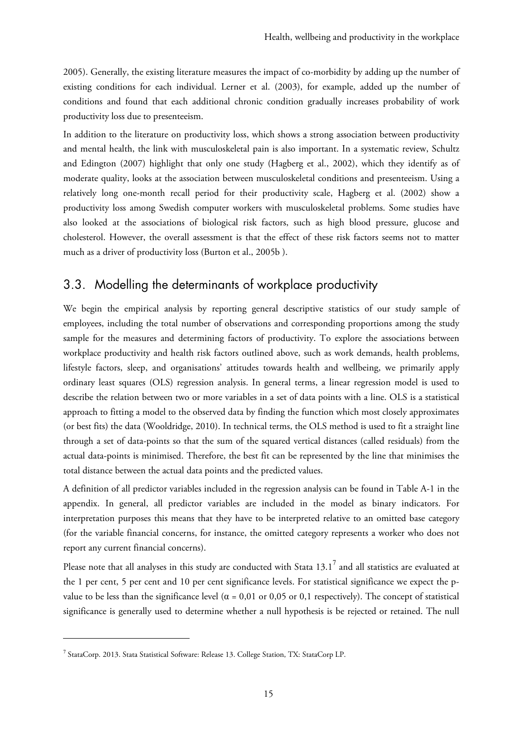2005). Generally, the existing literature measures the impact of co-morbidity by adding up the number of existing conditions for each individual. Lerner et al. (2003), for example, added up the number of conditions and found that each additional chronic condition gradually increases probability of work productivity loss due to presenteeism.

In addition to the literature on productivity loss, which shows a strong association between productivity and mental health, the link with musculoskeletal pain is also important. In a systematic review, Schultz and Edington (2007) highlight that only one study (Hagberg et al., 2002), which they identify as of moderate quality, looks at the association between musculoskeletal conditions and presenteeism. Using a relatively long one-month recall period for their productivity scale, Hagberg et al. (2002) show a productivity loss among Swedish computer workers with musculoskeletal problems. Some studies have also looked at the associations of biological risk factors, such as high blood pressure, glucose and cholesterol. However, the overall assessment is that the effect of these risk factors seems not to matter much as a driver of productivity loss (Burton et al., 2005b ).

## 3.3. Modelling the determinants of workplace productivity

We begin the empirical analysis by reporting general descriptive statistics of our study sample of employees, including the total number of observations and corresponding proportions among the study sample for the measures and determining factors of productivity. To explore the associations between workplace productivity and health risk factors outlined above, such as work demands, health problems, lifestyle factors, sleep, and organisations' attitudes towards health and wellbeing, we primarily apply ordinary least squares (OLS) regression analysis. In general terms, a linear regression model is used to describe the relation between two or more variables in a set of data points with a line. OLS is a statistical approach to fitting a model to the observed data by finding the function which most closely approximates (or best fits) the data (Wooldridge, 2010). In technical terms, the OLS method is used to fit a straight line through a set of data-points so that the sum of the squared vertical distances (called residuals) from the actual data-points is minimised. Therefore, the best fit can be represented by the line that minimises the total distance between the actual data points and the predicted values.

A definition of all predictor variables included in the regression analysis can be found in Table A-1 in the appendix. In general, all predictor variables are included in the model as binary indicators. For interpretation purposes this means that they have to be interpreted relative to an omitted base category (for the variable financial concerns, for instance, the omitted category represents a worker who does not report any current financial concerns).

Please note that all analyses in this study are conducted with Stata 13.1[7] and all statistics are evaluated at the 1 per cent, 5 per cent and 10 per cent significance levels. For statistical significance we expect the p-value to be less than the significance level ($\alpha$ = 0,01 or 0,05 or 0,1 respectively). The concept of statistical significance is generally used to determine whether a null hypothesis is be rejected or retained. The null

---

[7] StataCorp. 2013. Stata Statistical Software: Release 13. College Station, TX: StataCorp LP.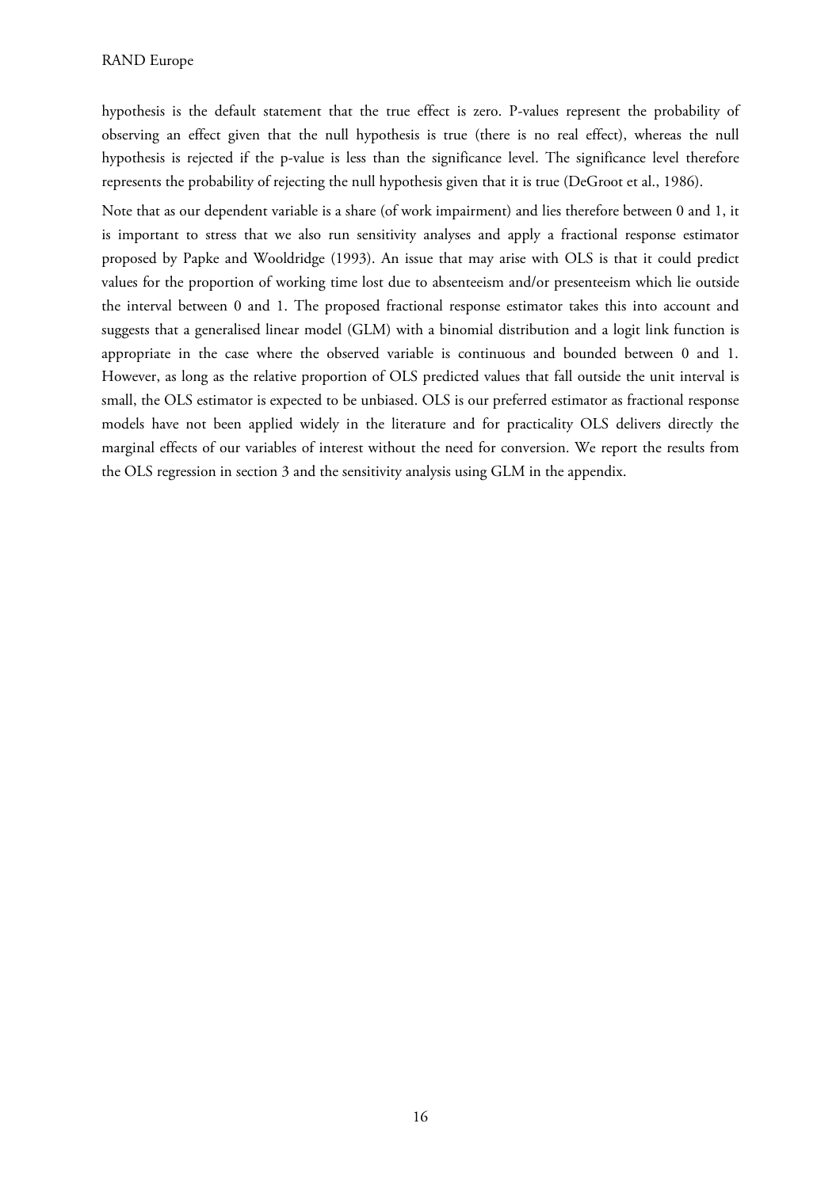hypothesis is the default statement that the true effect is zero. P-values represent the probability of observing an effect given that the null hypothesis is true (there is no real effect), whereas the null hypothesis is rejected if the p-value is less than the significance level. The significance level therefore represents the probability of rejecting the null hypothesis given that it is true (DeGroot et al., 1986).

Note that as our dependent variable is a share (of work impairment) and lies therefore between 0 and 1, it is important to stress that we also run sensitivity analyses and apply a fractional response estimator proposed by Papke and Wooldridge (1993). An issue that may arise with OLS is that it could predict values for the proportion of working time lost due to absenteeism and/or presenteeism which lie outside the interval between 0 and 1. The proposed fractional response estimator takes this into account and suggests that a generalised linear model (GLM) with a binomial distribution and a logit link function is appropriate in the case where the observed variable is continuous and bounded between 0 and 1. However, as long as the relative proportion of OLS predicted values that fall outside the unit interval is small, the OLS estimator is expected to be unbiased. OLS is our preferred estimator as fractional response models have not been applied widely in the literature and for practicality OLS delivers directly the marginal effects of our variables of interest without the need for conversion. We report the results from the OLS regression in section 3 and the sensitivity analysis using GLM in the appendix.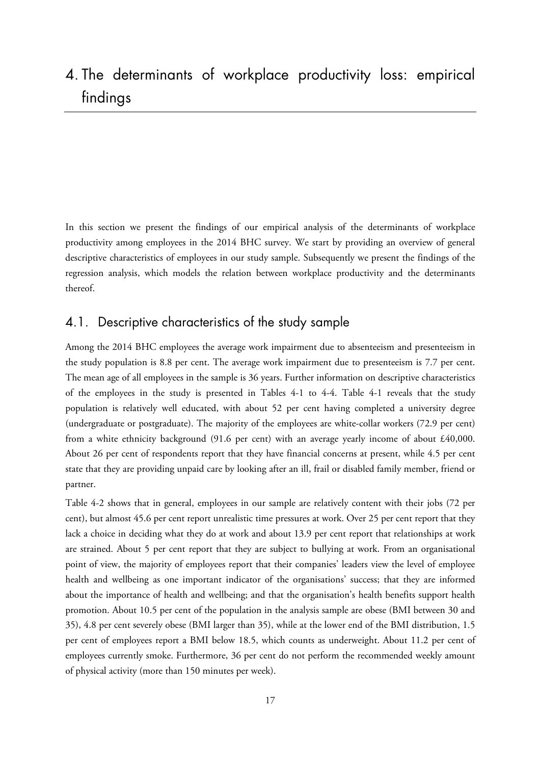# 4. The determinants of workplace productivity loss: empirical findings

In this section we present the findings of our empirical analysis of the determinants of workplace productivity among employees in the 2014 BHC survey. We start by providing an overview of general descriptive characteristics of employees in our study sample. Subsequently we present the findings of the regression analysis, which models the relation between workplace productivity and the determinants thereof.

## 4.1. Descriptive characteristics of the study sample

Among the 2014 BHC employees the average work impairment due to absenteeism and presenteeism in the study population is 8.8 per cent. The average work impairment due to presenteeism is 7.7 per cent. The mean age of all employees in the sample is 36 years. Further information on descriptive characteristics of the employees in the study is presented in Tables 4-1 to 4-4. Table 4-1 reveals that the study population is relatively well educated, with about 52 per cent having completed a university degree (undergraduate or postgraduate). The majority of the employees are white-collar workers (72.9 per cent) from a white ethnicity background (91.6 per cent) with an average yearly income of about £40,000. About 26 per cent of respondents report that they have financial concerns at present, while 4.5 per cent state that they are providing unpaid care by looking after an ill, frail or disabled family member, friend or partner.

Table 4-2 shows that in general, employees in our sample are relatively content with their jobs (72 per cent), but almost 45.6 per cent report unrealistic time pressures at work. Over 25 per cent report that they lack a choice in deciding what they do at work and about 13.9 per cent report that relationships at work are strained. About 5 per cent report that they are subject to bullying at work. From an organisational point of view, the majority of employees report that their companies' leaders view the level of employee health and wellbeing as one important indicator of the organisations' success; that they are informed about the importance of health and wellbeing; and that the organisation's health benefits support health promotion. About 10.5 per cent of the population in the analysis sample are obese (BMI between 30 and 35), 4.8 per cent severely obese (BMI larger than 35), while at the lower end of the BMI distribution, 1.5 per cent of employees report a BMI below 18.5, which counts as underweight. About 11.2 per cent of employees currently smoke. Furthermore, 36 per cent do not perform the recommended weekly amount of physical activity (more than 150 minutes per week).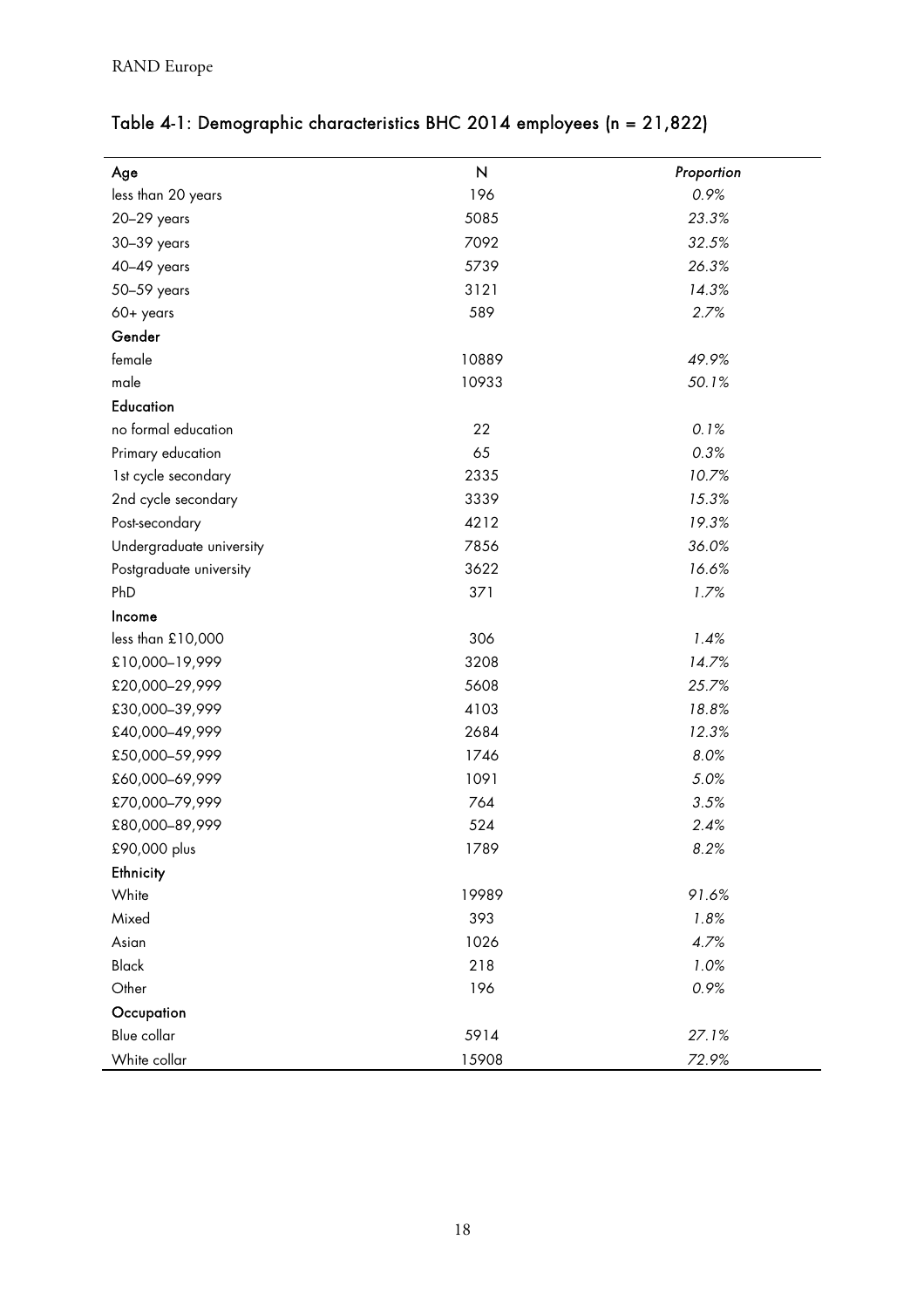Table 4-1: Demographic characteristics BHC 2014 employees (n = 21,822)

| Age | N | *Proportion* |
|---|---|---|
| less than 20 years | 196 | *0.9%* |
| 20–29 years | 5085 | *23.3%* |
| 30–39 years | 7092 | *32.5%* |
| 40–49 years | 5739 | *26.3%* |
| 50–59 years | 3121 | *14.3%* |
| 60+ years | 589 | *2.7%* |
| **Gender** | | |
| female | 10889 | *49.9%* |
| male | 10933 | *50.1%* |
| **Education** | | |
| no formal education | 22 | *0.1%* |
| Primary education | 65 | *0.3%* |
| 1st cycle secondary | 2335 | *10.7%* |
| 2nd cycle secondary | 3339 | *15.3%* |
| Post-secondary | 4212 | *19.3%* |
| Undergraduate university | 7856 | *36.0%* |
| Postgraduate university | 3622 | *16.6%* |
| PhD | 371 | *1.7%* |
| **Income** | | |
| less than £10,000 | 306 | *1.4%* |
| £10,000–19,999 | 3208 | *14.7%* |
| £20,000–29,999 | 5608 | *25.7%* |
| £30,000–39,999 | 4103 | *18.8%* |
| £40,000–49,999 | 2684 | *12.3%* |
| £50,000–59,999 | 1746 | *8.0%* |
| £60,000–69,999 | 1091 | *5.0%* |
| £70,000–79,999 | 764 | *3.5%* |
| £80,000–89,999 | 524 | *2.4%* |
| £90,000 plus | 1789 | *8.2%* |
| **Ethnicity** | | |
| White | 19989 | *91.6%* |
| Mixed | 393 | *1.8%* |
| Asian | 1026 | *4.7%* |
| Black | 218 | *1.0%* |
| Other | 196 | *0.9%* |
| **Occupation** | | |
| Blue collar | 5914 | *27.1%* |
| White collar | 15908 | *72.9%* |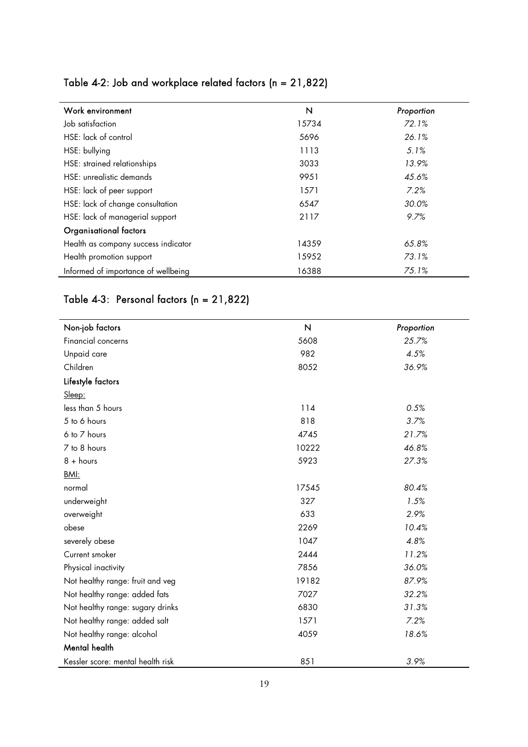## Table 4-2: Job and workplace related factors (n = 21,822)

| Work environment | N | *Proportion* |
|---|---|---|
| Job satisfaction | 15734 | *72.1%* |
| HSE: lack of control | 5696 | *26.1%* |
| HSE: bullying | 1113 | *5.1%* |
| HSE: strained relationships | 3033 | *13.9%* |
| HSE: unrealistic demands | 9951 | *45.6%* |
| HSE: lack of peer support | 1571 | *7.2%* |
| HSE: lack of change consultation | 6547 | *30.0%* |
| HSE: lack of managerial support | 2117 | *9.7%* |
| **Organisational factors** | | |
| Health as company success indicator | 14359 | *65.8%* |
| Health promotion support | 15952 | *73.1%* |
| Informed of importance of wellbeing | 16388 | *75.1%* |

## Table 4-3: Personal factors (n = 21,822)

| Non-job factors | N | *Proportion* |
|---|---|---|
| Financial concerns | 5608 | *25.7%* |
| Unpaid care | 982 | *4.5%* |
| Children | 8052 | *36.9%* |
| **Lifestyle factors** | | |
| Sleep: | | |
| less than 5 hours | 114 | *0.5%* |
| 5 to 6 hours | 818 | *3.7%* |
| 6 to 7 hours | 4745 | *21.7%* |
| 7 to 8 hours | 10222 | *46.8%* |
| 8 + hours | 5923 | *27.3%* |
| BMI: | | |
| normal | 17545 | *80.4%* |
| underweight | 327 | *1.5%* |
| overweight | 633 | *2.9%* |
| obese | 2269 | *10.4%* |
| severely obese | 1047 | *4.8%* |
| Current smoker | 2444 | *11.2%* |
| Physical inactivity | 7856 | *36.0%* |
| Not healthy range: fruit and veg | 19182 | *87.9%* |
| Not healthy range: added fats | 7027 | *32.2%* |
| Not healthy range: sugary drinks | 6830 | *31.3%* |
| Not healthy range: added salt | 1571 | *7.2%* |
| Not healthy range: alcohol | 4059 | *18.6%* |
| **Mental health** | | |
| Kessler score: mental health risk | 851 | *3.9%* |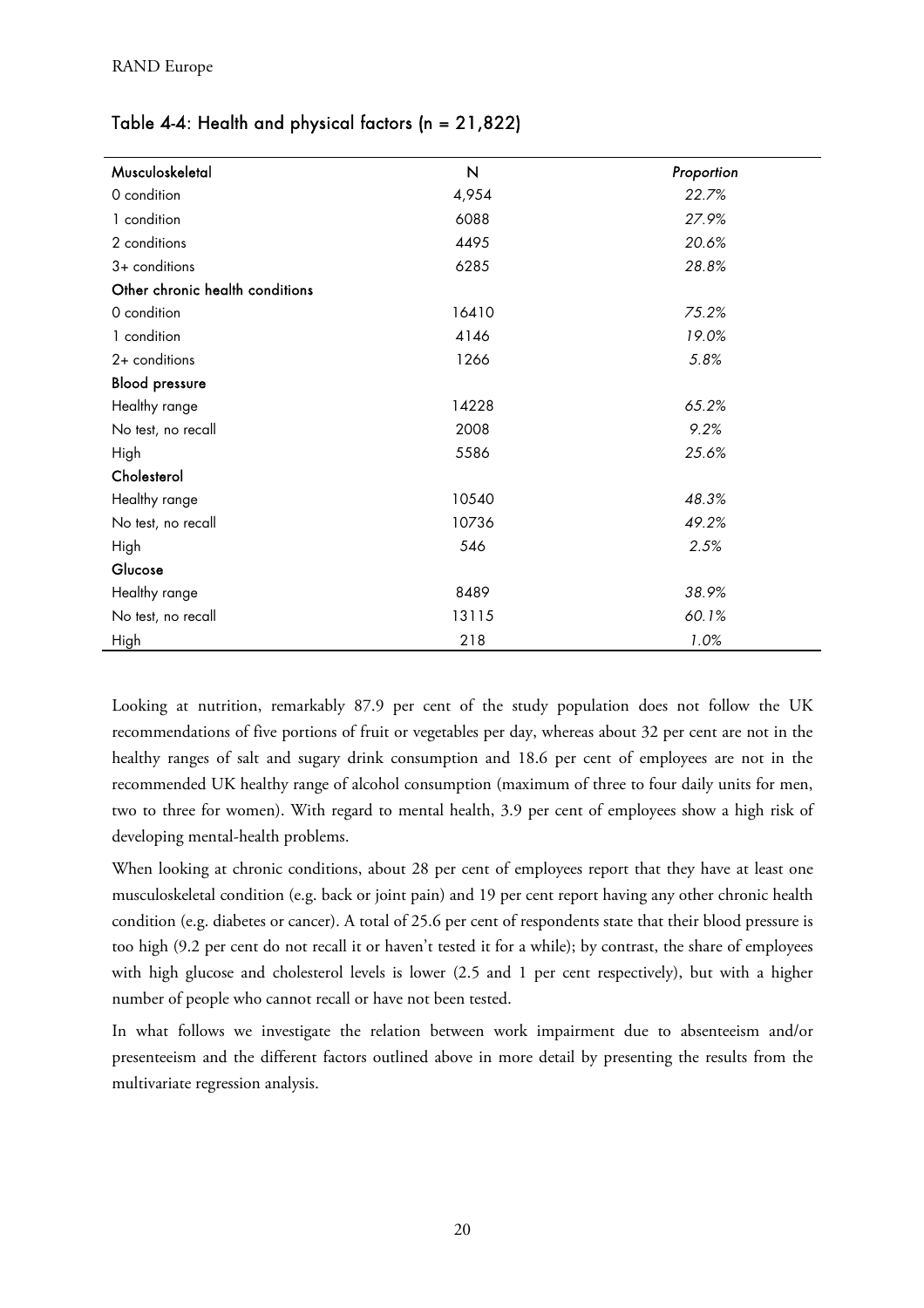Table 4-4: Health and physical factors (n = 21,822)

| Musculoskeletal | N | *Proportion* |
|---|---|---|
| 0 condition | 4,954 | *22.7%* |
| 1 condition | 6088 | *27.9%* |
| 2 conditions | 4495 | *20.6%* |
| 3+ conditions | 6285 | *28.8%* |
| **Other chronic health conditions** | | |
| 0 condition | 16410 | *75.2%* |
| 1 condition | 4146 | *19.0%* |
| 2+ conditions | 1266 | *5.8%* |
| **Blood pressure** | | |
| Healthy range | 14228 | *65.2%* |
| No test, no recall | 2008 | *9.2%* |
| High | 5586 | *25.6%* |
| **Cholesterol** | | |
| Healthy range | 10540 | *48.3%* |
| No test, no recall | 10736 | *49.2%* |
| High | 546 | *2.5%* |
| **Glucose** | | |
| Healthy range | 8489 | *38.9%* |
| No test, no recall | 13115 | *60.1%* |
| High | 218 | *1.0%* |

Looking at nutrition, remarkably 87.9 per cent of the study population does not follow the UK recommendations of five portions of fruit or vegetables per day, whereas about 32 per cent are not in the healthy ranges of salt and sugary drink consumption and 18.6 per cent of employees are not in the recommended UK healthy range of alcohol consumption (maximum of three to four daily units for men, two to three for women). With regard to mental health, 3.9 per cent of employees show a high risk of developing mental-health problems.

When looking at chronic conditions, about 28 per cent of employees report that they have at least one musculoskeletal condition (e.g. back or joint pain) and 19 per cent report having any other chronic health condition (e.g. diabetes or cancer). A total of 25.6 per cent of respondents state that their blood pressure is too high (9.2 per cent do not recall it or haven't tested it for a while); by contrast, the share of employees with high glucose and cholesterol levels is lower (2.5 and 1 per cent respectively), but with a higher number of people who cannot recall or have not been tested.

In what follows we investigate the relation between work impairment due to absenteeism and/or presenteeism and the different factors outlined above in more detail by presenting the results from the multivariate regression analysis.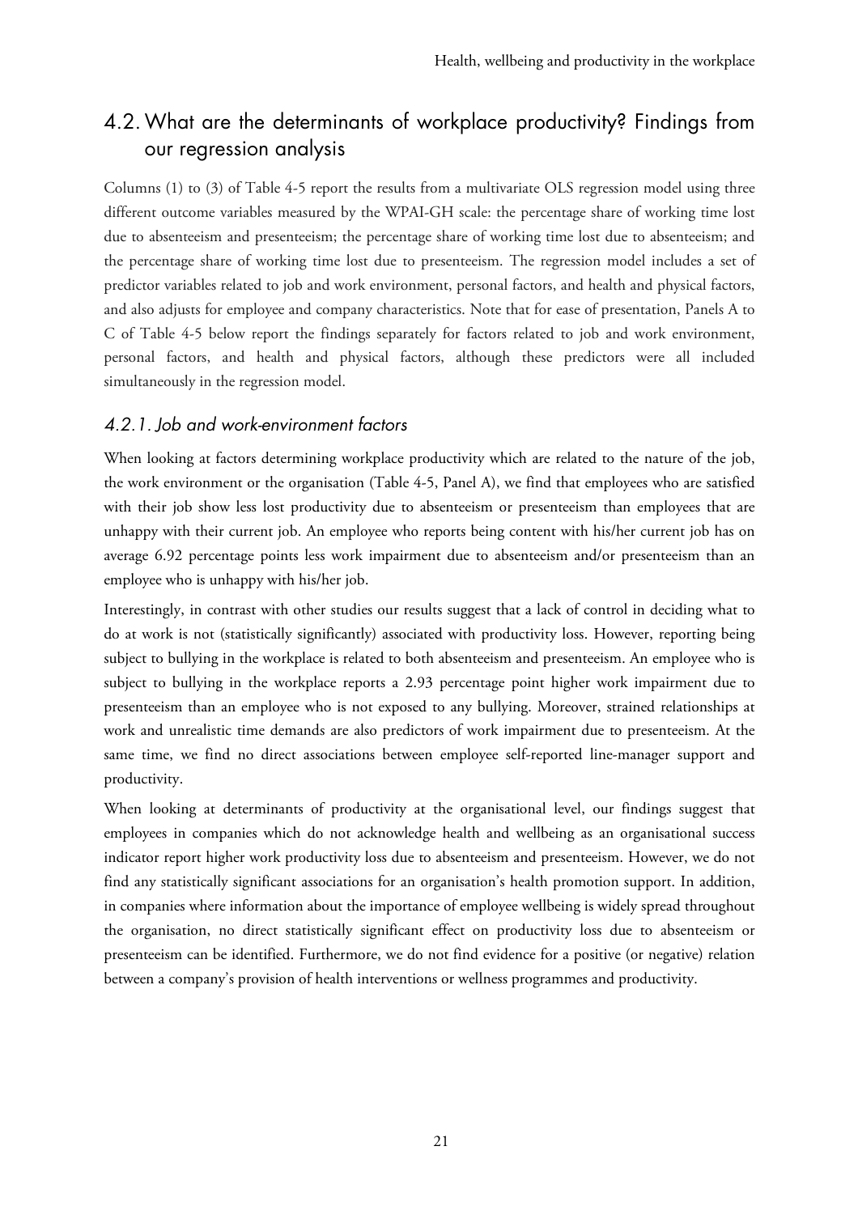## 4.2. What are the determinants of workplace productivity? Findings from our regression analysis

Columns (1) to (3) of Table 4-5 report the results from a multivariate OLS regression model using three different outcome variables measured by the WPAI-GH scale: the percentage share of working time lost due to absenteeism and presenteeism; the percentage share of working time lost due to absenteeism; and the percentage share of working time lost due to presenteeism. The regression model includes a set of predictor variables related to job and work environment, personal factors, and health and physical factors, and also adjusts for employee and company characteristics. Note that for ease of presentation, Panels A to C of Table 4-5 below report the findings separately for factors related to job and work environment, personal factors, and health and physical factors, although these predictors were all included simultaneously in the regression model.

### *4.2.1. Job and work-environment factors*

When looking at factors determining workplace productivity which are related to the nature of the job, the work environment or the organisation (Table 4-5, Panel A), we find that employees who are satisfied with their job show less lost productivity due to absenteeism or presenteeism than employees that are unhappy with their current job. An employee who reports being content with his/her current job has on average 6.92 percentage points less work impairment due to absenteeism and/or presenteeism than an employee who is unhappy with his/her job.

Interestingly, in contrast with other studies our results suggest that a lack of control in deciding what to do at work is not (statistically significantly) associated with productivity loss. However, reporting being subject to bullying in the workplace is related to both absenteeism and presenteeism. An employee who is subject to bullying in the workplace reports a 2.93 percentage point higher work impairment due to presenteeism than an employee who is not exposed to any bullying. Moreover, strained relationships at work and unrealistic time demands are also predictors of work impairment due to presenteeism. At the same time, we find no direct associations between employee self-reported line-manager support and productivity.

When looking at determinants of productivity at the organisational level, our findings suggest that employees in companies which do not acknowledge health and wellbeing as an organisational success indicator report higher work productivity loss due to absenteeism and presenteeism. However, we do not find any statistically significant associations for an organisation's health promotion support. In addition, in companies where information about the importance of employee wellbeing is widely spread throughout the organisation, no direct statistically significant effect on productivity loss due to absenteeism or presenteeism can be identified. Furthermore, we do not find evidence for a positive (or negative) relation between a company's provision of health interventions or wellness programmes and productivity.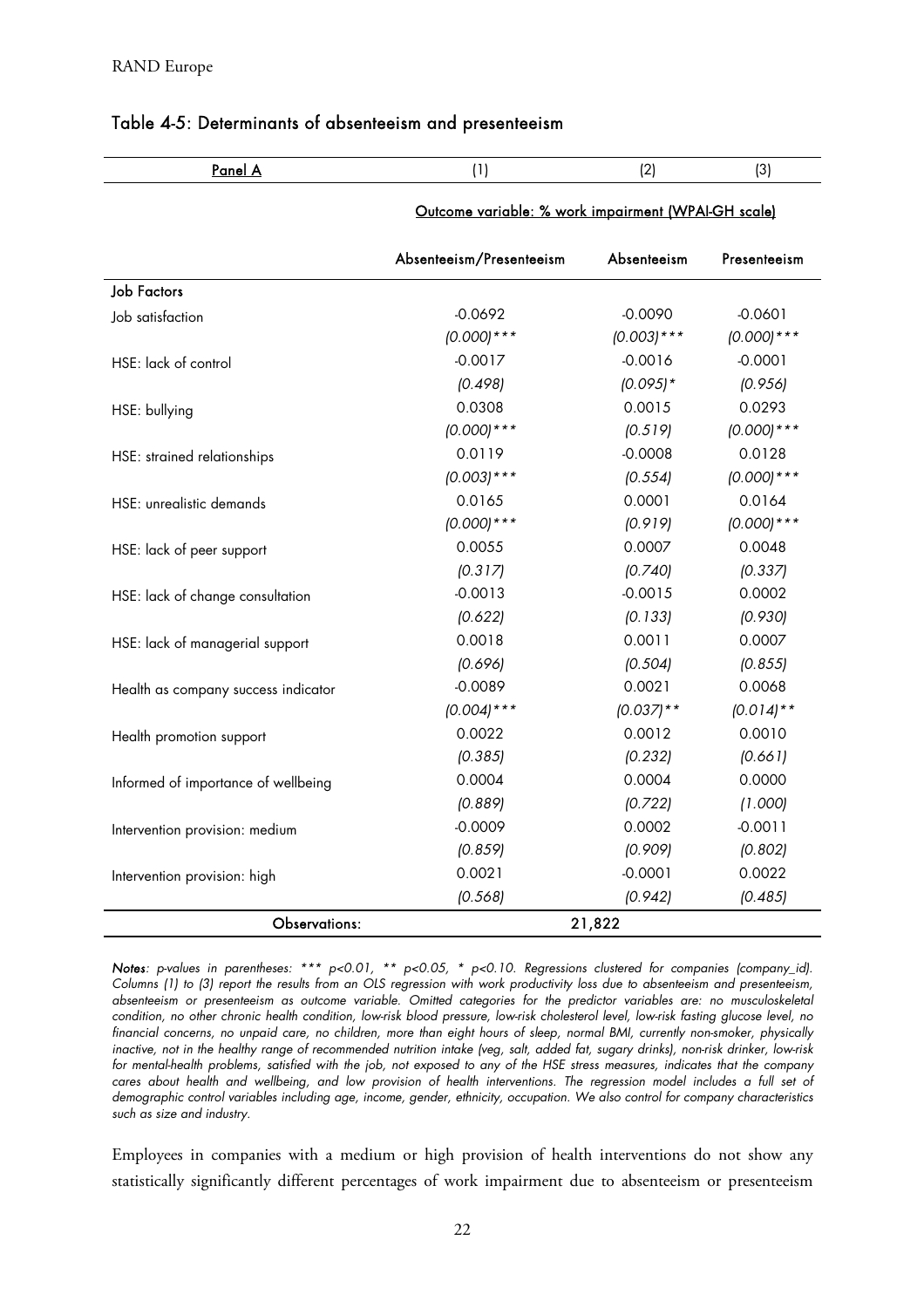## Table 4-5: Determinants of absenteeism and presenteeism

| Panel A | (1) | (2) | (3) |
|---|---|---|---|
| | Outcome variable: % work impairment (WPAI-GH scale) | | |
| | Absenteeism/Presenteeism | Absenteeism | Presenteeism |
| **Job Factors** | | | |
| Job satisfaction | -0.0692 | -0.0090 | -0.0601 |
| | *(0.000)**** | *(0.003)**** | *(0.000)**** |
| HSE: lack of control | -0.0017 | -0.0016 | -0.0001 |
| | *(0.498)* | *(0.095)** | *(0.956)* |
| HSE: bullying | 0.0308 | 0.0015 | 0.0293 |
| | *(0.000)**** | *(0.519)* | *(0.000)**** |
| HSE: strained relationships | 0.0119 | -0.0008 | 0.0128 |
| | *(0.003)**** | *(0.554)* | *(0.000)**** |
| HSE: unrealistic demands | 0.0165 | 0.0001 | 0.0164 |
| | *(0.000)**** | *(0.919)* | *(0.000)**** |
| HSE: lack of peer support | 0.0055 | 0.0007 | 0.0048 |
| | *(0.317)* | *(0.740)* | *(0.337)* |
| HSE: lack of change consultation | -0.0013 | -0.0015 | 0.0002 |
| | *(0.622)* | *(0.133)* | *(0.930)* |
| HSE: lack of managerial support | 0.0018 | 0.0011 | 0.0007 |
| | *(0.696)* | *(0.504)* | *(0.855)* |
| Health as company success indicator | -0.0089 | 0.0021 | 0.0068 |
| | *(0.004)**** | *(0.037)*** | *(0.014)*** |
| Health promotion support | 0.0022 | 0.0012 | 0.0010 |
| | *(0.385)* | *(0.232)* | *(0.661)* |
| Informed of importance of wellbeing | 0.0004 | 0.0004 | 0.0000 |
| | *(0.889)* | *(0.722)* | *(1.000)* |
| Intervention provision: medium | -0.0009 | 0.0002 | -0.0011 |
| | *(0.859)* | *(0.909)* | *(0.802)* |
| Intervention provision: high | 0.0021 | -0.0001 | 0.0022 |
| | *(0.568)* | *(0.942)* | *(0.485)* |
| **Observations:** | 21,822 | | |

***Notes**: p-values in parentheses: *** p<0.01, ** p<0.05, * p<0.10. Regressions clustered for companies (company_id). Columns (1) to (3) report the results from an OLS regression with work productivity loss due to absenteeism and presenteeism, absenteeism or presenteeism as outcome variable. Omitted categories for the predictor variables are: no musculoskeletal condition, no other chronic health condition, low-risk blood pressure, low-risk cholesterol level, low-risk fasting glucose level, no financial concerns, no unpaid care, no children, more than eight hours of sleep, normal BMI, currently non-smoker, physically inactive, not in the healthy range of recommended nutrition intake (veg, salt, added fat, sugary drinks), non-risk drinker, low-risk for mental-health problems, satisfied with the job, not exposed to any of the HSE stress measures, indicates that the company cares about health and wellbeing, and low provision of health interventions. The regression model includes a full set of demographic control variables including age, income, gender, ethnicity, occupation. We also control for company characteristics such as size and industry.*

Employees in companies with a medium or high provision of health interventions do not show any statistically significantly different percentages of work impairment due to absenteeism or presenteeism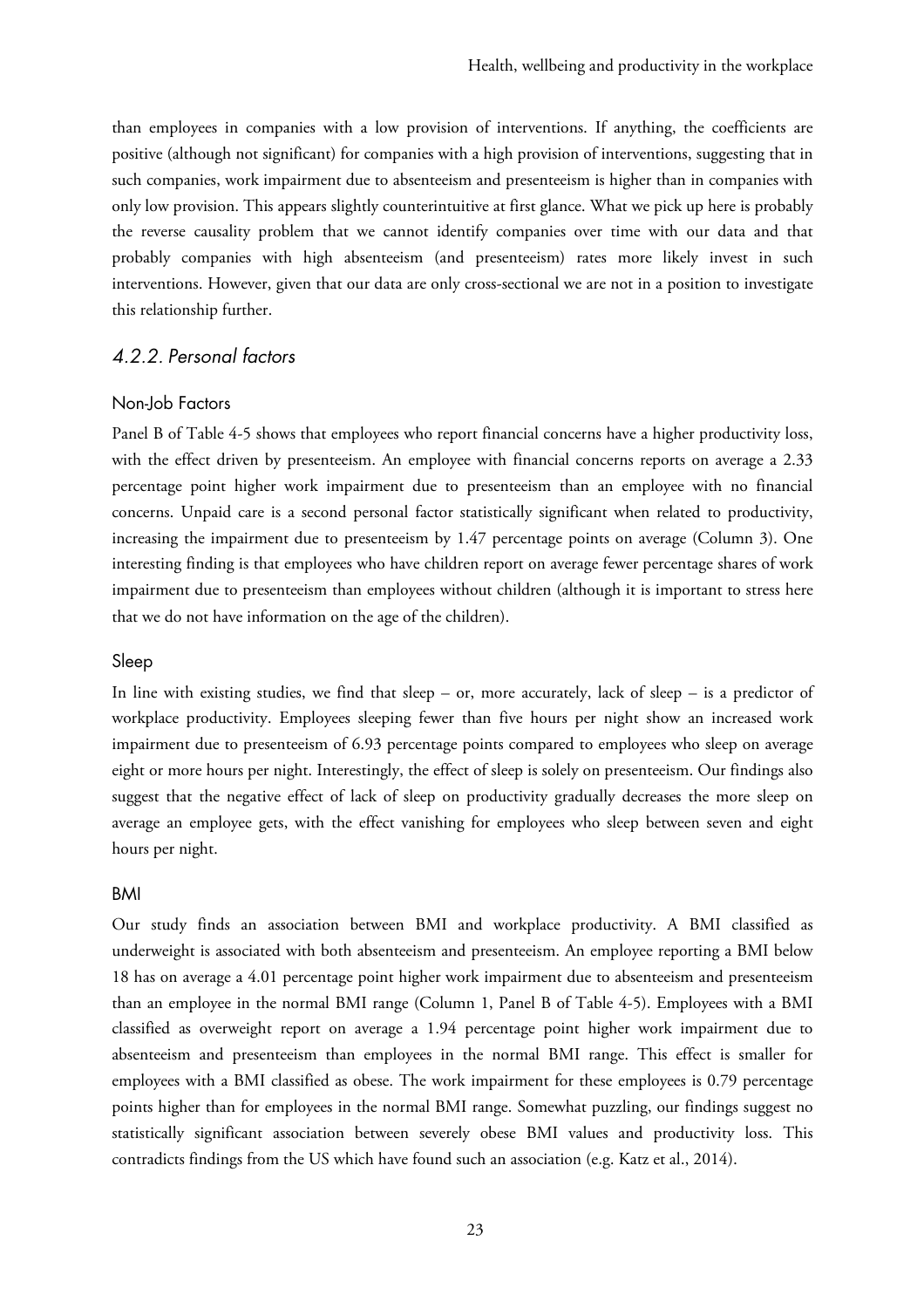than employees in companies with a low provision of interventions. If anything, the coefficients are positive (although not significant) for companies with a high provision of interventions, suggesting that in such companies, work impairment due to absenteeism and presenteeism is higher than in companies with only low provision. This appears slightly counterintuitive at first glance. What we pick up here is probably the reverse causality problem that we cannot identify companies over time with our data and that probably companies with high absenteeism (and presenteeism) rates more likely invest in such interventions. However, given that our data are only cross-sectional we are not in a position to investigate this relationship further.

### *4.2.2. Personal factors*

#### Non-Job Factors

Panel B of Table 4-5 shows that employees who report financial concerns have a higher productivity loss, with the effect driven by presenteeism. An employee with financial concerns reports on average a 2.33 percentage point higher work impairment due to presenteeism than an employee with no financial concerns. Unpaid care is a second personal factor statistically significant when related to productivity, increasing the impairment due to presenteeism by 1.47 percentage points on average (Column 3). One interesting finding is that employees who have children report on average fewer percentage shares of work impairment due to presenteeism than employees without children (although it is important to stress here that we do not have information on the age of the children).

#### Sleep

In line with existing studies, we find that sleep – or, more accurately, lack of sleep – is a predictor of workplace productivity. Employees sleeping fewer than five hours per night show an increased work impairment due to presenteeism of 6.93 percentage points compared to employees who sleep on average eight or more hours per night. Interestingly, the effect of sleep is solely on presenteeism. Our findings also suggest that the negative effect of lack of sleep on productivity gradually decreases the more sleep on average an employee gets, with the effect vanishing for employees who sleep between seven and eight hours per night.

#### BMI

Our study finds an association between BMI and workplace productivity. A BMI classified as underweight is associated with both absenteeism and presenteeism. An employee reporting a BMI below 18 has on average a 4.01 percentage point higher work impairment due to absenteeism and presenteeism than an employee in the normal BMI range (Column 1, Panel B of Table 4-5). Employees with a BMI classified as overweight report on average a 1.94 percentage point higher work impairment due to absenteeism and presenteeism than employees in the normal BMI range. This effect is smaller for employees with a BMI classified as obese. The work impairment for these employees is 0.79 percentage points higher than for employees in the normal BMI range. Somewhat puzzling, our findings suggest no statistically significant association between severely obese BMI values and productivity loss. This contradicts findings from the US which have found such an association (e.g. Katz et al., 2014).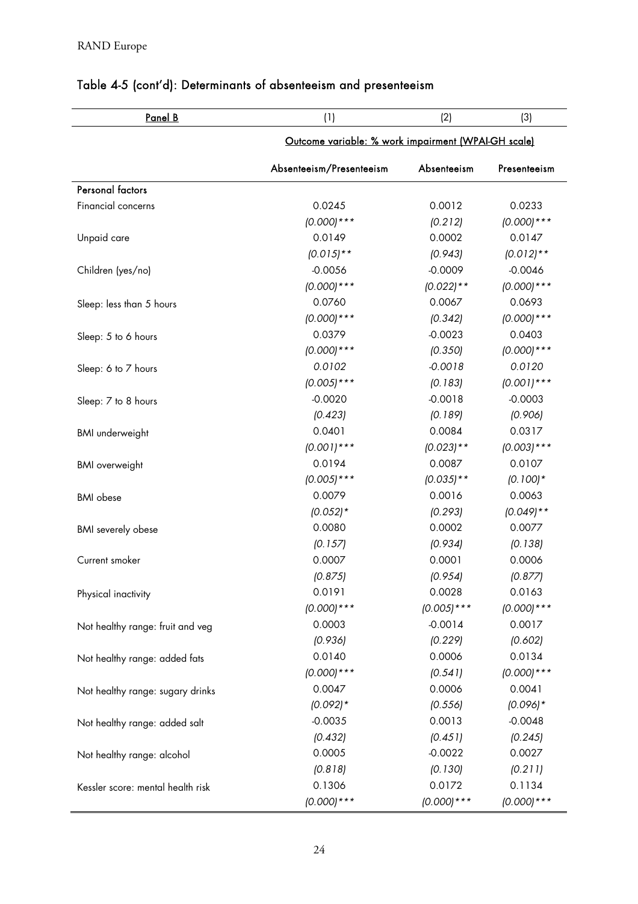## Table 4-5 (cont'd): Determinants of absenteeism and presenteeism

| <u>Panel B</u> | (1) | (2) | (3) |
|---|---|---|---|
| | <u>Outcome variable: % work impairment (WPAI-GH scale)</u> | | |
| | Absenteeism/Presenteeism | Absenteeism | Presenteeism |
| **Personal factors** | | | |
| Financial concerns | 0.0245 | 0.0012 | 0.0233 |
| | *(0.000)**** | *(0.212)* | *(0.000)**** |
| Unpaid care | 0.0149 | 0.0002 | 0.0147 |
| | *(0.015)*** | *(0.943)* | *(0.012)*** |
| Children (yes/no) | -0.0056 | -0.0009 | -0.0046 |
| | *(0.000)**** | *(0.022)*** | *(0.000)**** |
| Sleep: less than 5 hours | 0.0760 | 0.0067 | 0.0693 |
| | *(0.000)**** | *(0.342)* | *(0.000)**** |
| Sleep: 5 to 6 hours | 0.0379 | -0.0023 | 0.0403 |
| | *(0.000)**** | *(0.350)* | *(0.000)**** |
| Sleep: 6 to 7 hours | *0.0102* | *-0.0018* | *0.0120* |
| | *(0.005)**** | *(0.183)* | *(0.001)**** |
| Sleep: 7 to 8 hours | -0.0020 | -0.0018 | -0.0003 |
| | *(0.423)* | *(0.189)* | *(0.906)* |
| BMI underweight | 0.0401 | 0.0084 | 0.0317 |
| | *(0.001)**** | *(0.023)*** | *(0.003)**** |
| BMI overweight | 0.0194 | 0.0087 | 0.0107 |
| | *(0.005)**** | *(0.035)*** | *(0.100)** |
| BMI obese | 0.0079 | 0.0016 | 0.0063 |
| | *(0.052)** | *(0.293)* | *(0.049)*** |
| BMI severely obese | 0.0080 | 0.0002 | 0.0077 |
| | *(0.157)* | *(0.934)* | *(0.138)* |
| Current smoker | 0.0007 | 0.0001 | 0.0006 |
| | *(0.875)* | *(0.954)* | *(0.877)* |
| Physical inactivity | 0.0191 | 0.0028 | 0.0163 |
| | *(0.000)**** | *(0.005)**** | *(0.000)**** |
| Not healthy range: fruit and veg | 0.0003 | -0.0014 | 0.0017 |
| | *(0.936)* | *(0.229)* | *(0.602)* |
| Not healthy range: added fats | 0.0140 | 0.0006 | 0.0134 |
| | *(0.000)**** | *(0.541)* | *(0.000)**** |
| Not healthy range: sugary drinks | 0.0047 | 0.0006 | 0.0041 |
| | *(0.092)** | *(0.556)* | *(0.096)** |
| Not healthy range: added salt | -0.0035 | 0.0013 | -0.0048 |
| | *(0.432)* | *(0.451)* | *(0.245)* |
| Not healthy range: alcohol | 0.0005 | -0.0022 | 0.0027 |
| | *(0.818)* | *(0.130)* | *(0.211)* |
| Kessler score: mental health risk | 0.1306 | 0.0172 | 0.1134 |
| | *(0.000)**** | *(0.000)**** | *(0.000)**** |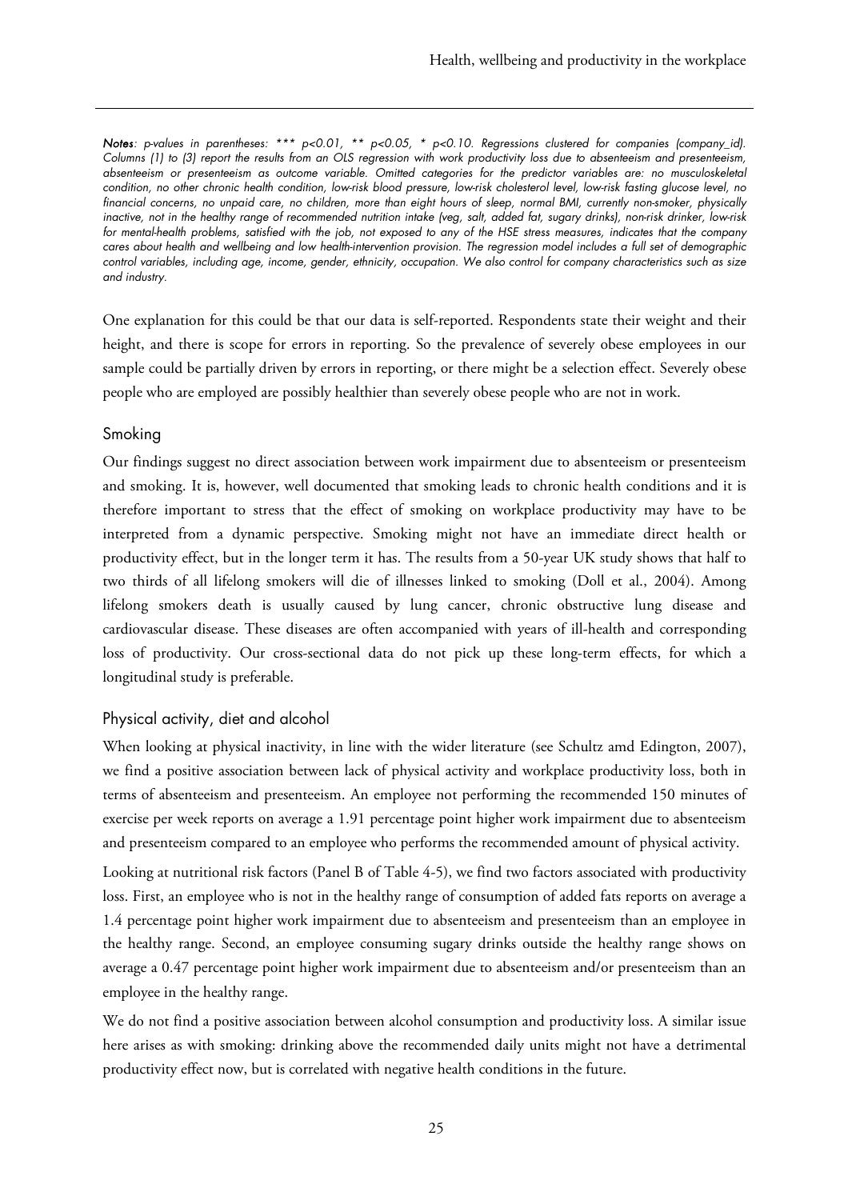*Notes: p-values in parentheses: *** p<0.01, ** p<0.05, * p<0.10. Regressions clustered for companies (company_id). Columns (1) to (3) report the results from an OLS regression with work productivity loss due to absenteeism and presenteeism, absenteeism or presenteeism as outcome variable. Omitted categories for the predictor variables are: no musculoskeletal condition, no other chronic health condition, low-risk blood pressure, low-risk cholesterol level, low-risk fasting glucose level, no financial concerns, no unpaid care, no children, more than eight hours of sleep, normal BMI, currently non-smoker, physically inactive, not in the healthy range of recommended nutrition intake (veg, salt, added fat, sugary drinks), non-risk drinker, low-risk for mental-health problems, satisfied with the job, not exposed to any of the HSE stress measures, indicates that the company cares about health and wellbeing and low health-intervention provision. The regression model includes a full set of demographic control variables, including age, income, gender, ethnicity, occupation. We also control for company characteristics such as size and industry.*

One explanation for this could be that our data is self-reported. Respondents state their weight and their height, and there is scope for errors in reporting. So the prevalence of severely obese employees in our sample could be partially driven by errors in reporting, or there might be a selection effect. Severely obese people who are employed are possibly healthier than severely obese people who are not in work.

### Smoking

Our findings suggest no direct association between work impairment due to absenteeism or presenteeism and smoking. It is, however, well documented that smoking leads to chronic health conditions and it is therefore important to stress that the effect of smoking on workplace productivity may have to be interpreted from a dynamic perspective. Smoking might not have an immediate direct health or productivity effect, but in the longer term it has. The results from a 50-year UK study shows that half to two thirds of all lifelong smokers will die of illnesses linked to smoking (Doll et al., 2004). Among lifelong smokers death is usually caused by lung cancer, chronic obstructive lung disease and cardiovascular disease. These diseases are often accompanied with years of ill-health and corresponding loss of productivity. Our cross-sectional data do not pick up these long-term effects, for which a longitudinal study is preferable.

### Physical activity, diet and alcohol

When looking at physical inactivity, in line with the wider literature (see Schultz amd Edington, 2007), we find a positive association between lack of physical activity and workplace productivity loss, both in terms of absenteeism and presenteeism. An employee not performing the recommended 150 minutes of exercise per week reports on average a 1.91 percentage point higher work impairment due to absenteeism and presenteeism compared to an employee who performs the recommended amount of physical activity.

Looking at nutritional risk factors (Panel B of Table 4-5), we find two factors associated with productivity loss. First, an employee who is not in the healthy range of consumption of added fats reports on average a 1.4 percentage point higher work impairment due to absenteeism and presenteeism than an employee in the healthy range. Second, an employee consuming sugary drinks outside the healthy range shows on average a 0.47 percentage point higher work impairment due to absenteeism and/or presenteeism than an employee in the healthy range.

We do not find a positive association between alcohol consumption and productivity loss. A similar issue here arises as with smoking: drinking above the recommended daily units might not have a detrimental productivity effect now, but is correlated with negative health conditions in the future.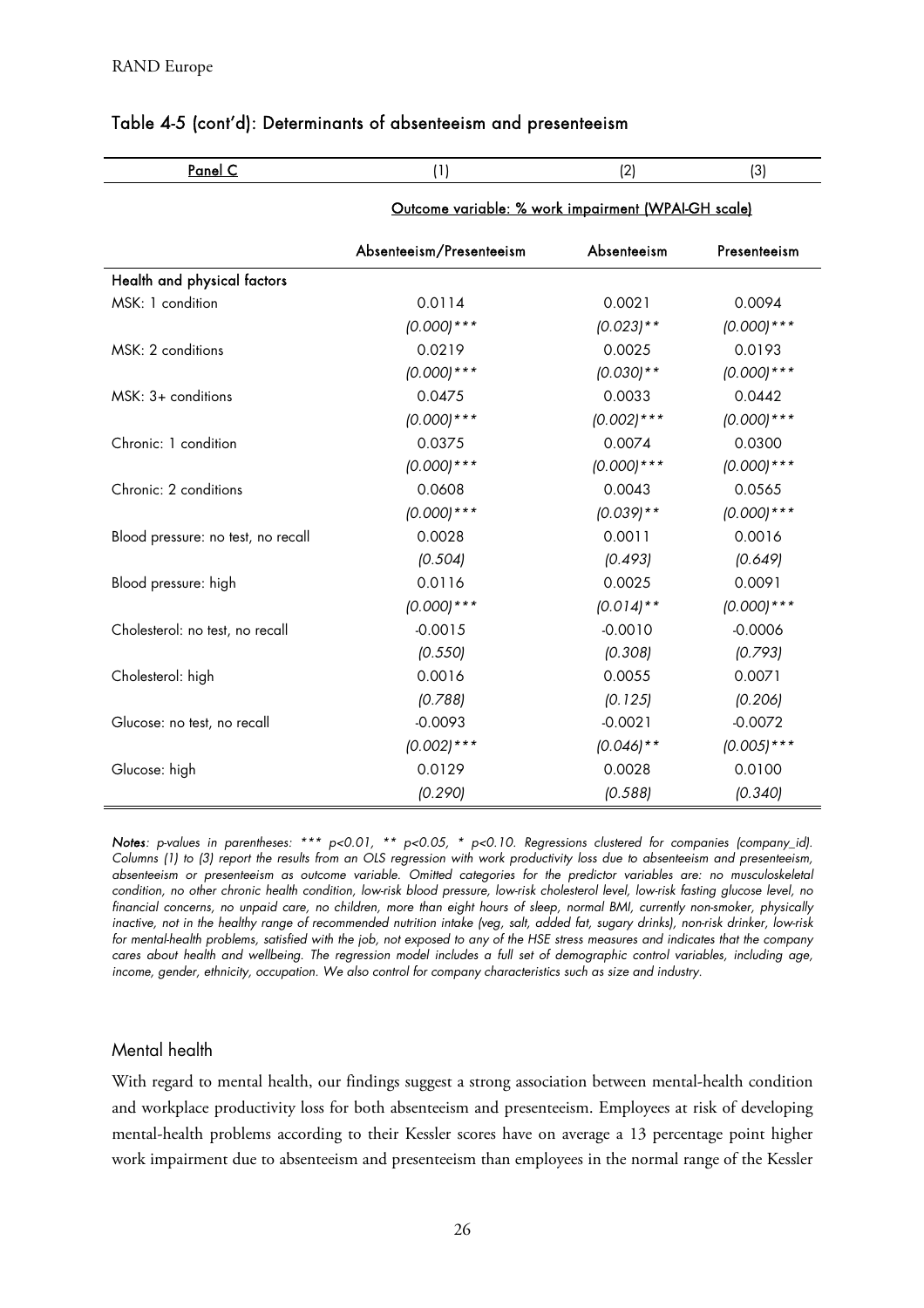## Table 4-5 (cont'd): Determinants of absenteeism and presenteeism

| Panel C | (1) | (2) | (3) |
|---|---|---|---|
| | Outcome variable: % work impairment (WPAI-GH scale) | | |
| | Absenteeism/Presenteeism | Absenteeism | Presenteeism |
| **Health and physical factors** | | | |
| MSK: 1 condition | 0.0114 | 0.0021 | 0.0094 |
| | *(0.000)**** | *(0.023)*** | *(0.000)**** |
| MSK: 2 conditions | 0.0219 | 0.0025 | 0.0193 |
| | *(0.000)**** | *(0.030)*** | *(0.000)**** |
| MSK: 3+ conditions | 0.0475 | 0.0033 | 0.0442 |
| | *(0.000)**** | *(0.002)**** | *(0.000)**** |
| Chronic: 1 condition | 0.0375 | 0.0074 | 0.0300 |
| | *(0.000)**** | *(0.000)**** | *(0.000)**** |
| Chronic: 2 conditions | 0.0608 | 0.0043 | 0.0565 |
| | *(0.000)**** | *(0.039)*** | *(0.000)**** |
| Blood pressure: no test, no recall | 0.0028 | 0.0011 | 0.0016 |
| | *(0.504)* | *(0.493)* | *(0.649)* |
| Blood pressure: high | 0.0116 | 0.0025 | 0.0091 |
| | *(0.000)**** | *(0.014)*** | *(0.000)**** |
| Cholesterol: no test, no recall | -0.0015 | -0.0010 | -0.0006 |
| | *(0.550)* | *(0.308)* | *(0.793)* |
| Cholesterol: high | 0.0016 | 0.0055 | 0.0071 |
| | *(0.788)* | *(0.125)* | *(0.206)* |
| Glucose: no test, no recall | -0.0093 | -0.0021 | -0.0072 |
| | *(0.002)**** | *(0.046)*** | *(0.005)**** |
| Glucose: high | 0.0129 | 0.0028 | 0.0100 |
| | *(0.290)* | *(0.588)* | *(0.340)* |

***Notes**: p-values in parentheses: *** p<0.01, ** p<0.05, * p<0.10. Regressions clustered for companies (company_id). Columns (1) to (3) report the results from an OLS regression with work productivity loss due to absenteeism and presenteeism, absenteeism or presenteeism as outcome variable. Omitted categories for the predictor variables are: no musculoskeletal condition, no other chronic health condition, low-risk blood pressure, low-risk cholesterol level, low-risk fasting glucose level, no financial concerns, no unpaid care, no children, more than eight hours of sleep, normal BMI, currently non-smoker, physically inactive, not in the healthy range of recommended nutrition intake (veg, salt, added fat, sugary drinks), non-risk drinker, low-risk for mental-health problems, satisfied with the job, not exposed to any of the HSE stress measures and indicates that the company cares about health and wellbeing. The regression model includes a full set of demographic control variables, including age, income, gender, ethnicity, occupation. We also control for company characteristics such as size and industry.*

### Mental health

With regard to mental health, our findings suggest a strong association between mental-health condition and workplace productivity loss for both absenteeism and presenteeism. Employees at risk of developing mental-health problems according to their Kessler scores have on average a 13 percentage point higher work impairment due to absenteeism and presenteeism than employees in the normal range of the Kessler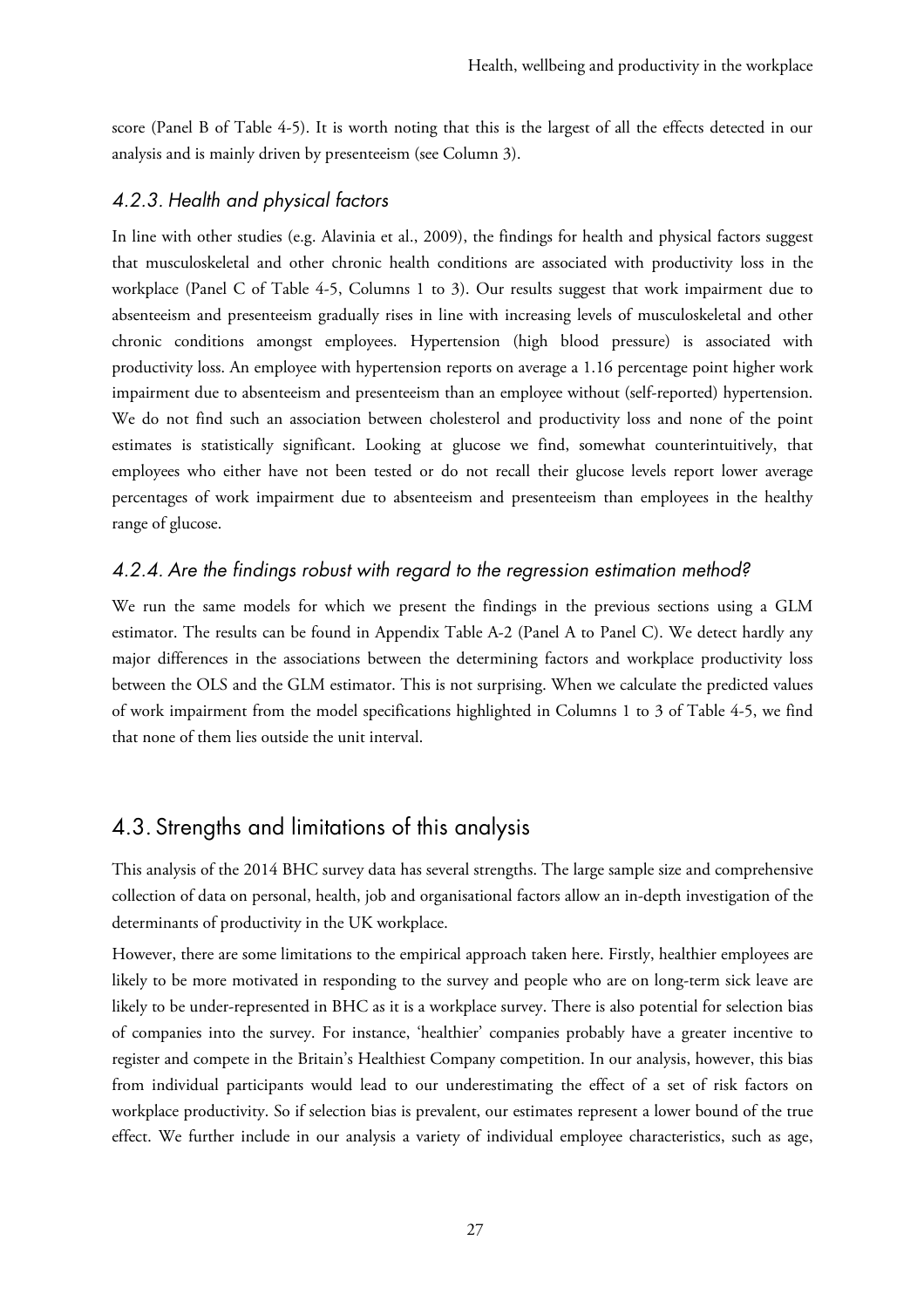score (Panel B of Table 4-5). It is worth noting that this is the largest of all the effects detected in our analysis and is mainly driven by presenteeism (see Column 3).

### *4.2.3. Health and physical factors*

In line with other studies (e.g. Alavinia et al., 2009), the findings for health and physical factors suggest that musculoskeletal and other chronic health conditions are associated with productivity loss in the workplace (Panel C of Table 4-5, Columns 1 to 3). Our results suggest that work impairment due to absenteeism and presenteeism gradually rises in line with increasing levels of musculoskeletal and other chronic conditions amongst employees. Hypertension (high blood pressure) is associated with productivity loss. An employee with hypertension reports on average a 1.16 percentage point higher work impairment due to absenteeism and presenteeism than an employee without (self-reported) hypertension. We do not find such an association between cholesterol and productivity loss and none of the point estimates is statistically significant. Looking at glucose we find, somewhat counterintuitively, that employees who either have not been tested or do not recall their glucose levels report lower average percentages of work impairment due to absenteeism and presenteeism than employees in the healthy range of glucose.

### *4.2.4. Are the findings robust with regard to the regression estimation method?*

We run the same models for which we present the findings in the previous sections using a GLM estimator. The results can be found in Appendix Table A-2 (Panel A to Panel C). We detect hardly any major differences in the associations between the determining factors and workplace productivity loss between the OLS and the GLM estimator. This is not surprising. When we calculate the predicted values of work impairment from the model specifications highlighted in Columns 1 to 3 of Table 4-5, we find that none of them lies outside the unit interval.

## 4.3. Strengths and limitations of this analysis

This analysis of the 2014 BHC survey data has several strengths. The large sample size and comprehensive collection of data on personal, health, job and organisational factors allow an in-depth investigation of the determinants of productivity in the UK workplace.

However, there are some limitations to the empirical approach taken here. Firstly, healthier employees are likely to be more motivated in responding to the survey and people who are on long-term sick leave are likely to be under-represented in BHC as it is a workplace survey. There is also potential for selection bias of companies into the survey. For instance, 'healthier' companies probably have a greater incentive to register and compete in the Britain's Healthiest Company competition. In our analysis, however, this bias from individual participants would lead to our underestimating the effect of a set of risk factors on workplace productivity. So if selection bias is prevalent, our estimates represent a lower bound of the true effect. We further include in our analysis a variety of individual employee characteristics, such as age,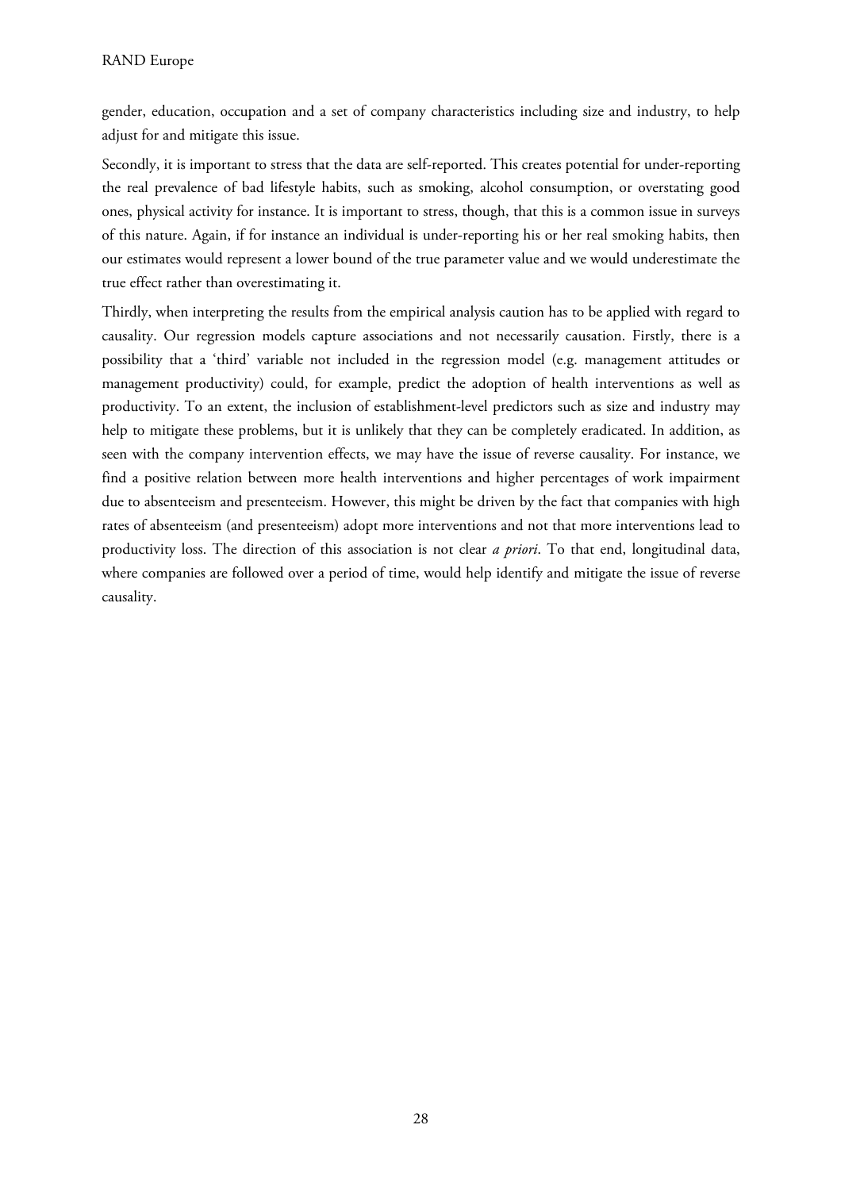gender, education, occupation and a set of company characteristics including size and industry, to help adjust for and mitigate this issue.

Secondly, it is important to stress that the data are self-reported. This creates potential for under-reporting the real prevalence of bad lifestyle habits, such as smoking, alcohol consumption, or overstating good ones, physical activity for instance. It is important to stress, though, that this is a common issue in surveys of this nature. Again, if for instance an individual is under-reporting his or her real smoking habits, then our estimates would represent a lower bound of the true parameter value and we would underestimate the true effect rather than overestimating it.

Thirdly, when interpreting the results from the empirical analysis caution has to be applied with regard to causality. Our regression models capture associations and not necessarily causation. Firstly, there is a possibility that a 'third' variable not included in the regression model (e.g. management attitudes or management productivity) could, for example, predict the adoption of health interventions as well as productivity. To an extent, the inclusion of establishment-level predictors such as size and industry may help to mitigate these problems, but it is unlikely that they can be completely eradicated. In addition, as seen with the company intervention effects, we may have the issue of reverse causality. For instance, we find a positive relation between more health interventions and higher percentages of work impairment due to absenteeism and presenteeism. However, this might be driven by the fact that companies with high rates of absenteeism (and presenteeism) adopt more interventions and not that more interventions lead to productivity loss. The direction of this association is not clear *a priori*. To that end, longitudinal data, where companies are followed over a period of time, would help identify and mitigate the issue of reverse causality.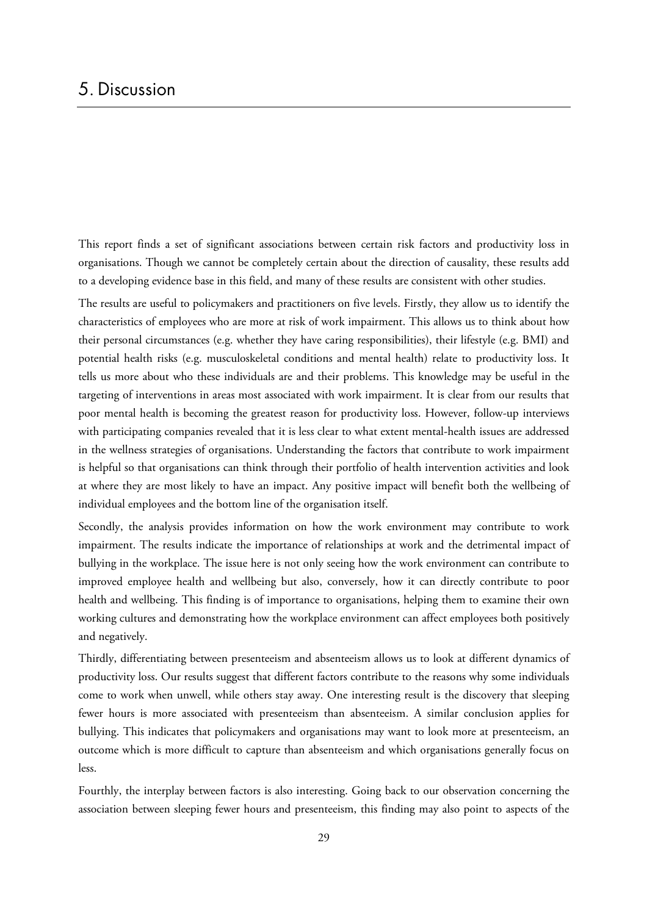# 5. Discussion

This report finds a set of significant associations between certain risk factors and productivity loss in organisations. Though we cannot be completely certain about the direction of causality, these results add to a developing evidence base in this field, and many of these results are consistent with other studies.

The results are useful to policymakers and practitioners on five levels. Firstly, they allow us to identify the characteristics of employees who are more at risk of work impairment. This allows us to think about how their personal circumstances (e.g. whether they have caring responsibilities), their lifestyle (e.g. BMI) and potential health risks (e.g. musculoskeletal conditions and mental health) relate to productivity loss. It tells us more about who these individuals are and their problems. This knowledge may be useful in the targeting of interventions in areas most associated with work impairment. It is clear from our results that poor mental health is becoming the greatest reason for productivity loss. However, follow-up interviews with participating companies revealed that it is less clear to what extent mental-health issues are addressed in the wellness strategies of organisations. Understanding the factors that contribute to work impairment is helpful so that organisations can think through their portfolio of health intervention activities and look at where they are most likely to have an impact. Any positive impact will benefit both the wellbeing of individual employees and the bottom line of the organisation itself.

Secondly, the analysis provides information on how the work environment may contribute to work impairment. The results indicate the importance of relationships at work and the detrimental impact of bullying in the workplace. The issue here is not only seeing how the work environment can contribute to improved employee health and wellbeing but also, conversely, how it can directly contribute to poor health and wellbeing. This finding is of importance to organisations, helping them to examine their own working cultures and demonstrating how the workplace environment can affect employees both positively and negatively.

Thirdly, differentiating between presenteeism and absenteeism allows us to look at different dynamics of productivity loss. Our results suggest that different factors contribute to the reasons why some individuals come to work when unwell, while others stay away. One interesting result is the discovery that sleeping fewer hours is more associated with presenteeism than absenteeism. A similar conclusion applies for bullying. This indicates that policymakers and organisations may want to look more at presenteeism, an outcome which is more difficult to capture than absenteeism and which organisations generally focus on less.

Fourthly, the interplay between factors is also interesting. Going back to our observation concerning the association between sleeping fewer hours and presenteeism, this finding may also point to aspects of the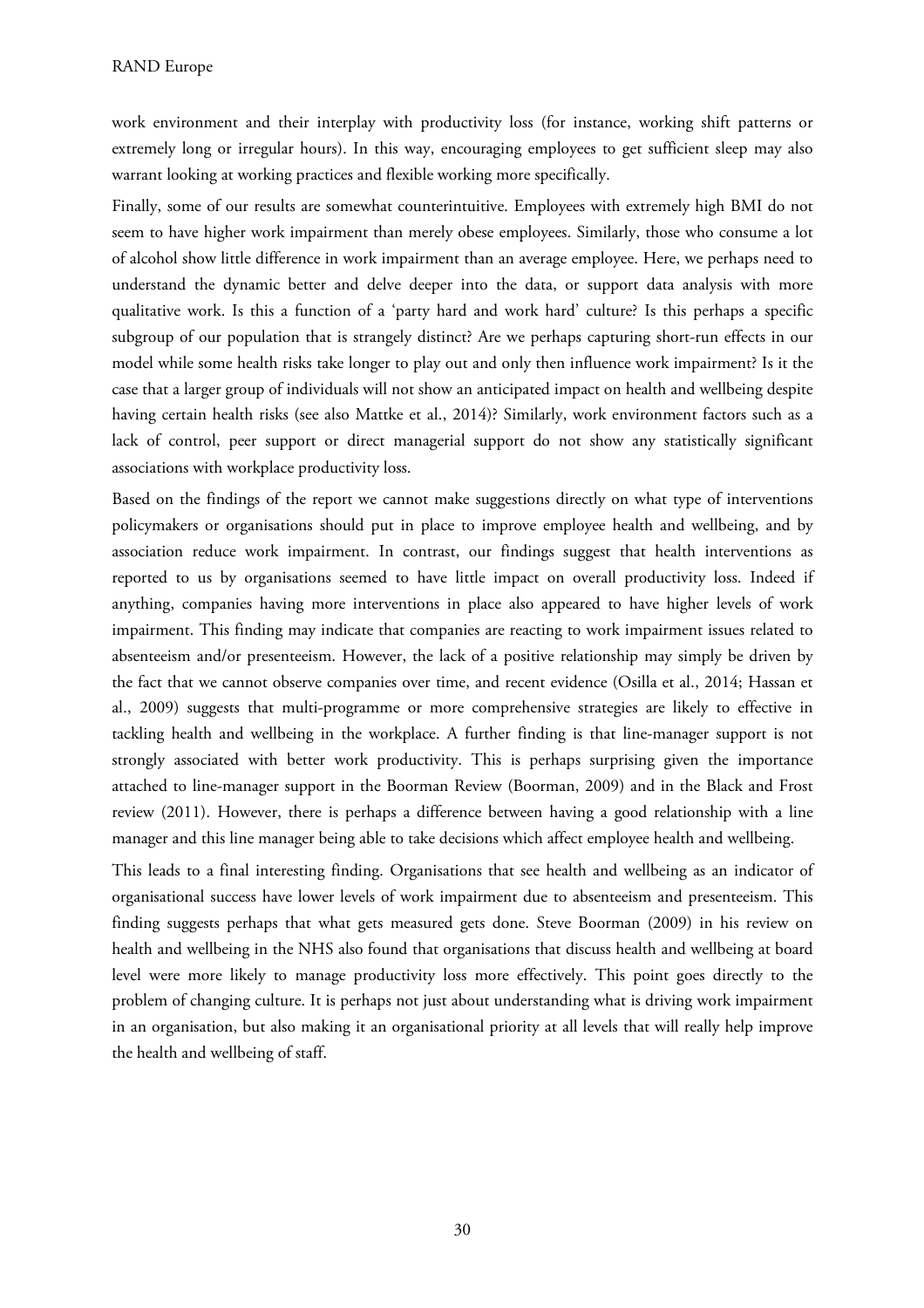work environment and their interplay with productivity loss (for instance, working shift patterns or extremely long or irregular hours). In this way, encouraging employees to get sufficient sleep may also warrant looking at working practices and flexible working more specifically.

Finally, some of our results are somewhat counterintuitive. Employees with extremely high BMI do not seem to have higher work impairment than merely obese employees. Similarly, those who consume a lot of alcohol show little difference in work impairment than an average employee. Here, we perhaps need to understand the dynamic better and delve deeper into the data, or support data analysis with more qualitative work. Is this a function of a 'party hard and work hard' culture? Is this perhaps a specific subgroup of our population that is strangely distinct? Are we perhaps capturing short-run effects in our model while some health risks take longer to play out and only then influence work impairment? Is it the case that a larger group of individuals will not show an anticipated impact on health and wellbeing despite having certain health risks (see also Mattke et al., 2014)? Similarly, work environment factors such as a lack of control, peer support or direct managerial support do not show any statistically significant associations with workplace productivity loss.

Based on the findings of the report we cannot make suggestions directly on what type of interventions policymakers or organisations should put in place to improve employee health and wellbeing, and by association reduce work impairment. In contrast, our findings suggest that health interventions as reported to us by organisations seemed to have little impact on overall productivity loss. Indeed if anything, companies having more interventions in place also appeared to have higher levels of work impairment. This finding may indicate that companies are reacting to work impairment issues related to absenteeism and/or presenteeism. However, the lack of a positive relationship may simply be driven by the fact that we cannot observe companies over time, and recent evidence (Osilla et al., 2014; Hassan et al., 2009) suggests that multi-programme or more comprehensive strategies are likely to effective in tackling health and wellbeing in the workplace. A further finding is that line-manager support is not strongly associated with better work productivity. This is perhaps surprising given the importance attached to line-manager support in the Boorman Review (Boorman, 2009) and in the Black and Frost review (2011). However, there is perhaps a difference between having a good relationship with a line manager and this line manager being able to take decisions which affect employee health and wellbeing.

This leads to a final interesting finding. Organisations that see health and wellbeing as an indicator of organisational success have lower levels of work impairment due to absenteeism and presenteeism. This finding suggests perhaps that what gets measured gets done. Steve Boorman (2009) in his review on health and wellbeing in the NHS also found that organisations that discuss health and wellbeing at board level were more likely to manage productivity loss more effectively. This point goes directly to the problem of changing culture. It is perhaps not just about understanding what is driving work impairment in an organisation, but also making it an organisational priority at all levels that will really help improve the health and wellbeing of staff.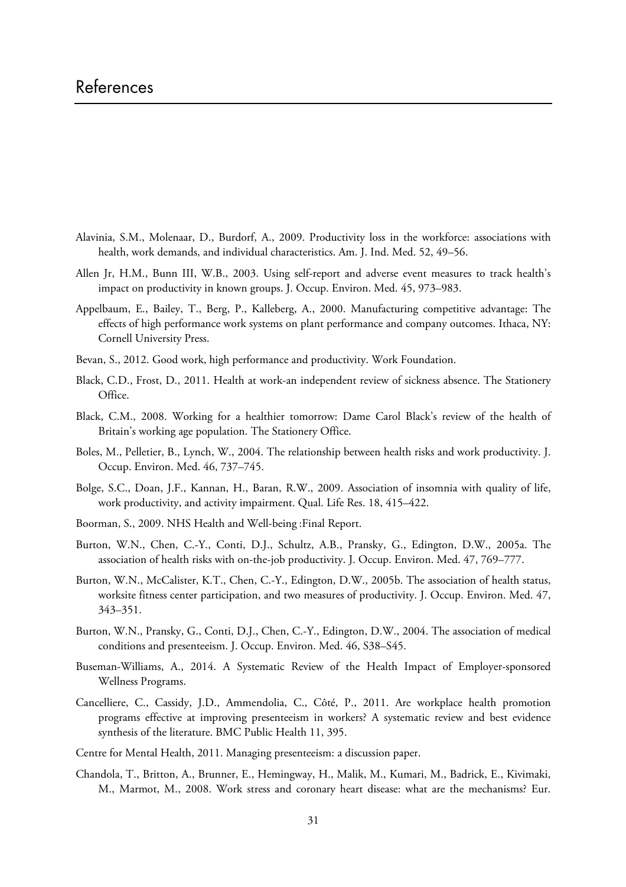# References

Alavinia, S.M., Molenaar, D., Burdorf, A., 2009. Productivity loss in the workforce: associations with health, work demands, and individual characteristics. Am. J. Ind. Med. 52, 49–56.

Allen Jr, H.M., Bunn III, W.B., 2003. Using self-report and adverse event measures to track health's impact on productivity in known groups. J. Occup. Environ. Med. 45, 973–983.

Appelbaum, E., Bailey, T., Berg, P., Kalleberg, A., 2000. Manufacturing competitive advantage: The effects of high performance work systems on plant performance and company outcomes. Ithaca, NY: Cornell University Press.

Bevan, S., 2012. Good work, high performance and productivity. Work Foundation.

Black, C.D., Frost, D., 2011. Health at work-an independent review of sickness absence. The Stationery Office.

Black, C.M., 2008. Working for a healthier tomorrow: Dame Carol Black's review of the health of Britain's working age population. The Stationery Office.

Boles, M., Pelletier, B., Lynch, W., 2004. The relationship between health risks and work productivity. J. Occup. Environ. Med. 46, 737–745.

Bolge, S.C., Doan, J.F., Kannan, H., Baran, R.W., 2009. Association of insomnia with quality of life, work productivity, and activity impairment. Qual. Life Res. 18, 415–422.

Boorman, S., 2009. NHS Health and Well-being :Final Report.

Burton, W.N., Chen, C.-Y., Conti, D.J., Schultz, A.B., Pransky, G., Edington, D.W., 2005a. The association of health risks with on-the-job productivity. J. Occup. Environ. Med. 47, 769–777.

Burton, W.N., McCalister, K.T., Chen, C.-Y., Edington, D.W., 2005b. The association of health status, worksite fitness center participation, and two measures of productivity. J. Occup. Environ. Med. 47, 343–351.

Burton, W.N., Pransky, G., Conti, D.J., Chen, C.-Y., Edington, D.W., 2004. The association of medical conditions and presenteeism. J. Occup. Environ. Med. 46, S38–S45.

Buseman-Williams, A., 2014. A Systematic Review of the Health Impact of Employer-sponsored Wellness Programs.

Cancelliere, C., Cassidy, J.D., Ammendolia, C., Côté, P., 2011. Are workplace health promotion programs effective at improving presenteeism in workers? A systematic review and best evidence synthesis of the literature. BMC Public Health 11, 395.

Centre for Mental Health, 2011. Managing presenteeism: a discussion paper.

Chandola, T., Britton, A., Brunner, E., Hemingway, H., Malik, M., Kumari, M., Badrick, E., Kivimaki, M., Marmot, M., 2008. Work stress and coronary heart disease: what are the mechanisms? Eur.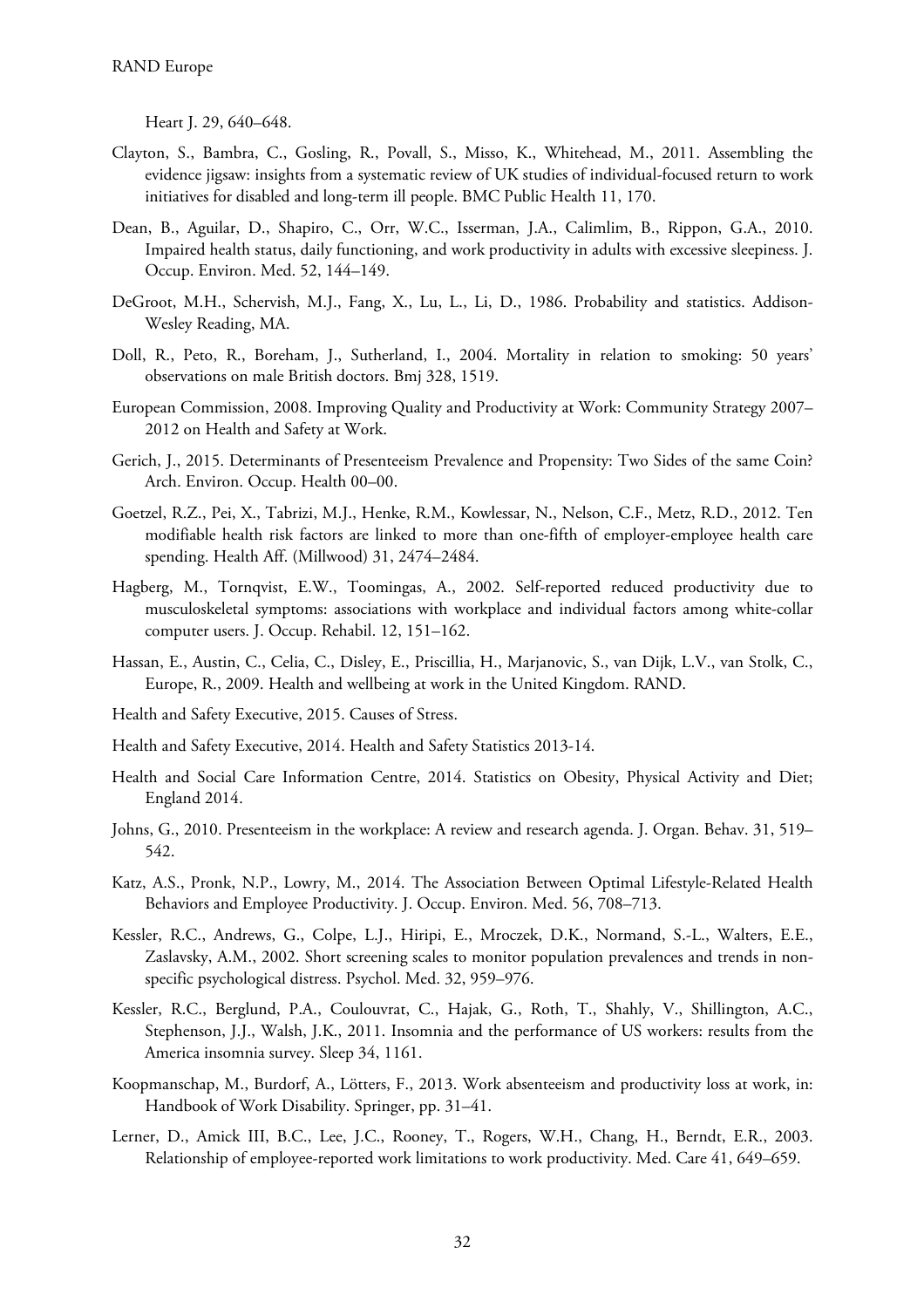Heart J. 29, 640–648.

Clayton, S., Bambra, C., Gosling, R., Povall, S., Misso, K., Whitehead, M., 2011. Assembling the evidence jigsaw: insights from a systematic review of UK studies of individual-focused return to work initiatives for disabled and long-term ill people. BMC Public Health 11, 170.

Dean, B., Aguilar, D., Shapiro, C., Orr, W.C., Isserman, J.A., Calimlim, B., Rippon, G.A., 2010. Impaired health status, daily functioning, and work productivity in adults with excessive sleepiness. J. Occup. Environ. Med. 52, 144–149.

DeGroot, M.H., Schervish, M.J., Fang, X., Lu, L., Li, D., 1986. Probability and statistics. Addison-Wesley Reading, MA.

Doll, R., Peto, R., Boreham, J., Sutherland, I., 2004. Mortality in relation to smoking: 50 years' observations on male British doctors. Bmj 328, 1519.

European Commission, 2008. Improving Quality and Productivity at Work: Community Strategy 2007–2012 on Health and Safety at Work.

Gerich, J., 2015. Determinants of Presenteeism Prevalence and Propensity: Two Sides of the same Coin? Arch. Environ. Occup. Health 00–00.

Goetzel, R.Z., Pei, X., Tabrizi, M.J., Henke, R.M., Kowlessar, N., Nelson, C.F., Metz, R.D., 2012. Ten modifiable health risk factors are linked to more than one-fifth of employer-employee health care spending. Health Aff. (Millwood) 31, 2474–2484.

Hagberg, M., Tornqvist, E.W., Toomingas, A., 2002. Self-reported reduced productivity due to musculoskeletal symptoms: associations with workplace and individual factors among white-collar computer users. J. Occup. Rehabil. 12, 151–162.

Hassan, E., Austin, C., Celia, C., Disley, E., Priscillia, H., Marjanovic, S., van Dijk, L.V., van Stolk, C., Europe, R., 2009. Health and wellbeing at work in the United Kingdom. RAND.

Health and Safety Executive, 2015. Causes of Stress.

Health and Safety Executive, 2014. Health and Safety Statistics 2013-14.

Health and Social Care Information Centre, 2014. Statistics on Obesity, Physical Activity and Diet; England 2014.

Johns, G., 2010. Presenteeism in the workplace: A review and research agenda. J. Organ. Behav. 31, 519–542.

Katz, A.S., Pronk, N.P., Lowry, M., 2014. The Association Between Optimal Lifestyle-Related Health Behaviors and Employee Productivity. J. Occup. Environ. Med. 56, 708–713.

Kessler, R.C., Andrews, G., Colpe, L.J., Hiripi, E., Mroczek, D.K., Normand, S.-L., Walters, E.E., Zaslavsky, A.M., 2002. Short screening scales to monitor population prevalences and trends in non-specific psychological distress. Psychol. Med. 32, 959–976.

Kessler, R.C., Berglund, P.A., Coulouvrat, C., Hajak, G., Roth, T., Shahly, V., Shillington, A.C., Stephenson, J.J., Walsh, J.K., 2011. Insomnia and the performance of US workers: results from the America insomnia survey. Sleep 34, 1161.

Koopmanschap, M., Burdorf, A., Lötters, F., 2013. Work absenteeism and productivity loss at work, in: Handbook of Work Disability. Springer, pp. 31–41.

Lerner, D., Amick III, B.C., Lee, J.C., Rooney, T., Rogers, W.H., Chang, H., Berndt, E.R., 2003. Relationship of employee-reported work limitations to work productivity. Med. Care 41, 649–659.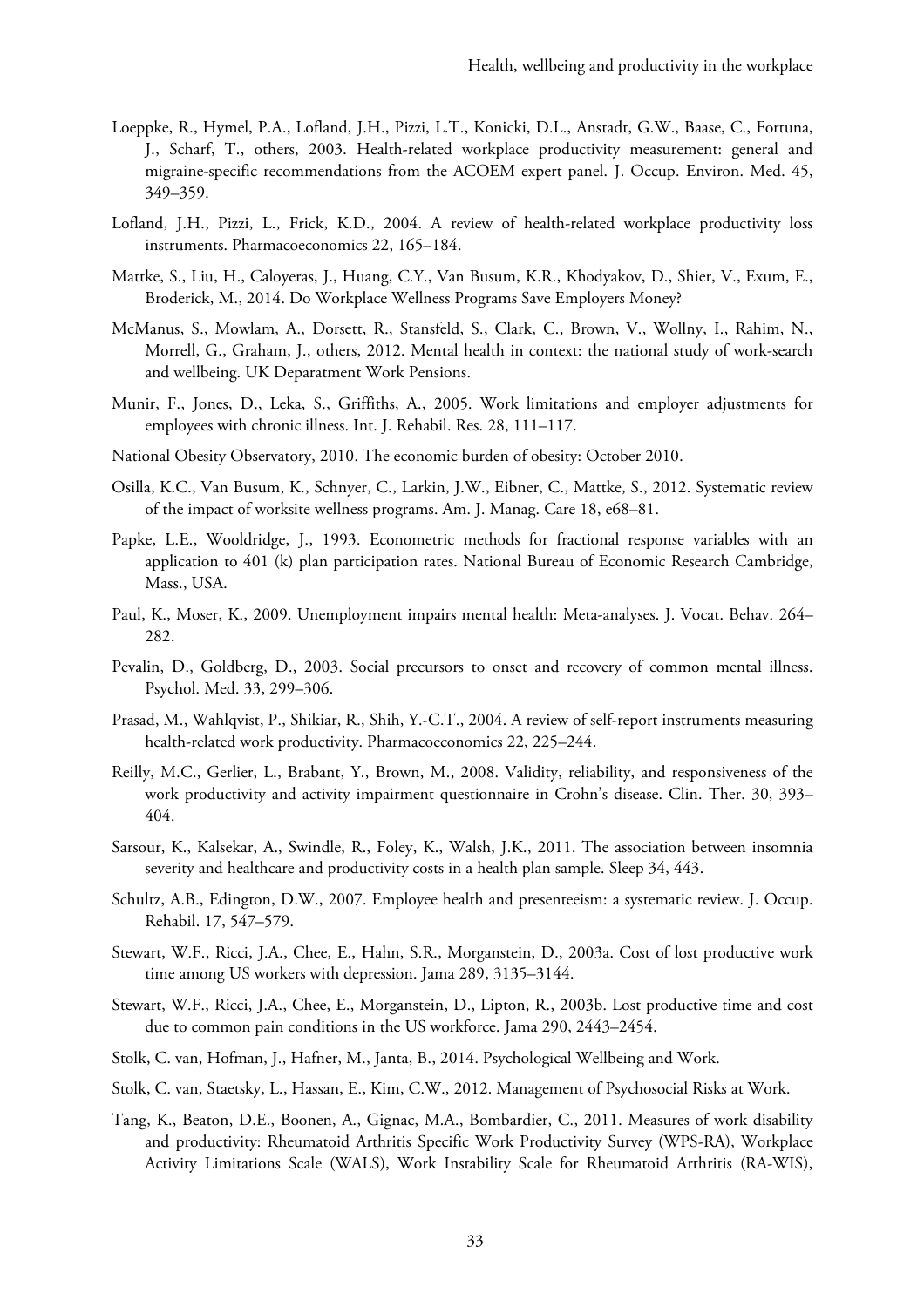Loeppke, R., Hymel, P.A., Lofland, J.H., Pizzi, L.T., Konicki, D.L., Anstadt, G.W., Baase, C., Fortuna, J., Scharf, T., others, 2003. Health-related workplace productivity measurement: general and migraine-specific recommendations from the ACOEM expert panel. J. Occup. Environ. Med. 45, 349–359.

Lofland, J.H., Pizzi, L., Frick, K.D., 2004. A review of health-related workplace productivity loss instruments. Pharmacoeconomics 22, 165–184.

Mattke, S., Liu, H., Caloyeras, J., Huang, C.Y., Van Busum, K.R., Khodyakov, D., Shier, V., Exum, E., Broderick, M., 2014. Do Workplace Wellness Programs Save Employers Money?

McManus, S., Mowlam, A., Dorsett, R., Stansfeld, S., Clark, C., Brown, V., Wollny, I., Rahim, N., Morrell, G., Graham, J., others, 2012. Mental health in context: the national study of work-search and wellbeing. UK Deparatment Work Pensions.

Munir, F., Jones, D., Leka, S., Griffiths, A., 2005. Work limitations and employer adjustments for employees with chronic illness. Int. J. Rehabil. Res. 28, 111–117.

National Obesity Observatory, 2010. The economic burden of obesity: October 2010.

Osilla, K.C., Van Busum, K., Schnyer, C., Larkin, J.W., Eibner, C., Mattke, S., 2012. Systematic review of the impact of worksite wellness programs. Am. J. Manag. Care 18, e68–81.

Papke, L.E., Wooldridge, J., 1993. Econometric methods for fractional response variables with an application to 401 (k) plan participation rates. National Bureau of Economic Research Cambridge, Mass., USA.

Paul, K., Moser, K., 2009. Unemployment impairs mental health: Meta-analyses. J. Vocat. Behav. 264–282.

Pevalin, D., Goldberg, D., 2003. Social precursors to onset and recovery of common mental illness. Psychol. Med. 33, 299–306.

Prasad, M., Wahlqvist, P., Shikiar, R., Shih, Y.-C.T., 2004. A review of self-report instruments measuring health-related work productivity. Pharmacoeconomics 22, 225–244.

Reilly, M.C., Gerlier, L., Brabant, Y., Brown, M., 2008. Validity, reliability, and responsiveness of the work productivity and activity impairment questionnaire in Crohn's disease. Clin. Ther. 30, 393–404.

Sarsour, K., Kalsekar, A., Swindle, R., Foley, K., Walsh, J.K., 2011. The association between insomnia severity and healthcare and productivity costs in a health plan sample. Sleep 34, 443.

Schultz, A.B., Edington, D.W., 2007. Employee health and presenteeism: a systematic review. J. Occup. Rehabil. 17, 547–579.

Stewart, W.F., Ricci, J.A., Chee, E., Hahn, S.R., Morganstein, D., 2003a. Cost of lost productive work time among US workers with depression. Jama 289, 3135–3144.

Stewart, W.F., Ricci, J.A., Chee, E., Morganstein, D., Lipton, R., 2003b. Lost productive time and cost due to common pain conditions in the US workforce. Jama 290, 2443–2454.

Stolk, C. van, Hofman, J., Hafner, M., Janta, B., 2014. Psychological Wellbeing and Work.

Stolk, C. van, Staetsky, L., Hassan, E., Kim, C.W., 2012. Management of Psychosocial Risks at Work.

Tang, K., Beaton, D.E., Boonen, A., Gignac, M.A., Bombardier, C., 2011. Measures of work disability and productivity: Rheumatoid Arthritis Specific Work Productivity Survey (WPS-RA), Workplace Activity Limitations Scale (WALS), Work Instability Scale for Rheumatoid Arthritis (RA-WIS),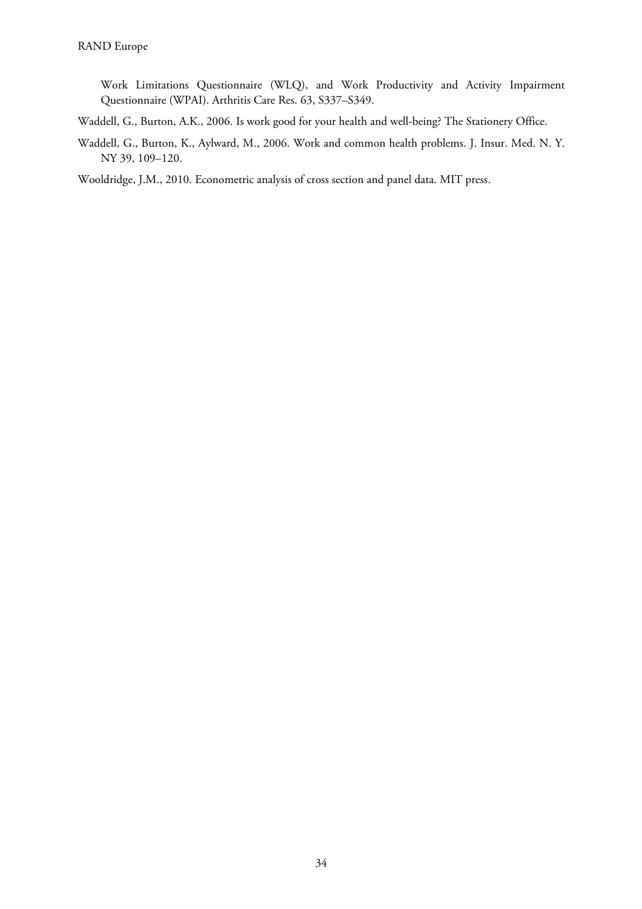Work Limitations Questionnaire (WLQ), and Work Productivity and Activity Impairment Questionnaire (WPAI). Arthritis Care Res. 63, S337–S349.

Waddell, G., Burton, A.K., 2006. Is work good for your health and well-being? The Stationery Office.

Waddell, G., Burton, K., Aylward, M., 2006. Work and common health problems. J. Insur. Med. N. Y. NY 39, 109–120.

Wooldridge, J.M., 2010. Econometric analysis of cross section and panel data. MIT press.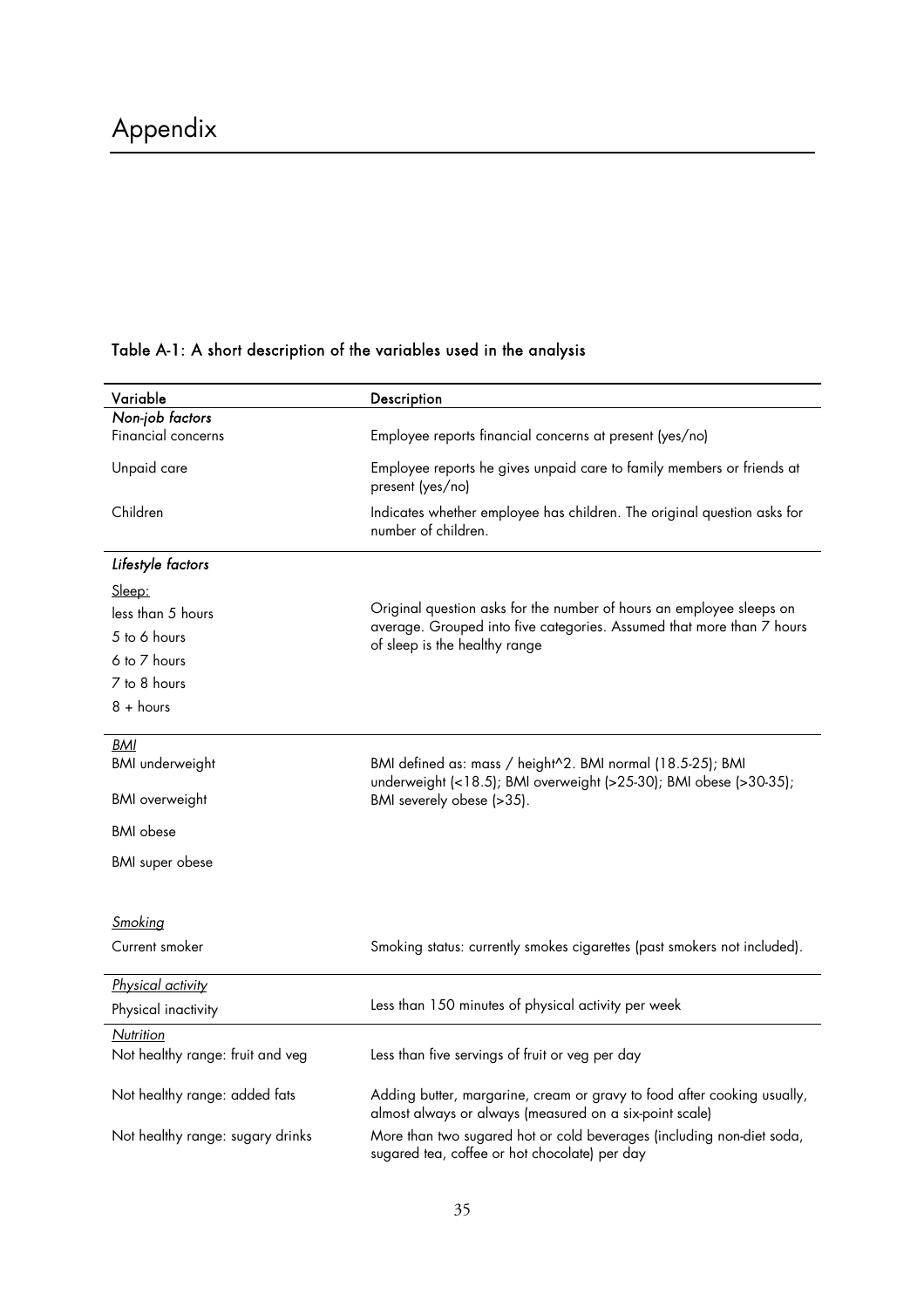# Appendix

### Table A-1: A short description of the variables used in the analysis

| Variable | Description |
|---|---|
| *Non-job factors* | |
| Financial concerns | Employee reports financial concerns at present (yes/no) |
| Unpaid care | Employee reports he gives unpaid care to family members or friends at present (yes/no) |
| Children | Indicates whether employee has children. The original question asks for number of children. |
| *Lifestyle factors* | |
| Sleep: | |
| less than 5 hours | Original question asks for the number of hours an employee sleeps on average. Grouped into five categories. Assumed that more than 7 hours of sleep is the healthy range |
| 5 to 6 hours | |
| 6 to 7 hours | |
| 7 to 8 hours | |
| 8 + hours | |
| *BMI* | |
| BMI underweight | BMI defined as: mass / height^2. BMI normal (18.5-25); BMI underweight (<18.5); BMI overweight (>25-30); BMI obese (>30-35); BMI severely obese (>35). |
| BMI overweight | |
| BMI obese | |
| BMI super obese | |
| *Smoking* | |
| Current smoker | Smoking status: currently smokes cigarettes (past smokers not included). |
| *Physical activity* | |
| Physical inactivity | Less than 150 minutes of physical activity per week |
| *Nutrition* | |
| Not healthy range: fruit and veg | Less than five servings of fruit or veg per day |
| Not healthy range: added fats | Adding butter, margarine, cream or gravy to food after cooking usually, almost always or always (measured on a six-point scale) |
| Not healthy range: sugary drinks | More than two sugared hot or cold beverages (including non-diet soda, sugared tea, coffee or hot chocolate) per day |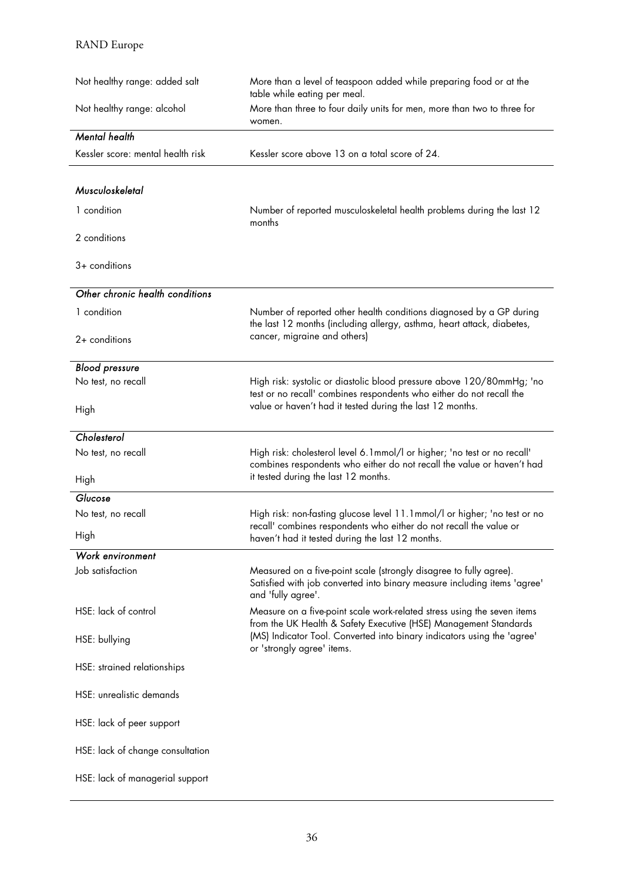| | |
|---|---|
| Not healthy range: added salt | More than a level of teaspoon added while preparing food or at the table while eating per meal. |
| Not healthy range: alcohol | More than three to four daily units for men, more than two to three for women. |
| *Mental health* | |
| Kessler score: mental health risk | Kessler score above 13 on a total score of 24. |
| *Musculoskeletal* | |
| 1 condition | Number of reported musculoskeletal health problems during the last 12 months |
| 2 conditions | |
| 3+ conditions | |
| *Other chronic health conditions* | |
| 1 condition | Number of reported other health conditions diagnosed by a GP during the last 12 months (including allergy, asthma, heart attack, diabetes, cancer, migraine and others) |
| 2+ conditions | |
| *Blood pressure* | |
| No test, no recall | High risk: systolic or diastolic blood pressure above 120/80mmHg; 'no test or no recall' combines respondents who either do not recall the value or haven't had it tested during the last 12 months. |
| High | |
| *Cholesterol* | |
| No test, no recall | High risk: cholesterol level 6.1mmol/l or higher; 'no test or no recall' combines respondents who either do not recall the value or haven't had it tested during the last 12 months. |
| High | |
| *Glucose* | |
| No test, no recall | High risk: non-fasting glucose level 11.1mmol/l or higher; 'no test or no recall' combines respondents who either do not recall the value or haven't had it tested during the last 12 months. |
| High | |
| *Work environment* | |
| Job satisfaction | Measured on a five-point scale (strongly disagree to fully agree). Satisfied with job converted into binary measure including items 'agree' and 'fully agree'. |
| HSE: lack of control | Measure on a five-point scale work-related stress using the seven items from the UK Health & Safety Executive (HSE) Management Standards (MS) Indicator Tool. Converted into binary indicators using the 'agree' or 'strongly agree' items. |
| HSE: bullying | |
| HSE: strained relationships | |
| HSE: unrealistic demands | |
| HSE: lack of peer support | |
| HSE: lack of change consultation | |
| HSE: lack of managerial support | |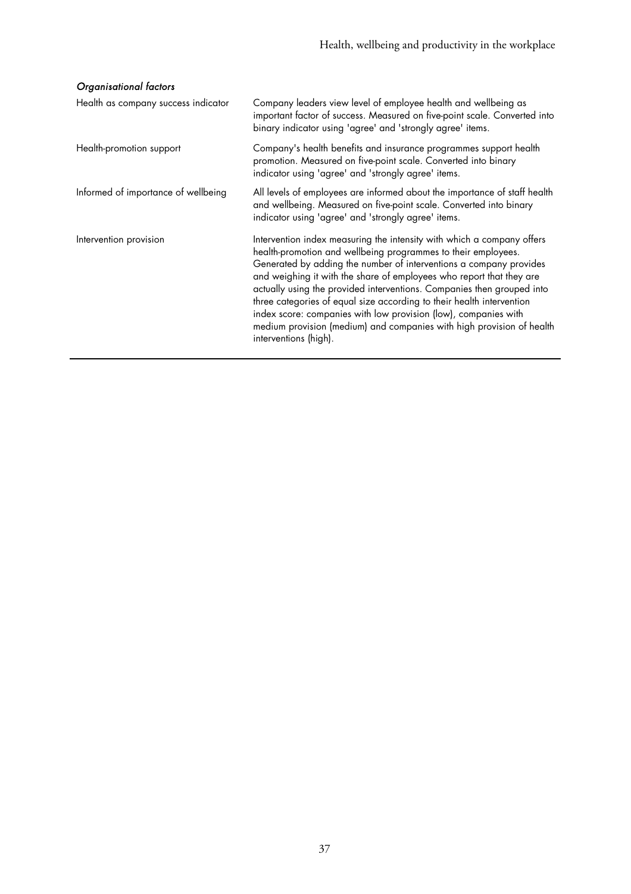| *Organisational factors* | |
|---|---|
| Health as company success indicator | Company leaders view level of employee health and wellbeing as important factor of success. Measured on five-point scale. Converted into binary indicator using 'agree' and 'strongly agree' items. |
| Health-promotion support | Company's health benefits and insurance programmes support health promotion. Measured on five-point scale. Converted into binary indicator using 'agree' and 'strongly agree' items. |
| Informed of importance of wellbeing | All levels of employees are informed about the importance of staff health and wellbeing. Measured on five-point scale. Converted into binary indicator using 'agree' and 'strongly agree' items. |
| Intervention provision | Intervention index measuring the intensity with which a company offers health-promotion and wellbeing programmes to their employees. Generated by adding the number of interventions a company provides and weighing it with the share of employees who report that they are actually using the provided interventions. Companies then grouped into three categories of equal size according to their health intervention index score: companies with low provision (low), companies with medium provision (medium) and companies with high provision of health interventions (high). |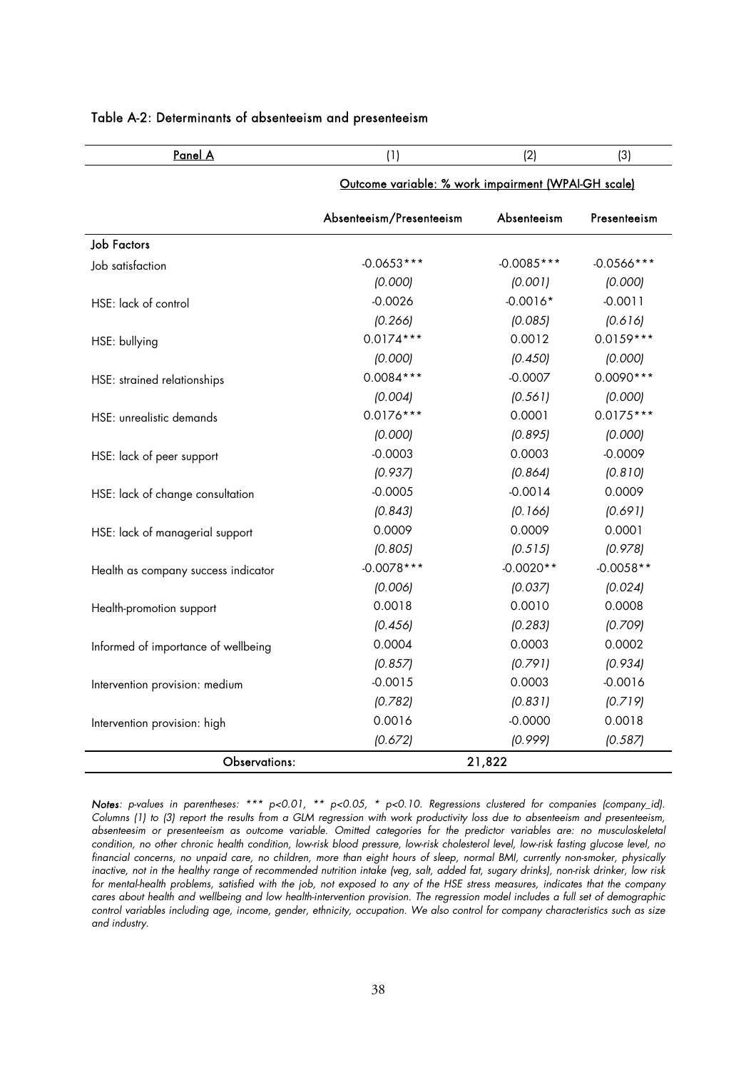### Table A-2: Determinants of absenteeism and presenteeism

| Panel A | (1) | (2) | (3) |
|---|---|---|---|
| | Outcome variable: % work impairment (WPAI-GH scale) | | |
| | Absenteeism/Presenteeism | Absenteeism | Presenteeism |
| **Job Factors** | | | |
| Job satisfaction | -0.0653*** | -0.0085*** | -0.0566*** |
| | *(0.000)* | *(0.001)* | *(0.000)* |
| HSE: lack of control | -0.0026 | -0.0016* | -0.0011 |
| | *(0.266)* | *(0.085)* | *(0.616)* |
| HSE: bullying | 0.0174*** | 0.0012 | 0.0159*** |
| | *(0.000)* | *(0.450)* | *(0.000)* |
| HSE: strained relationships | 0.0084*** | -0.0007 | 0.0090*** |
| | *(0.004)* | *(0.561)* | *(0.000)* |
| HSE: unrealistic demands | 0.0176*** | 0.0001 | 0.0175*** |
| | *(0.000)* | *(0.895)* | *(0.000)* |
| HSE: lack of peer support | -0.0003 | 0.0003 | -0.0009 |
| | *(0.937)* | *(0.864)* | *(0.810)* |
| HSE: lack of change consultation | -0.0005 | -0.0014 | 0.0009 |
| | *(0.843)* | *(0.166)* | *(0.691)* |
| HSE: lack of managerial support | 0.0009 | 0.0009 | 0.0001 |
| | *(0.805)* | *(0.515)* | *(0.978)* |
| Health as company success indicator | -0.0078*** | -0.0020** | -0.0058** |
| | *(0.006)* | *(0.037)* | *(0.024)* |
| Health-promotion support | 0.0018 | 0.0010 | 0.0008 |
| | *(0.456)* | *(0.283)* | *(0.709)* |
| Informed of importance of wellbeing | 0.0004 | 0.0003 | 0.0002 |
| | *(0.857)* | *(0.791)* | *(0.934)* |
| Intervention provision: medium | -0.0015 | 0.0003 | -0.0016 |
| | *(0.782)* | *(0.831)* | *(0.719)* |
| Intervention provision: high | 0.0016 | -0.0000 | 0.0018 |
| | *(0.672)* | *(0.999)* | *(0.587)* |
| Observations: | 21,822 | | |

***Notes****: p-values in parentheses: *** p<0.01, ** p<0.05, * p<0.10. Regressions clustered for companies (company_id). Columns (1) to (3) report the results from a GLM regression with work productivity loss due to absenteeism and presenteeism, absenteesim or presenteeism as outcome variable. Omitted categories for the predictor variables are: no musculoskeletal condition, no other chronic health condition, low-risk blood pressure, low-risk cholesterol level, low-risk fasting glucose level, no financial concerns, no unpaid care, no children, more than eight hours of sleep, normal BMI, currently non-smoker, physically inactive, not in the healthy range of recommended nutrition intake (veg, salt, added fat, sugary drinks), non-risk drinker, low risk for mental-health problems, satisfied with the job, not exposed to any of the HSE stress measures, indicates that the company cares about health and wellbeing and low health-intervention provision. The regression model includes a full set of demographic control variables including age, income, gender, ethnicity, occupation. We also control for company characteristics such as size and industry.*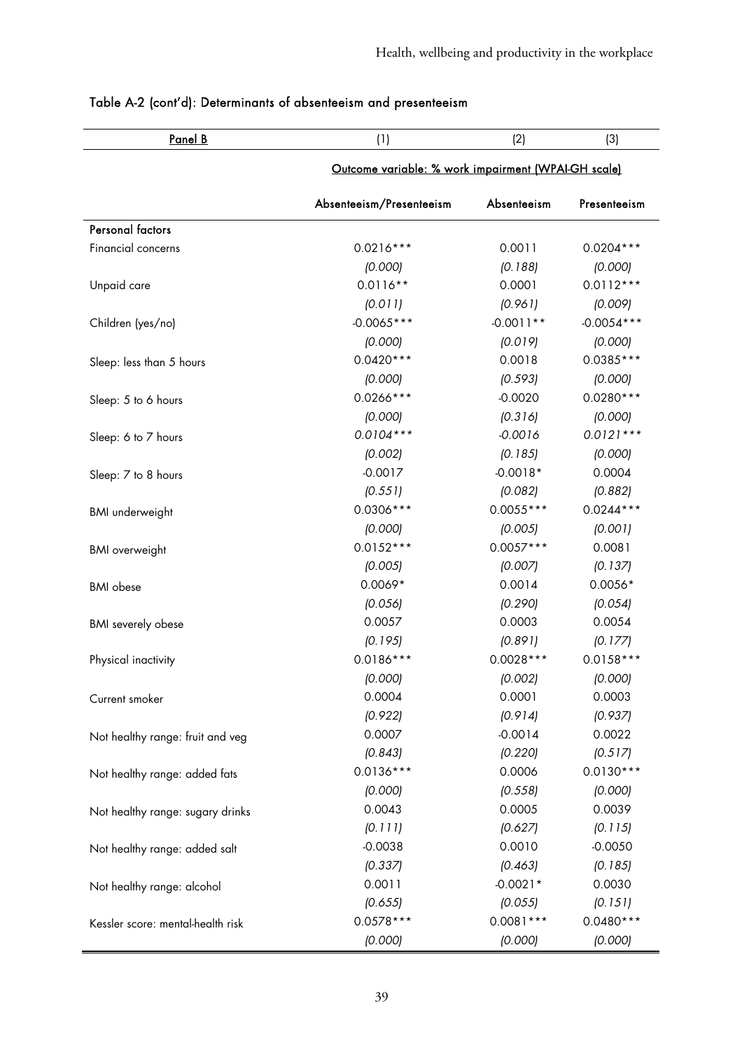## Table A-2 (cont'd): Determinants of absenteeism and presenteeism

| Panel B | (1) | (2) | (3) |
|---|---|---|---|
| | Outcome variable: % work impairment (WPAI-GH scale) | | |
| | Absenteeism/Presenteeism | Absenteeism | Presenteeism |
| **Personal factors** | | | |
| Financial concerns | 0.0216*** | 0.0011 | 0.0204*** |
| | *(0.000)* | *(0.188)* | *(0.000)* |
| Unpaid care | 0.0116** | 0.0001 | 0.0112*** |
| | *(0.011)* | *(0.961)* | *(0.009)* |
| Children (yes/no) | -0.0065*** | -0.0011** | -0.0054*** |
| | *(0.000)* | *(0.019)* | *(0.000)* |
| Sleep: less than 5 hours | 0.0420*** | 0.0018 | 0.0385*** |
| | *(0.000)* | *(0.593)* | *(0.000)* |
| Sleep: 5 to 6 hours | 0.0266*** | -0.0020 | 0.0280*** |
| | *(0.000)* | *(0.316)* | *(0.000)* |
| Sleep: 6 to 7 hours | *0.0104**** | *-0.0016* | *0.0121**** |
| | *(0.002)* | *(0.185)* | *(0.000)* |
| Sleep: 7 to 8 hours | -0.0017 | -0.0018* | 0.0004 |
| | *(0.551)* | *(0.082)* | *(0.882)* |
| BMI underweight | 0.0306*** | 0.0055*** | 0.0244*** |
| | *(0.000)* | *(0.005)* | *(0.001)* |
| BMI overweight | 0.0152*** | 0.0057*** | 0.0081 |
| | *(0.005)* | *(0.007)* | *(0.137)* |
| BMI obese | 0.0069* | 0.0014 | 0.0056* |
| | *(0.056)* | *(0.290)* | *(0.054)* |
| BMI severely obese | 0.0057 | 0.0003 | 0.0054 |
| | *(0.195)* | *(0.891)* | *(0.177)* |
| Physical inactivity | 0.0186*** | 0.0028*** | 0.0158*** |
| | *(0.000)* | *(0.002)* | *(0.000)* |
| Current smoker | 0.0004 | 0.0001 | 0.0003 |
| | *(0.922)* | *(0.914)* | *(0.937)* |
| Not healthy range: fruit and veg | 0.0007 | -0.0014 | 0.0022 |
| | *(0.843)* | *(0.220)* | *(0.517)* |
| Not healthy range: added fats | 0.0136*** | 0.0006 | 0.0130*** |
| | *(0.000)* | *(0.558)* | *(0.000)* |
| Not healthy range: sugary drinks | 0.0043 | 0.0005 | 0.0039 |
| | *(0.111)* | *(0.627)* | *(0.115)* |
| Not healthy range: added salt | -0.0038 | 0.0010 | -0.0050 |
| | *(0.337)* | *(0.463)* | *(0.185)* |
| Not healthy range: alcohol | 0.0011 | -0.0021* | 0.0030 |
| | *(0.655)* | *(0.055)* | *(0.151)* |
| Kessler score: mental-health risk | 0.0578*** | 0.0081*** | 0.0480*** |
| | *(0.000)* | *(0.000)* | *(0.000)* |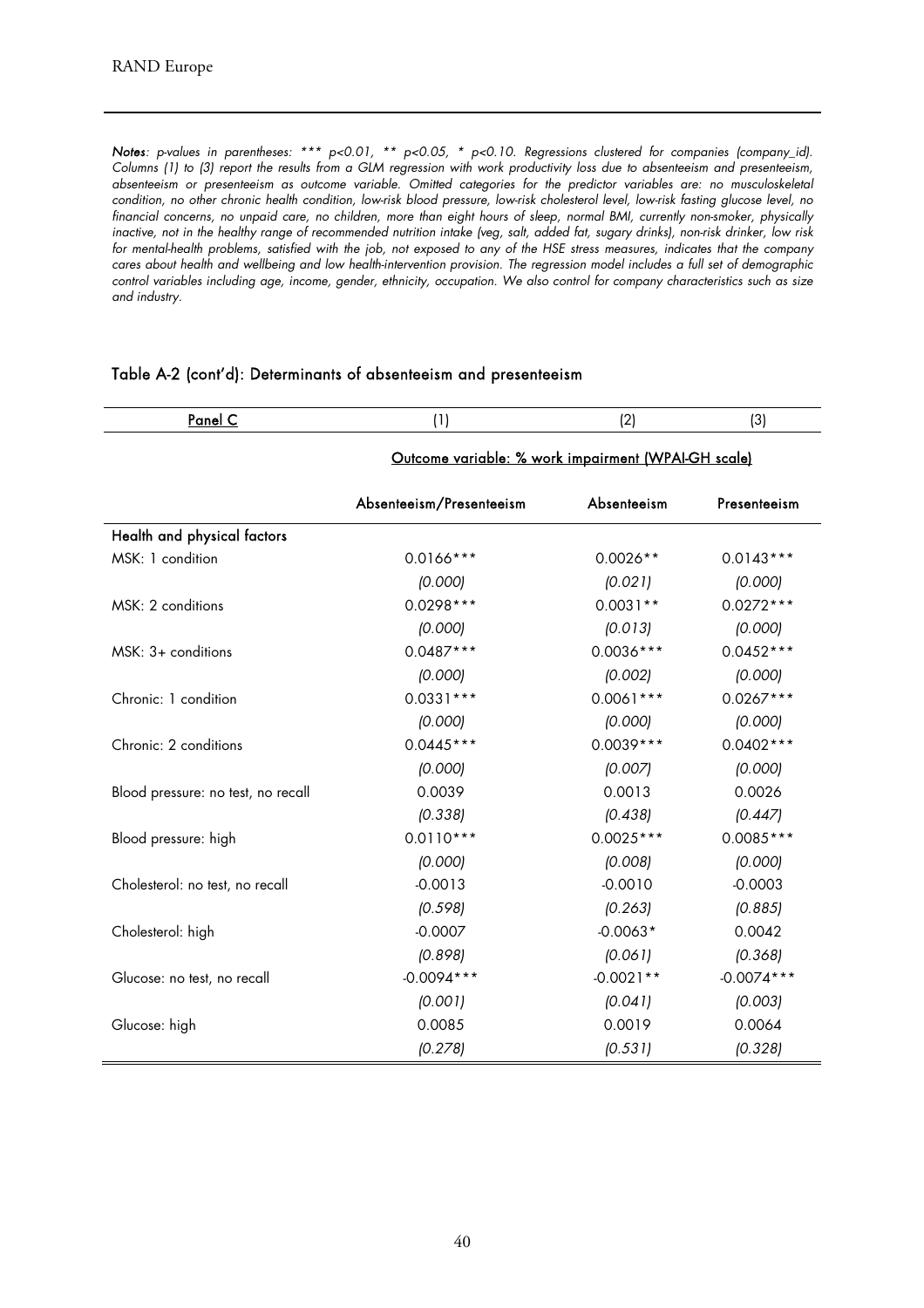*Notes: p-values in parentheses: *** p<0.01, ** p<0.05, * p<0.10. Regressions clustered for companies (company_id). Columns (1) to (3) report the results from a GLM regression with work productivity loss due to absenteeism and presenteeism, absenteeism or presenteeism as outcome variable. Omitted categories for the predictor variables are: no musculoskeletal condition, no other chronic health condition, low-risk blood pressure, low-risk cholesterol level, low-risk fasting glucose level, no financial concerns, no unpaid care, no children, more than eight hours of sleep, normal BMI, currently non-smoker, physically inactive, not in the healthy range of recommended nutrition intake (veg, salt, added fat, sugary drinks), non-risk drinker, low risk for mental-health problems, satisfied with the job, not exposed to any of the HSE stress measures, indicates that the company cares about health and wellbeing and low health-intervention provision. The regression model includes a full set of demographic control variables including age, income, gender, ethnicity, occupation. We also control for company characteristics such as size and industry.*

### Table A-2 (cont'd): Determinants of absenteeism and presenteeism

| Panel C | (1) | (2) | (3) |
|---|---|---|---|
| | Outcome variable: % work impairment (WPAI-GH scale) | | |
| | Absenteeism/Presenteeism | Absenteeism | Presenteeism |
| **Health and physical factors** | | | |
| MSK: 1 condition | 0.0166*** | 0.0026** | 0.0143*** |
| | *(0.000)* | *(0.021)* | *(0.000)* |
| MSK: 2 conditions | 0.0298*** | 0.0031** | 0.0272*** |
| | *(0.000)* | *(0.013)* | *(0.000)* |
| MSK: 3+ conditions | 0.0487*** | 0.0036*** | 0.0452*** |
| | *(0.000)* | *(0.002)* | *(0.000)* |
| Chronic: 1 condition | 0.0331*** | 0.0061*** | 0.0267*** |
| | *(0.000)* | *(0.000)* | *(0.000)* |
| Chronic: 2 conditions | 0.0445*** | 0.0039*** | 0.0402*** |
| | *(0.000)* | *(0.007)* | *(0.000)* |
| Blood pressure: no test, no recall | 0.0039 | 0.0013 | 0.0026 |
| | *(0.338)* | *(0.438)* | *(0.447)* |
| Blood pressure: high | 0.0110*** | 0.0025*** | 0.0085*** |
| | *(0.000)* | *(0.008)* | *(0.000)* |
| Cholesterol: no test, no recall | -0.0013 | -0.0010 | -0.0003 |
| | *(0.598)* | *(0.263)* | *(0.885)* |
| Cholesterol: high | -0.0007 | -0.0063* | 0.0042 |
| | *(0.898)* | *(0.061)* | *(0.368)* |
| Glucose: no test, no recall | -0.0094*** | -0.0021** | -0.0074*** |
| | *(0.001)* | *(0.041)* | *(0.003)* |
| Glucose: high | 0.0085 | 0.0019 | 0.0064 |
| | *(0.278)* | *(0.531)* | *(0.328)* |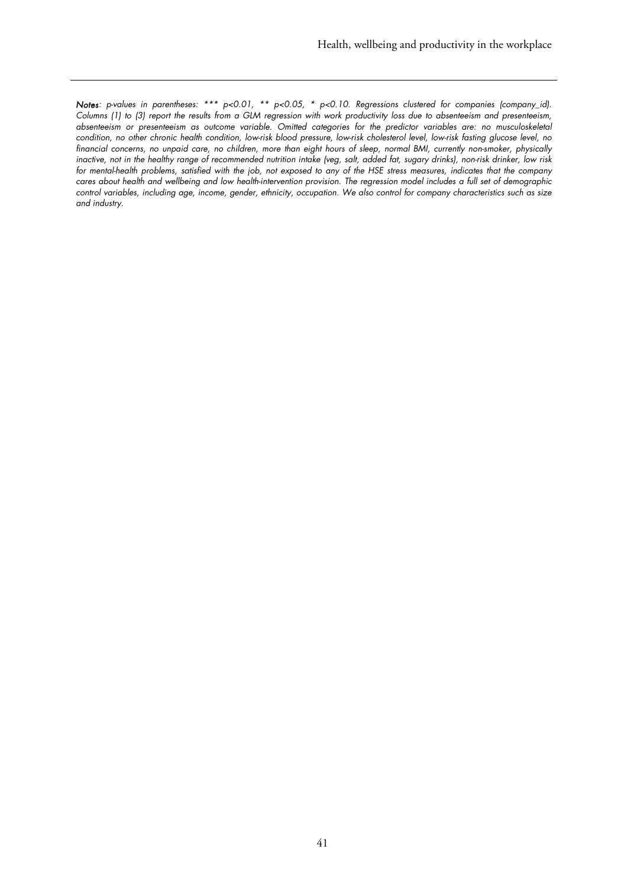*Notes: p-values in parentheses: *** p<0.01, ** p<0.05, * p<0.10. Regressions clustered for companies (company_id). Columns (1) to (3) report the results from a GLM regression with work productivity loss due to absenteeism and presenteeism, absenteeism or presenteeism as outcome variable. Omitted categories for the predictor variables are: no musculoskeletal condition, no other chronic health condition, low-risk blood pressure, low-risk cholesterol level, low-risk fasting glucose level, no financial concerns, no unpaid care, no children, more than eight hours of sleep, normal BMI, currently non-smoker, physically inactive, not in the healthy range of recommended nutrition intake (veg, salt, added fat, sugary drinks), non-risk drinker, low risk for mental-health problems, satisfied with the job, not exposed to any of the HSE stress measures, indicates that the company cares about health and wellbeing and low health-intervention provision. The regression model includes a full set of demographic control variables, including age, income, gender, ethnicity, occupation. We also control for company characteristics such as size and industry.*